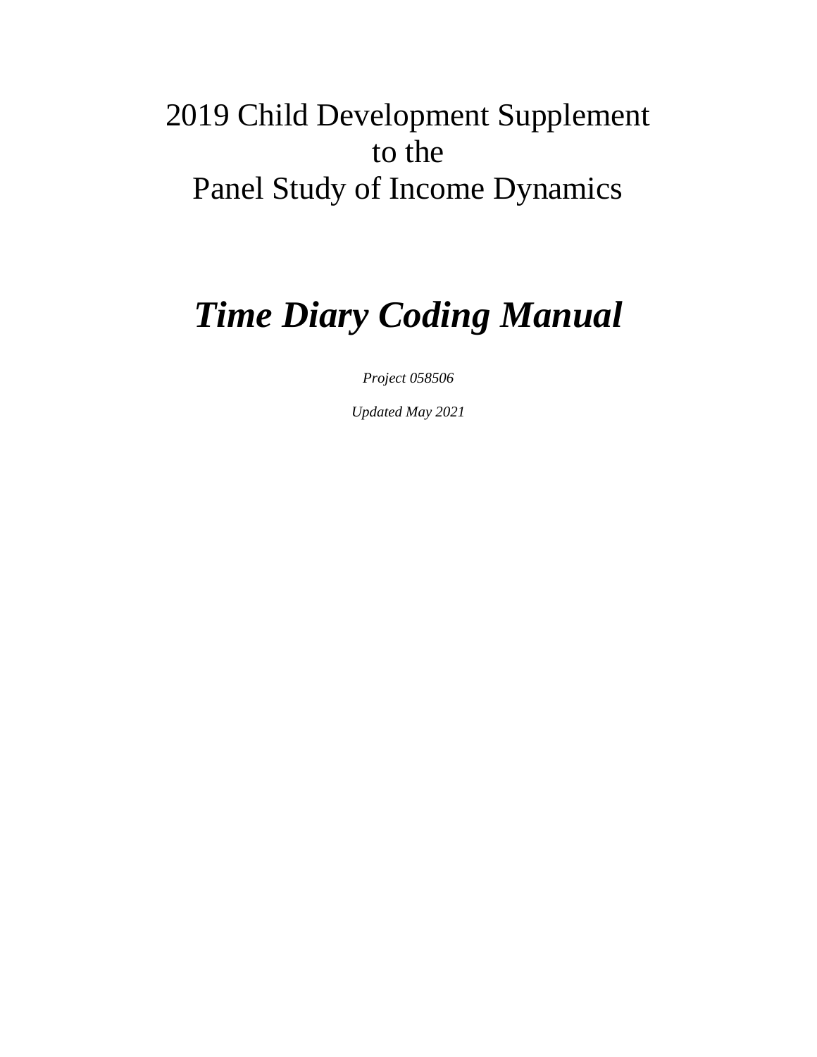# 2019 Child Development Supplement
# to the
# Panel Study of Income Dynamics

# ***Time Diary Coding Manual***

*Project 058506*

*Updated May 2021*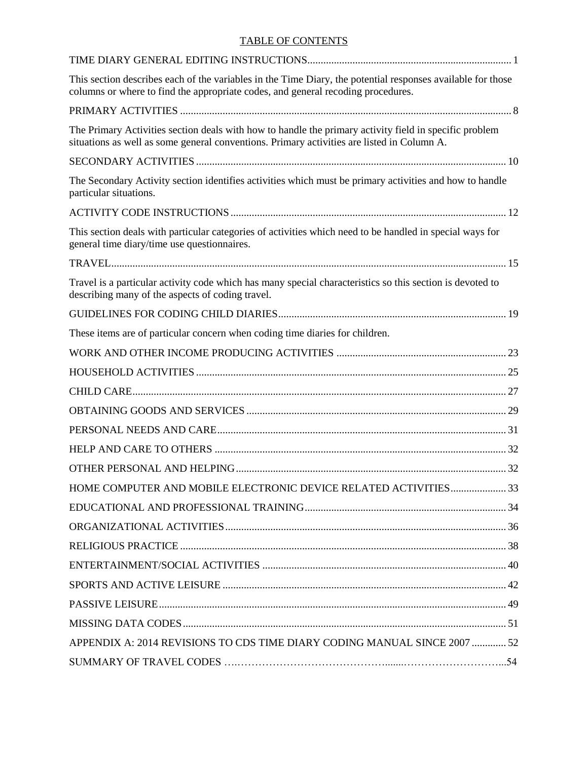# TABLE OF CONTENTS

TIME DIARY GENERAL EDITING INSTRUCTIONS ........ 1

This section describes each of the variables in the Time Diary, the potential responses available for those columns or where to find the appropriate codes, and general recoding procedures.

PRIMARY ACTIVITIES ........ 8

The Primary Activities section deals with how to handle the primary activity field in specific problem situations as well as some general conventions. Primary activities are listed in Column A.

SECONDARY ACTIVITIES ........ 10

The Secondary Activity section identifies activities which must be primary activities and how to handle particular situations.

ACTIVITY CODE INSTRUCTIONS ........ 12

This section deals with particular categories of activities which need to be handled in special ways for general time diary/time use questionnaires.

TRAVEL ........ 15

Travel is a particular activity code which has many special characteristics so this section is devoted to describing many of the aspects of coding travel.

GUIDELINES FOR CODING CHILD DIARIES ........ 19

These items are of particular concern when coding time diaries for children.

WORK AND OTHER INCOME PRODUCING ACTIVITIES ........ 23

HOUSEHOLD ACTIVITIES ........ 25

CHILD CARE ........ 27

OBTAINING GOODS AND SERVICES ........ 29

PERSONAL NEEDS AND CARE ........ 31

HELP AND CARE TO OTHERS ........ 32

OTHER PERSONAL AND HELPING ........ 32

HOME COMPUTER AND MOBILE ELECTRONIC DEVICE RELATED ACTIVITIES ........ 33

EDUCATIONAL AND PROFESSIONAL TRAINING ........ 34

ORGANIZATIONAL ACTIVITIES ........ 36

RELIGIOUS PRACTICE ........ 38

ENTERTAINMENT/SOCIAL ACTIVITIES ........ 40

SPORTS AND ACTIVE LEISURE ........ 42

PASSIVE LEISURE ........ 49

MISSING DATA CODES ........ 51

APPENDIX A: 2014 REVISIONS TO CDS TIME DIARY CODING MANUAL SINCE 2007 ........ 52

SUMMARY OF TRAVEL CODES ........ 54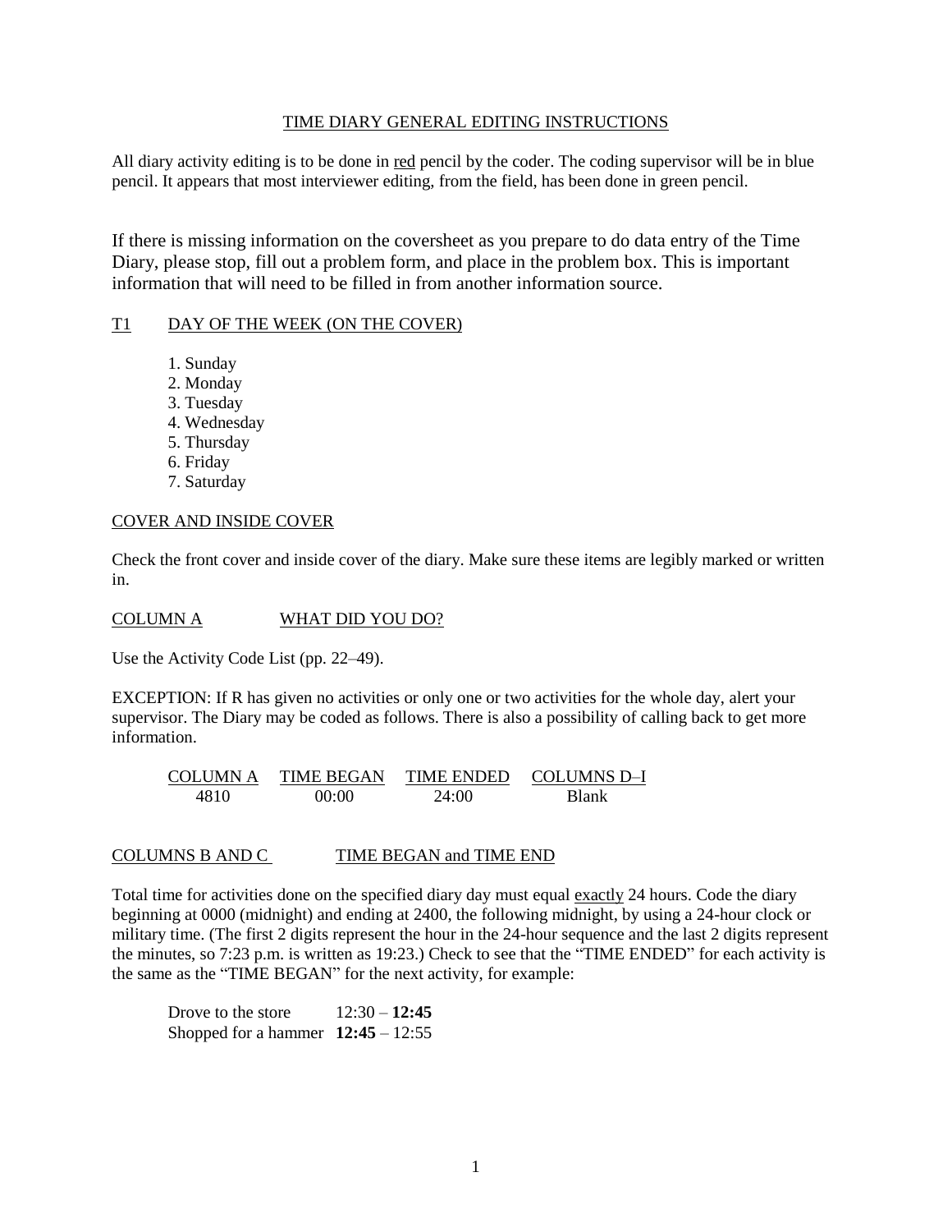## TIME DIARY GENERAL EDITING INSTRUCTIONS

All diary activity editing is to be done in red pencil by the coder. The coding supervisor will be in blue pencil. It appears that most interviewer editing, from the field, has been done in green pencil.

If there is missing information on the coversheet as you prepare to do data entry of the Time Diary, please stop, fill out a problem form, and place in the problem box. This is important information that will need to be filled in from another information source.

### T1 DAY OF THE WEEK (ON THE COVER)

1. Sunday
2. Monday
3. Tuesday
4. Wednesday
5. Thursday
6. Friday
7. Saturday

### COVER AND INSIDE COVER

Check the front cover and inside cover of the diary. Make sure these items are legibly marked or written in.

### COLUMN A WHAT DID YOU DO?

Use the Activity Code List (pp. 22–49).

EXCEPTION: If R has given no activities or only one or two activities for the whole day, alert your supervisor. The Diary may be coded as follows. There is also a possibility of calling back to get more information.

| COLUMN A | TIME BEGAN | TIME ENDED | COLUMNS D–I |
|---|---|---|---|
| 4810 | 00:00 | 24:00 | Blank |

### COLUMNS B AND C TIME BEGAN and TIME END

Total time for activities done on the specified diary day must equal exactly 24 hours. Code the diary beginning at 0000 (midnight) and ending at 2400, the following midnight, by using a 24-hour clock or military time. (The first 2 digits represent the hour in the 24-hour sequence and the last 2 digits represent the minutes, so 7:23 p.m. is written as 19:23.) Check to see that the "TIME ENDED" for each activity is the same as the "TIME BEGAN" for the next activity, for example:

Drove to the store 12:30 – **12:45**
Shopped for a hammer **12:45** – 12:55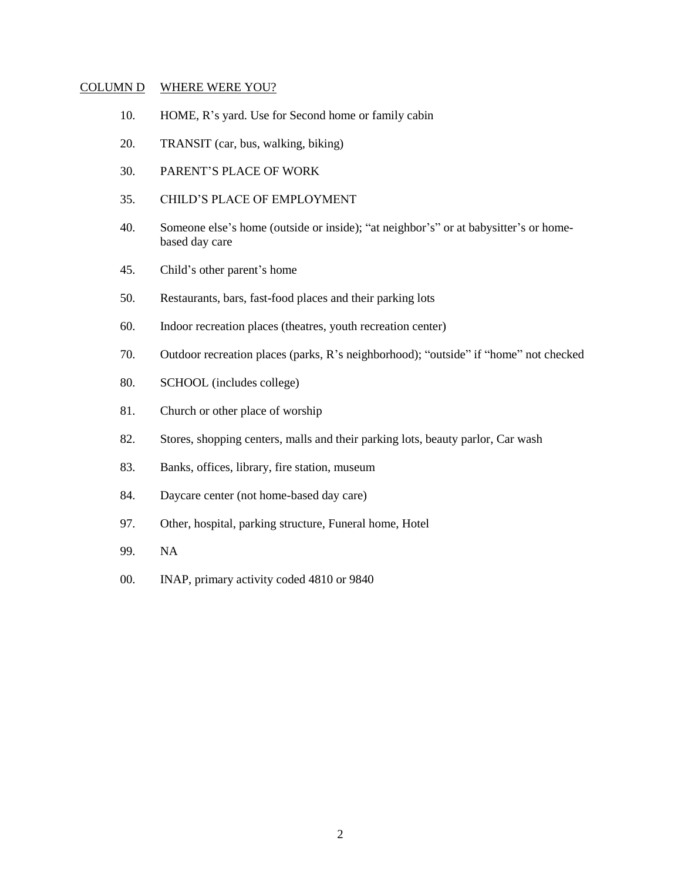COLUMN D WHERE WERE YOU?

10. HOME, R's yard. Use for Second home or family cabin

20. TRANSIT (car, bus, walking, biking)

30. PARENT'S PLACE OF WORK

35. CHILD'S PLACE OF EMPLOYMENT

40. Someone else's home (outside or inside); "at neighbor's" or at babysitter's or home-based day care

45. Child's other parent's home

50. Restaurants, bars, fast-food places and their parking lots

60. Indoor recreation places (theatres, youth recreation center)

70. Outdoor recreation places (parks, R's neighborhood); "outside" if "home" not checked

80. SCHOOL (includes college)

81. Church or other place of worship

82. Stores, shopping centers, malls and their parking lots, beauty parlor, Car wash

83. Banks, offices, library, fire station, museum

84. Daycare center (not home-based day care)

97. Other, hospital, parking structure, Funeral home, Hotel

99. NA

00. INAP, primary activity coded 4810 or 9840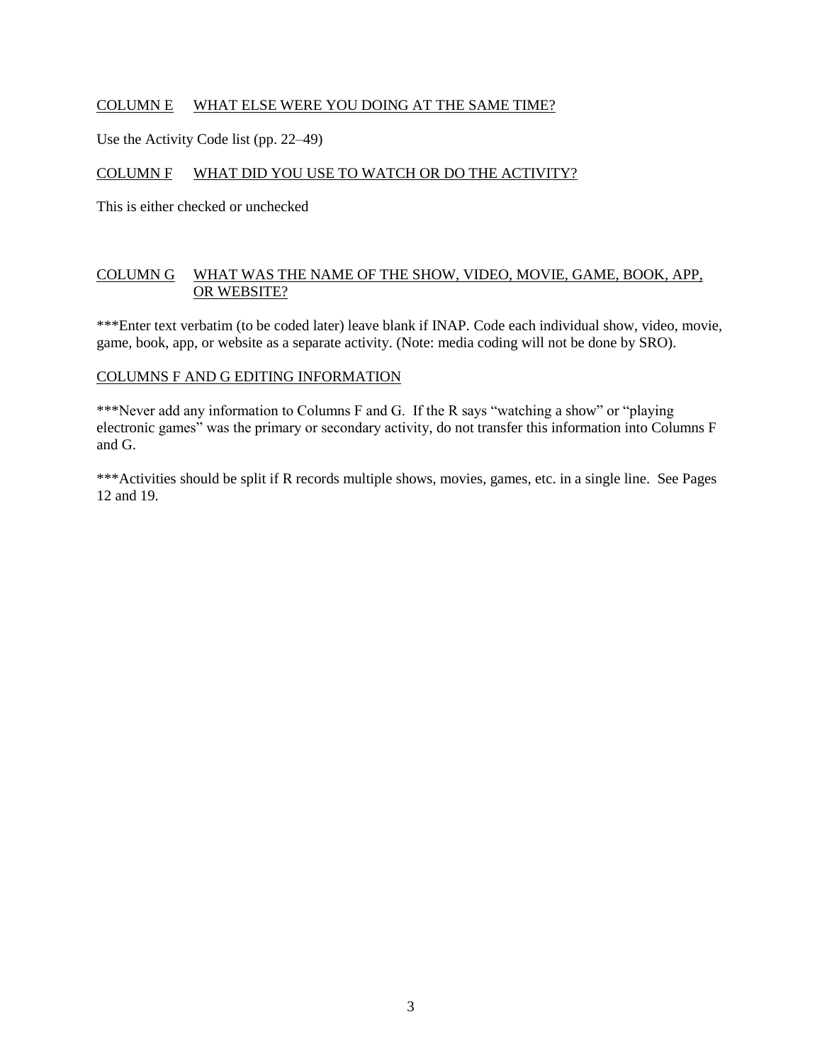COLUMN E WHAT ELSE WERE YOU DOING AT THE SAME TIME?

Use the Activity Code list (pp. 22–49)

COLUMN F WHAT DID YOU USE TO WATCH OR DO THE ACTIVITY?

This is either checked or unchecked

COLUMN G WHAT WAS THE NAME OF THE SHOW, VIDEO, MOVIE, GAME, BOOK, APP, OR WEBSITE?

***Enter text verbatim (to be coded later) leave blank if INAP. Code each individual show, video, movie, game, book, app, or website as a separate activity. (Note: media coding will not be done by SRO).

COLUMNS F AND G EDITING INFORMATION

***Never add any information to Columns F and G. If the R says "watching a show" or "playing electronic games" was the primary or secondary activity, do not transfer this information into Columns F and G.

***Activities should be split if R records multiple shows, movies, games, etc. in a single line. See Pages 12 and 19.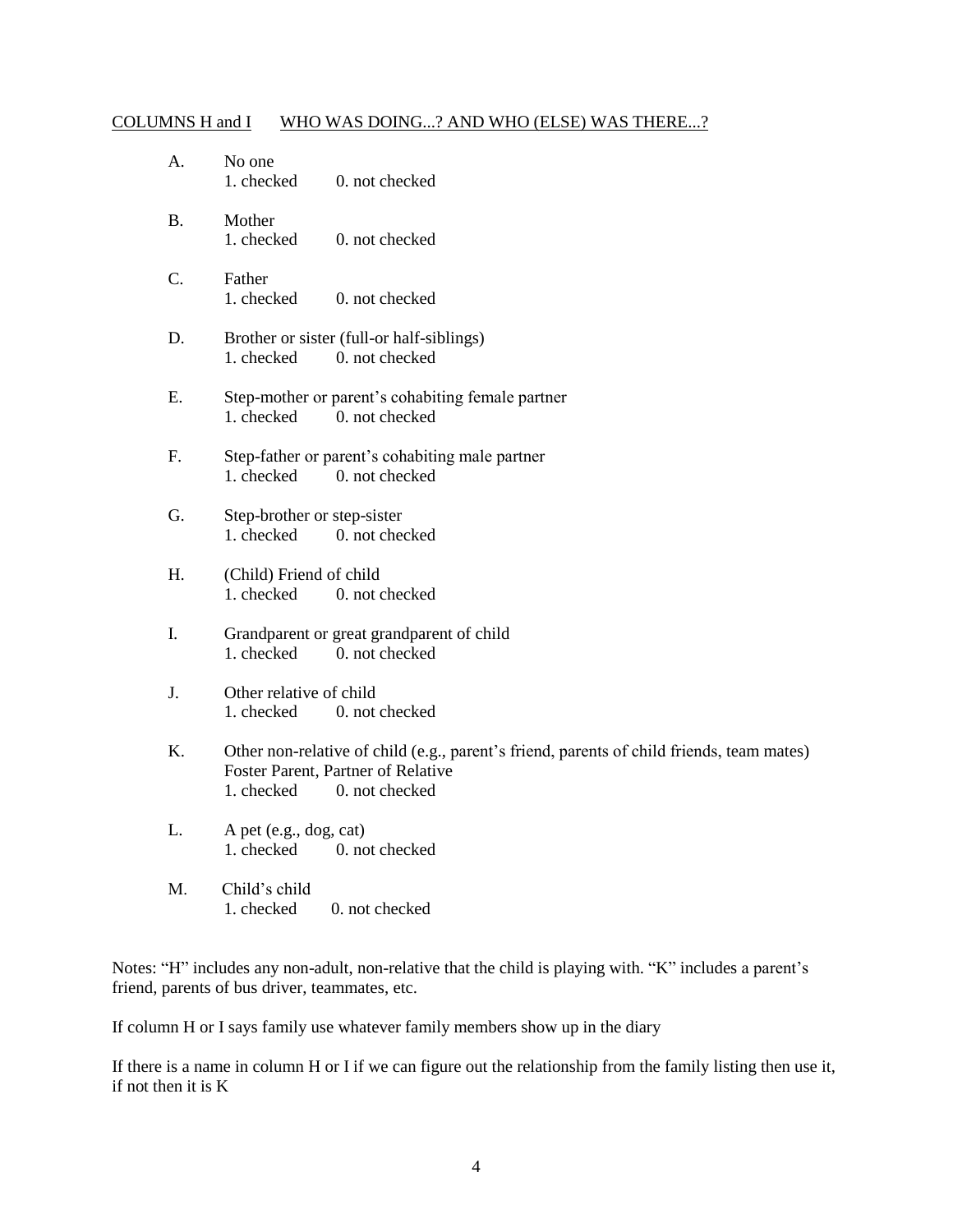COLUMNS H and I WHO WAS DOING...? AND WHO (ELSE) WAS THERE...?

A. No one
1. checked 0. not checked

B. Mother
1. checked 0. not checked

C. Father
1. checked 0. not checked

D. Brother or sister (full-or half-siblings)
1. checked 0. not checked

E. Step-mother or parent's cohabiting female partner
1. checked 0. not checked

F. Step-father or parent's cohabiting male partner
1. checked 0. not checked

G. Step-brother or step-sister
1. checked 0. not checked

H. (Child) Friend of child
1. checked 0. not checked

I. Grandparent or great grandparent of child
1. checked 0. not checked

J. Other relative of child
1. checked 0. not checked

K. Other non-relative of child (e.g., parent's friend, parents of child friends, team mates) Foster Parent, Partner of Relative
1. checked 0. not checked

L. A pet (e.g., dog, cat)
1. checked 0. not checked

M. Child's child
1. checked 0. not checked

Notes: "H" includes any non-adult, non-relative that the child is playing with. "K" includes a parent's friend, parents of bus driver, teammates, etc.

If column H or I says family use whatever family members show up in the diary

If there is a name in column H or I if we can figure out the relationship from the family listing then use it, if not then it is K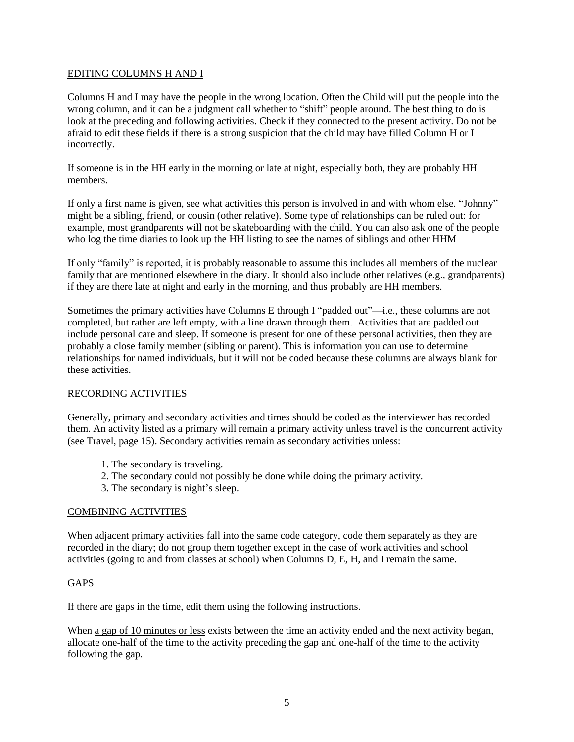## EDITING COLUMNS H AND I

Columns H and I may have the people in the wrong location. Often the Child will put the people into the wrong column, and it can be a judgment call whether to "shift" people around. The best thing to do is look at the preceding and following activities. Check if they connected to the present activity. Do not be afraid to edit these fields if there is a strong suspicion that the child may have filled Column H or I incorrectly.

If someone is in the HH early in the morning or late at night, especially both, they are probably HH members.

If only a first name is given, see what activities this person is involved in and with whom else. "Johnny" might be a sibling, friend, or cousin (other relative). Some type of relationships can be ruled out: for example, most grandparents will not be skateboarding with the child. You can also ask one of the people who log the time diaries to look up the HH listing to see the names of siblings and other HHM

If only "family" is reported, it is probably reasonable to assume this includes all members of the nuclear family that are mentioned elsewhere in the diary. It should also include other relatives (e.g., grandparents) if they are there late at night and early in the morning, and thus probably are HH members.

Sometimes the primary activities have Columns E through I "padded out"—i.e., these columns are not completed, but rather are left empty, with a line drawn through them. Activities that are padded out include personal care and sleep. If someone is present for one of these personal activities, then they are probably a close family member (sibling or parent). This is information you can use to determine relationships for named individuals, but it will not be coded because these columns are always blank for these activities.

## RECORDING ACTIVITIES

Generally, primary and secondary activities and times should be coded as the interviewer has recorded them. An activity listed as a primary will remain a primary activity unless travel is the concurrent activity (see Travel, page 15). Secondary activities remain as secondary activities unless:

1. The secondary is traveling.
2. The secondary could not possibly be done while doing the primary activity.
3. The secondary is night's sleep.

## COMBINING ACTIVITIES

When adjacent primary activities fall into the same code category, code them separately as they are recorded in the diary; do not group them together except in the case of work activities and school activities (going to and from classes at school) when Columns D, E, H, and I remain the same.

## GAPS

If there are gaps in the time, edit them using the following instructions.

When a gap of 10 minutes or less exists between the time an activity ended and the next activity began, allocate one-half of the time to the activity preceding the gap and one-half of the time to the activity following the gap.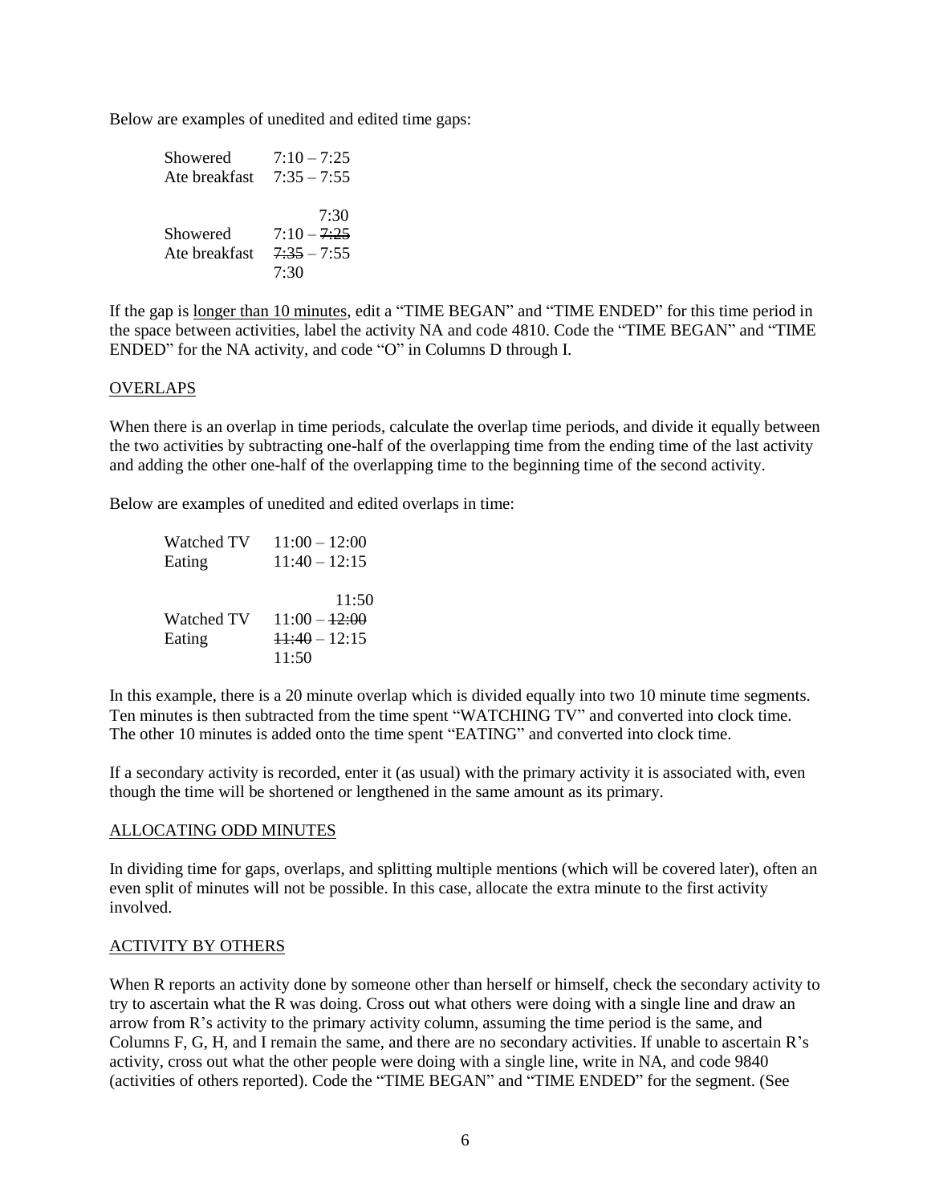Below are examples of unedited and edited time gaps:

```
Showered        7:10 – 7:25
Ate breakfast   7:35 – 7:55

                         7:30
Showered        7:10 – ~~7:25~~
Ate breakfast   ~~7:35~~ – 7:55
                7:30
```

If the gap is <u>longer than 10 minutes</u>, edit a "TIME BEGAN" and "TIME ENDED" for this time period in the space between activities, label the activity NA and code 4810. Code the "TIME BEGAN" and "TIME ENDED" for the NA activity, and code "O" in Columns D through I.

## OVERLAPS

When there is an overlap in time periods, calculate the overlap time periods, and divide it equally between the two activities by subtracting one-half of the overlapping time from the ending time of the last activity and adding the other one-half of the overlapping time to the beginning time of the second activity.

Below are examples of unedited and edited overlaps in time:

```
Watched TV    11:00 – 12:00
Eating        11:40 – 12:15

                        11:50
Watched TV    11:00 – ~~12:00~~
Eating        ~~11:40~~ – 12:15
              11:50
```

In this example, there is a 20 minute overlap which is divided equally into two 10 minute time segments. Ten minutes is then subtracted from the time spent "WATCHING TV" and converted into clock time. The other 10 minutes is added onto the time spent "EATING" and converted into clock time.

If a secondary activity is recorded, enter it (as usual) with the primary activity it is associated with, even though the time will be shortened or lengthened in the same amount as its primary.

## ALLOCATING ODD MINUTES

In dividing time for gaps, overlaps, and splitting multiple mentions (which will be covered later), often an even split of minutes will not be possible. In this case, allocate the extra minute to the first activity involved.

## ACTIVITY BY OTHERS

When R reports an activity done by someone other than herself or himself, check the secondary activity to try to ascertain what the R was doing. Cross out what others were doing with a single line and draw an arrow from R's activity to the primary activity column, assuming the time period is the same, and Columns F, G, H, and I remain the same, and there are no secondary activities. If unable to ascertain R's activity, cross out what the other people were doing with a single line, write in NA, and code 9840 (activities of others reported). Code the "TIME BEGAN" and "TIME ENDED" for the segment. (See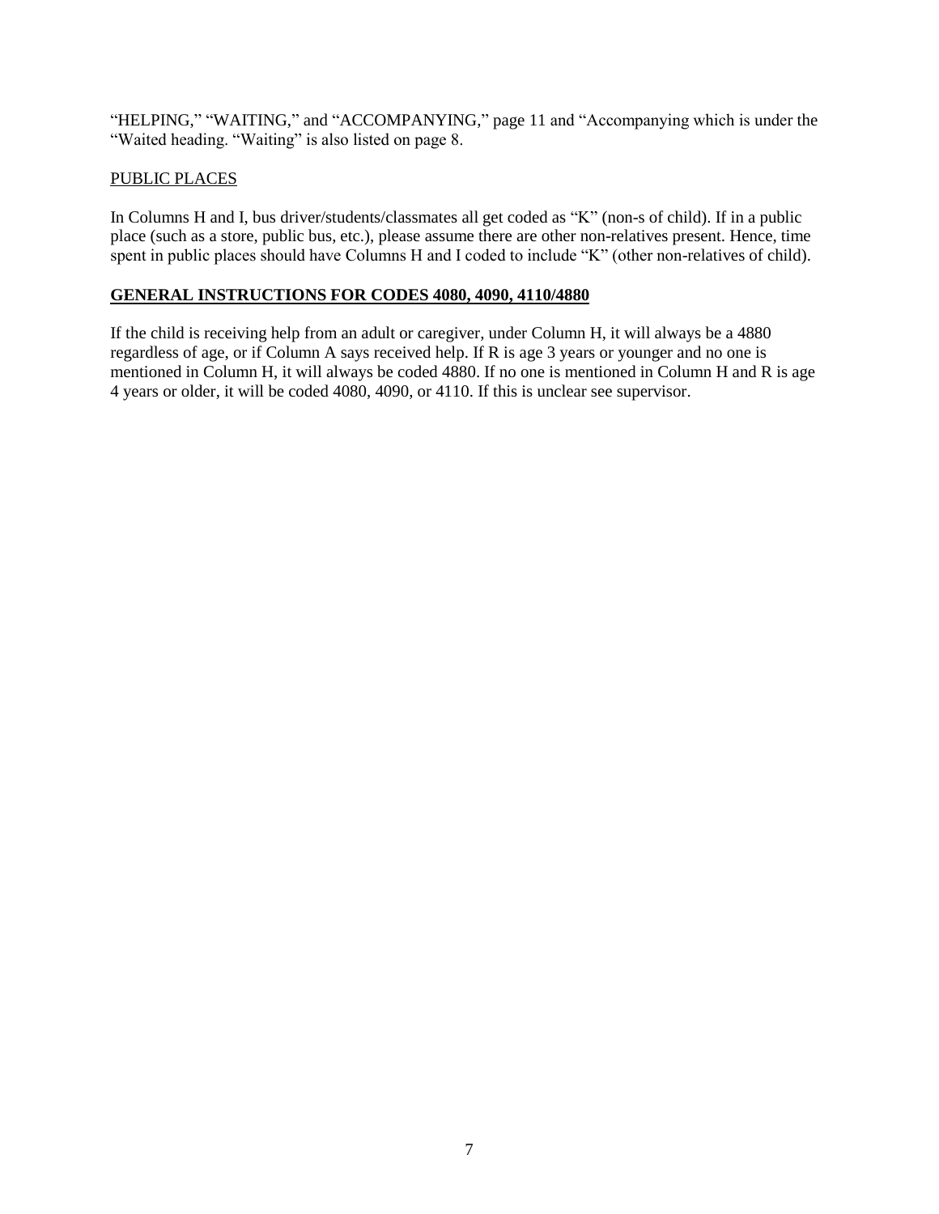"HELPING," "WAITING," and "ACCOMPANYING," page 11 and "Accompanying which is under the "Waited heading. "Waiting" is also listed on page 8.

PUBLIC PLACES

In Columns H and I, bus driver/students/classmates all get coded as "K" (non-s of child). If in a public place (such as a store, public bus, etc.), please assume there are other non-relatives present. Hence, time spent in public places should have Columns H and I coded to include "K" (other non-relatives of child).

**GENERAL INSTRUCTIONS FOR CODES 4080, 4090, 4110/4880**

If the child is receiving help from an adult or caregiver, under Column H, it will always be a 4880 regardless of age, or if Column A says received help. If R is age 3 years or younger and no one is mentioned in Column H, it will always be coded 4880. If no one is mentioned in Column H and R is age 4 years or older, it will be coded 4080, 4090, or 4110. If this is unclear see supervisor.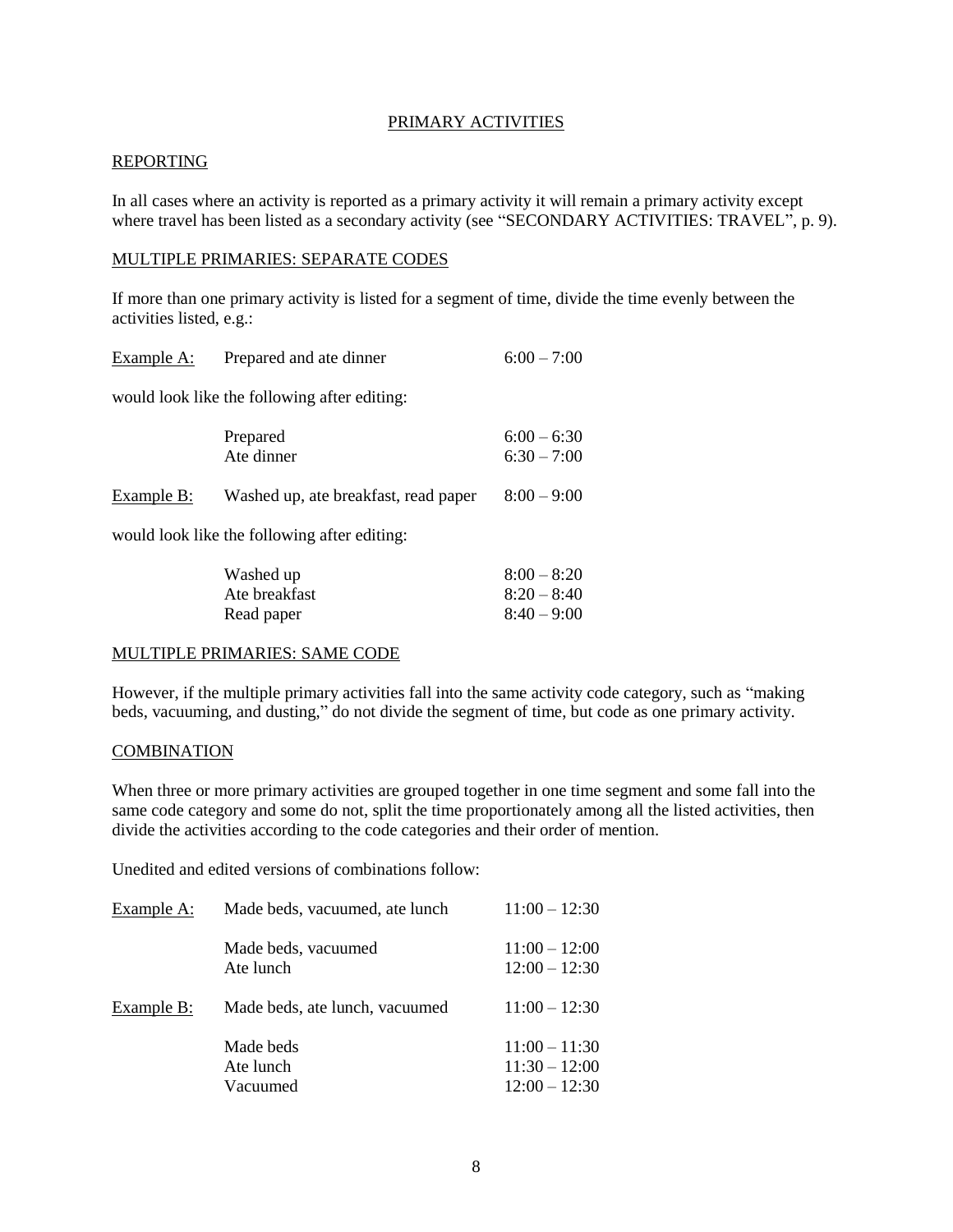## PRIMARY ACTIVITIES

### REPORTING

In all cases where an activity is reported as a primary activity it will remain a primary activity except where travel has been listed as a secondary activity (see "SECONDARY ACTIVITIES: TRAVEL", p. 9).

### MULTIPLE PRIMARIES: SEPARATE CODES

If more than one primary activity is listed for a segment of time, divide the time evenly between the activities listed, e.g.:

| | | |
|---|---|---|
| Example A: | Prepared and ate dinner | 6:00 – 7:00 |

would look like the following after editing:

| | | |
|---|---|---|
| | Prepared | 6:00 – 6:30 |
| | Ate dinner | 6:30 – 7:00 |

| | | |
|---|---|---|
| Example B: | Washed up, ate breakfast, read paper | 8:00 – 9:00 |

would look like the following after editing:

| | | |
|---|---|---|
| | Washed up | 8:00 – 8:20 |
| | Ate breakfast | 8:20 – 8:40 |
| | Read paper | 8:40 – 9:00 |

### MULTIPLE PRIMARIES: SAME CODE

However, if the multiple primary activities fall into the same activity code category, such as "making beds, vacuuming, and dusting," do not divide the segment of time, but code as one primary activity.

### COMBINATION

When three or more primary activities are grouped together in one time segment and some fall into the same code category and some do not, split the time proportionately among all the listed activities, then divide the activities according to the code categories and their order of mention.

Unedited and edited versions of combinations follow:

| | | |
|---|---|---|
| Example A: | Made beds, vacuumed, ate lunch | 11:00 – 12:30 |
| | Made beds, vacuumed | 11:00 – 12:00 |
| | Ate lunch | 12:00 – 12:30 |
| Example B: | Made beds, ate lunch, vacuumed | 11:00 – 12:30 |
| | Made beds | 11:00 – 11:30 |
| | Ate lunch | 11:30 – 12:00 |
| | Vacuumed | 12:00 – 12:30 |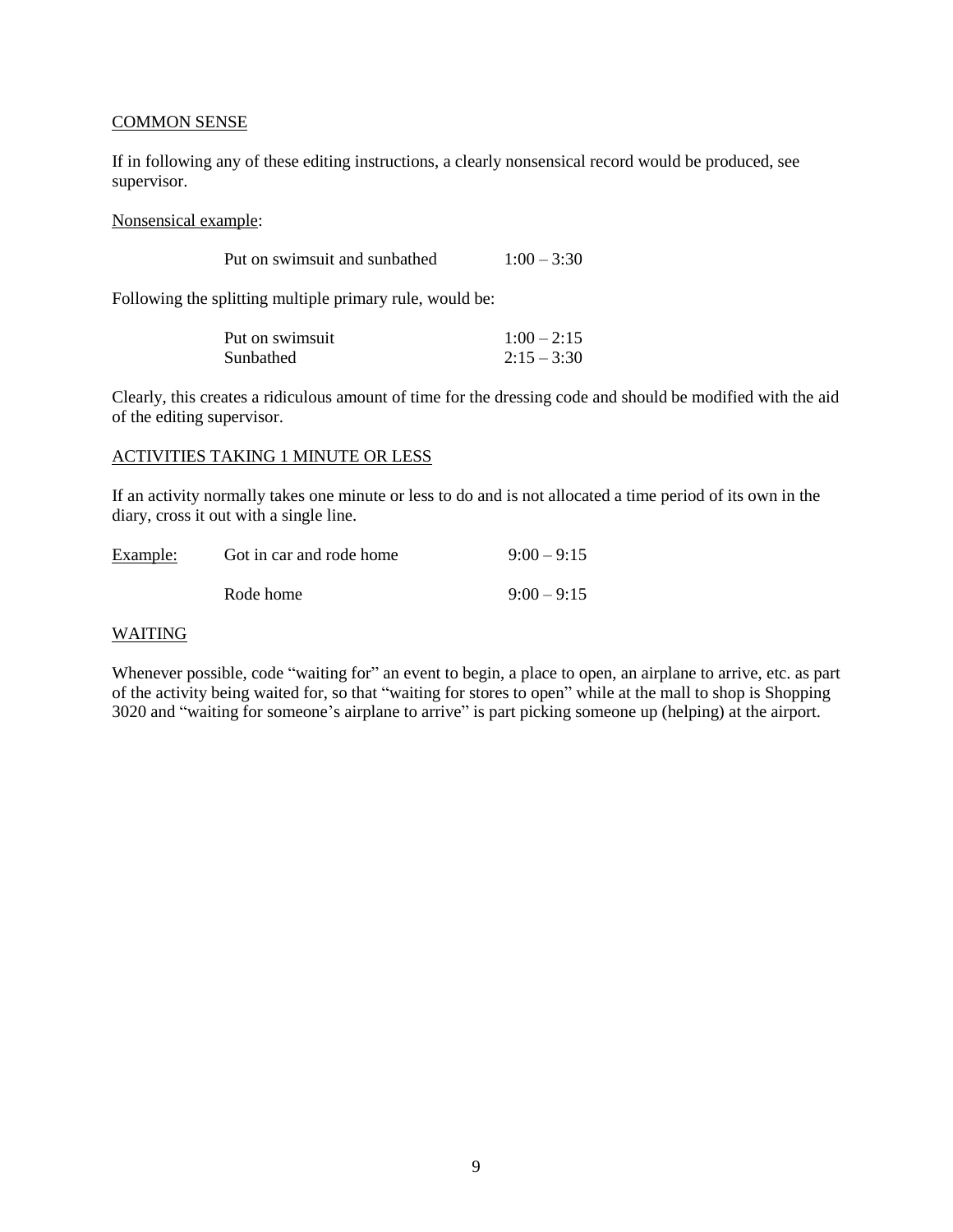## COMMON SENSE

If in following any of these editing instructions, a clearly nonsensical record would be produced, see supervisor.

Nonsensical example:

| | |
|---|---|
| Put on swimsuit and sunbathed | 1:00 – 3:30 |

Following the splitting multiple primary rule, would be:

| | |
|---|---|
| Put on swimsuit | 1:00 – 2:15 |
| Sunbathed | 2:15 – 3:30 |

Clearly, this creates a ridiculous amount of time for the dressing code and should be modified with the aid of the editing supervisor.

## ACTIVITIES TAKING 1 MINUTE OR LESS

If an activity normally takes one minute or less to do and is not allocated a time period of its own in the diary, cross it out with a single line.

| | | |
|---|---|---|
| Example: | ~~Got in car and~~ rode home | 9:00 – 9:15 |
| | Rode home | 9:00 – 9:15 |

## WAITING

Whenever possible, code "waiting for" an event to begin, a place to open, an airplane to arrive, etc. as part of the activity being waited for, so that "waiting for stores to open" while at the mall to shop is Shopping 3020 and "waiting for someone's airplane to arrive" is part picking someone up (helping) at the airport.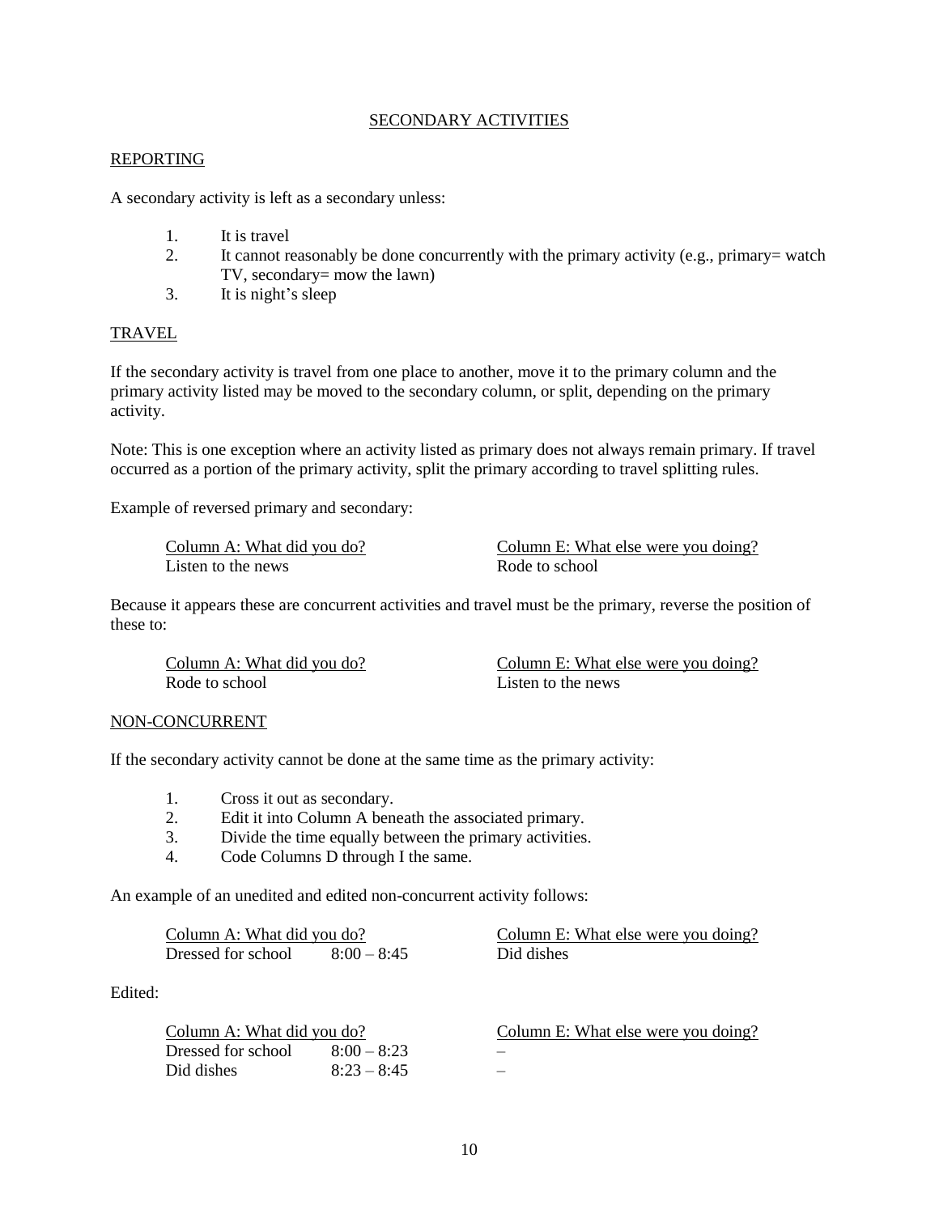## SECONDARY ACTIVITIES

### REPORTING

A secondary activity is left as a secondary unless:

1. It is travel
2. It cannot reasonably be done concurrently with the primary activity (e.g., primary= watch TV, secondary= mow the lawn)
3. It is night's sleep

### TRAVEL

If the secondary activity is travel from one place to another, move it to the primary column and the primary activity listed may be moved to the secondary column, or split, depending on the primary activity.

Note: This is one exception where an activity listed as primary does not always remain primary. If travel occurred as a portion of the primary activity, split the primary according to travel splitting rules.

Example of reversed primary and secondary:

| Column A: What did you do? | Column E: What else were you doing? |
|---|---|
| Listen to the news | Rode to school |

Because it appears these are concurrent activities and travel must be the primary, reverse the position of these to:

| Column A: What did you do? | Column E: What else were you doing? |
|---|---|
| Rode to school | Listen to the news |

### NON-CONCURRENT

If the secondary activity cannot be done at the same time as the primary activity:

1. Cross it out as secondary.
2. Edit it into Column A beneath the associated primary.
3. Divide the time equally between the primary activities.
4. Code Columns D through I the same.

An example of an unedited and edited non-concurrent activity follows:

| Column A: What did you do? | | Column E: What else were you doing? |
|---|---|---|
| Dressed for school | 8:00 – 8:45 | Did dishes |

Edited:

| Column A: What did you do? | | Column E: What else were you doing? |
|---|---|---|
| Dressed for school | 8:00 – 8:23 | – |
| Did dishes | 8:23 – 8:45 | – |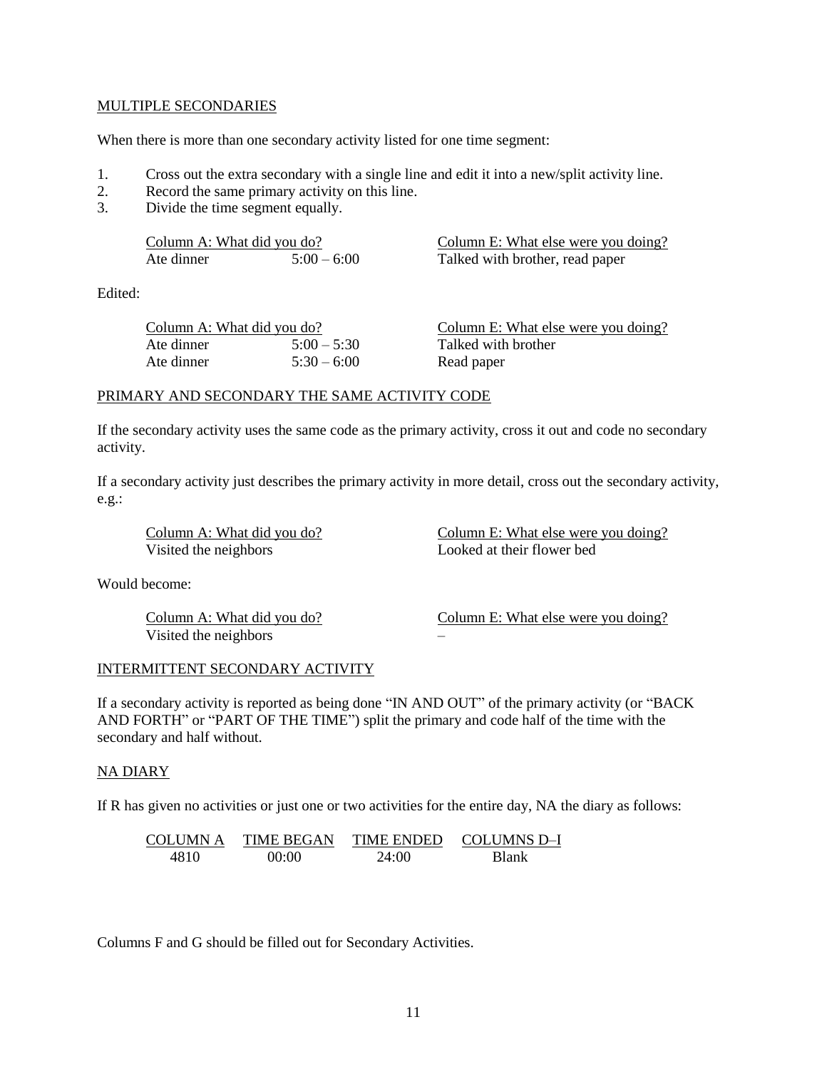## MULTIPLE SECONDARIES

When there is more than one secondary activity listed for one time segment:

1. Cross out the extra secondary with a single line and edit it into a new/split activity line.
2. Record the same primary activity on this line.
3. Divide the time segment equally.

| Column A: What did you do? | | Column E: What else were you doing? |
|---|---|---|
| Ate dinner | 5:00 – 6:00 | Talked with brother, read paper |

Edited:

| Column A: What did you do? | | Column E: What else were you doing? |
|---|---|---|
| Ate dinner | 5:00 – 5:30 | Talked with brother |
| Ate dinner | 5:30 – 6:00 | Read paper |

## PRIMARY AND SECONDARY THE SAME ACTIVITY CODE

If the secondary activity uses the same code as the primary activity, cross it out and code no secondary activity.

If a secondary activity just describes the primary activity in more detail, cross out the secondary activity, e.g.:

| Column A: What did you do? | Column E: What else were you doing? |
|---|---|
| Visited the neighbors | Looked at their flower bed |

Would become:

| Column A: What did you do? | Column E: What else were you doing? |
|---|---|
| Visited the neighbors | – |

## INTERMITTENT SECONDARY ACTIVITY

If a secondary activity is reported as being done "IN AND OUT" of the primary activity (or "BACK AND FORTH" or "PART OF THE TIME") split the primary and code half of the time with the secondary and half without.

## NA DIARY

If R has given no activities or just one or two activities for the entire day, NA the diary as follows:

| COLUMN A | TIME BEGAN | TIME ENDED | COLUMNS D–I |
|---|---|---|---|
| 4810 | 00:00 | 24:00 | Blank |

Columns F and G should be filled out for Secondary Activities.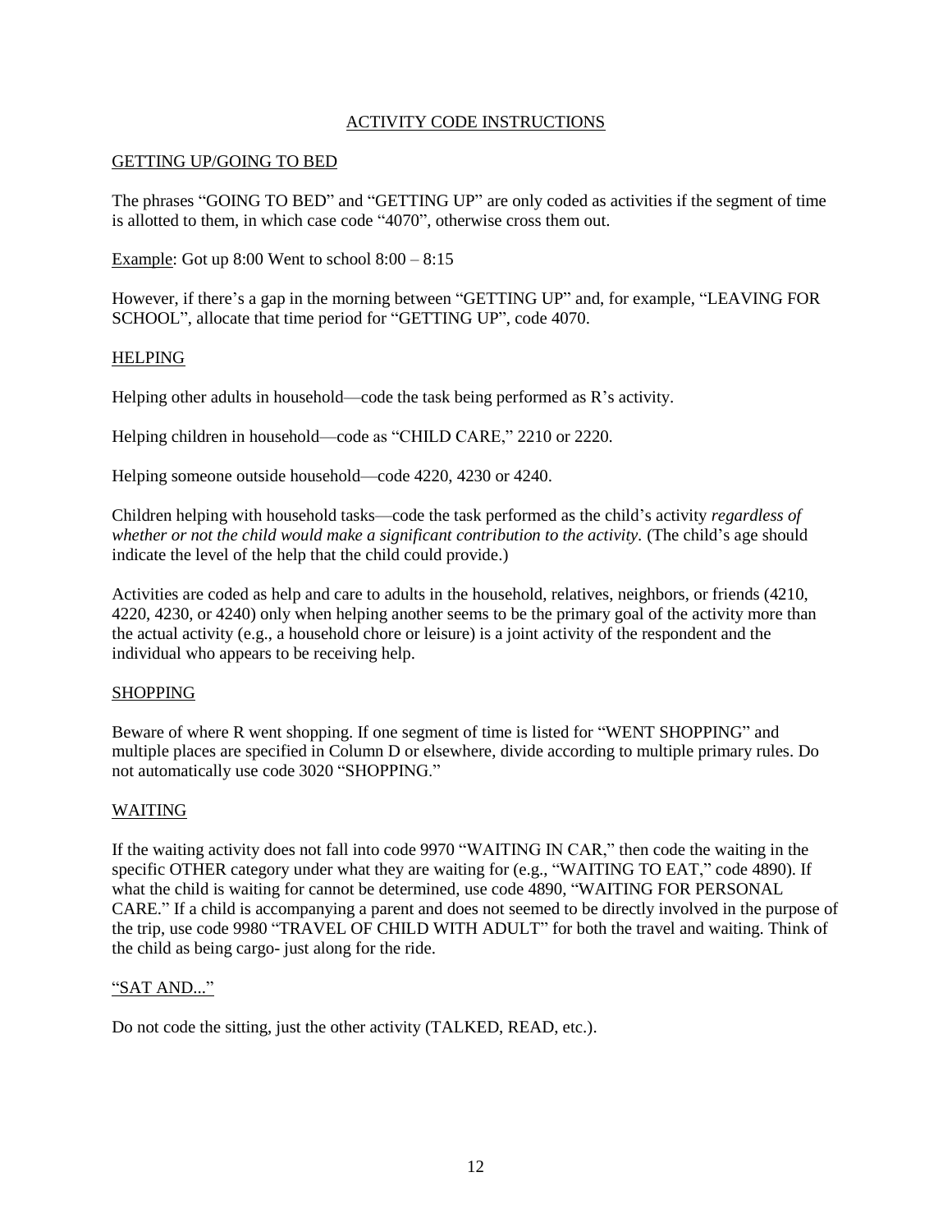# ACTIVITY CODE INSTRUCTIONS

## GETTING UP/GOING TO BED

The phrases “GOING TO BED” and “GETTING UP” are only coded as activities if the segment of time is allotted to them, in which case code “4070”, otherwise cross them out.

Example: Got up 8:00 Went to school 8:00 – 8:15

However, if there’s a gap in the morning between “GETTING UP” and, for example, “LEAVING FOR SCHOOL”, allocate that time period for “GETTING UP”, code 4070.

## HELPING

Helping other adults in household—code the task being performed as R’s activity.

Helping children in household—code as “CHILD CARE,” 2210 or 2220.

Helping someone outside household—code 4220, 4230 or 4240.

Children helping with household tasks—code the task performed as the child’s activity *regardless of whether or not the child would make a significant contribution to the activity.* (The child’s age should indicate the level of the help that the child could provide.)

Activities are coded as help and care to adults in the household, relatives, neighbors, or friends (4210, 4220, 4230, or 4240) only when helping another seems to be the primary goal of the activity more than the actual activity (e.g., a household chore or leisure) is a joint activity of the respondent and the individual who appears to be receiving help.

## SHOPPING

Beware of where R went shopping. If one segment of time is listed for “WENT SHOPPING” and multiple places are specified in Column D or elsewhere, divide according to multiple primary rules. Do not automatically use code 3020 “SHOPPING.”

## WAITING

If the waiting activity does not fall into code 9970 “WAITING IN CAR,” then code the waiting in the specific OTHER category under what they are waiting for (e.g., “WAITING TO EAT,” code 4890). If what the child is waiting for cannot be determined, use code 4890, “WAITING FOR PERSONAL CARE.” If a child is accompanying a parent and does not seemed to be directly involved in the purpose of the trip, use code 9980 “TRAVEL OF CHILD WITH ADULT” for both the travel and waiting. Think of the child as being cargo- just along for the ride.

## “SAT AND...”

Do not code the sitting, just the other activity (TALKED, READ, etc.).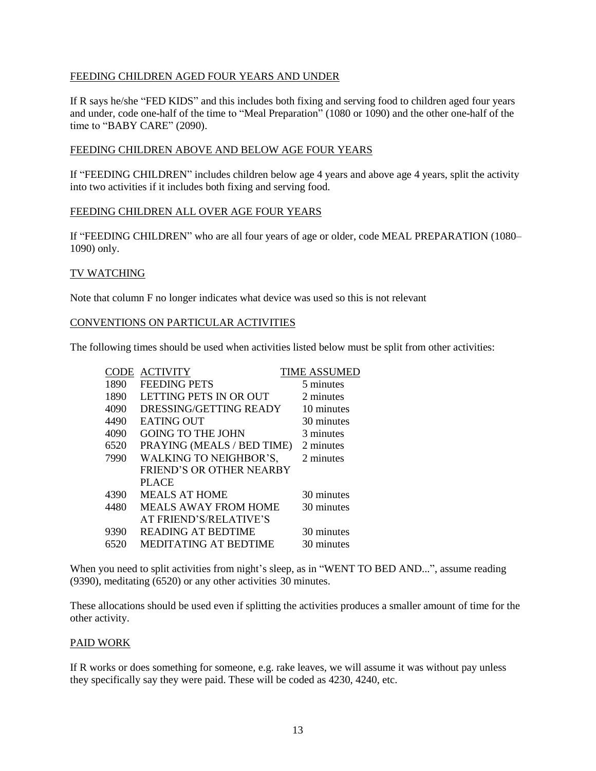FEEDING CHILDREN AGED FOUR YEARS AND UNDER

If R says he/she "FED KIDS" and this includes both fixing and serving food to children aged four years and under, code one-half of the time to "Meal Preparation" (1080 or 1090) and the other one-half of the time to "BABY CARE" (2090).

FEEDING CHILDREN ABOVE AND BELOW AGE FOUR YEARS

If "FEEDING CHILDREN" includes children below age 4 years and above age 4 years, split the activity into two activities if it includes both fixing and serving food.

FEEDING CHILDREN ALL OVER AGE FOUR YEARS

If "FEEDING CHILDREN" who are all four years of age or older, code MEAL PREPARATION (1080–1090) only.

TV WATCHING

Note that column F no longer indicates what device was used so this is not relevant

CONVENTIONS ON PARTICULAR ACTIVITIES

The following times should be used when activities listed below must be split from other activities:

| CODE | ACTIVITY | TIME ASSUMED |
|---|---|---|
| 1890 | FEEDING PETS | 5 minutes |
| 1890 | LETTING PETS IN OR OUT | 2 minutes |
| 4090 | DRESSING/GETTING READY | 10 minutes |
| 4490 | EATING OUT | 30 minutes |
| 4090 | GOING TO THE JOHN | 3 minutes |
| 6520 | PRAYING (MEALS / BED TIME) | 2 minutes |
| 7990 | WALKING TO NEIGHBOR'S, FRIEND'S OR OTHER NEARBY PLACE | 2 minutes |
| 4390 | MEALS AT HOME | 30 minutes |
| 4480 | MEALS AWAY FROM HOME AT FRIEND'S/RELATIVE'S | 30 minutes |
| 9390 | READING AT BEDTIME | 30 minutes |
| 6520 | MEDITATING AT BEDTIME | 30 minutes |

When you need to split activities from night's sleep, as in "WENT TO BED AND...", assume reading (9390), meditating (6520) or any other activities 30 minutes.

These allocations should be used even if splitting the activities produces a smaller amount of time for the other activity.

PAID WORK

If R works or does something for someone, e.g. rake leaves, we will assume it was without pay unless they specifically say they were paid. These will be coded as 4230, 4240, etc.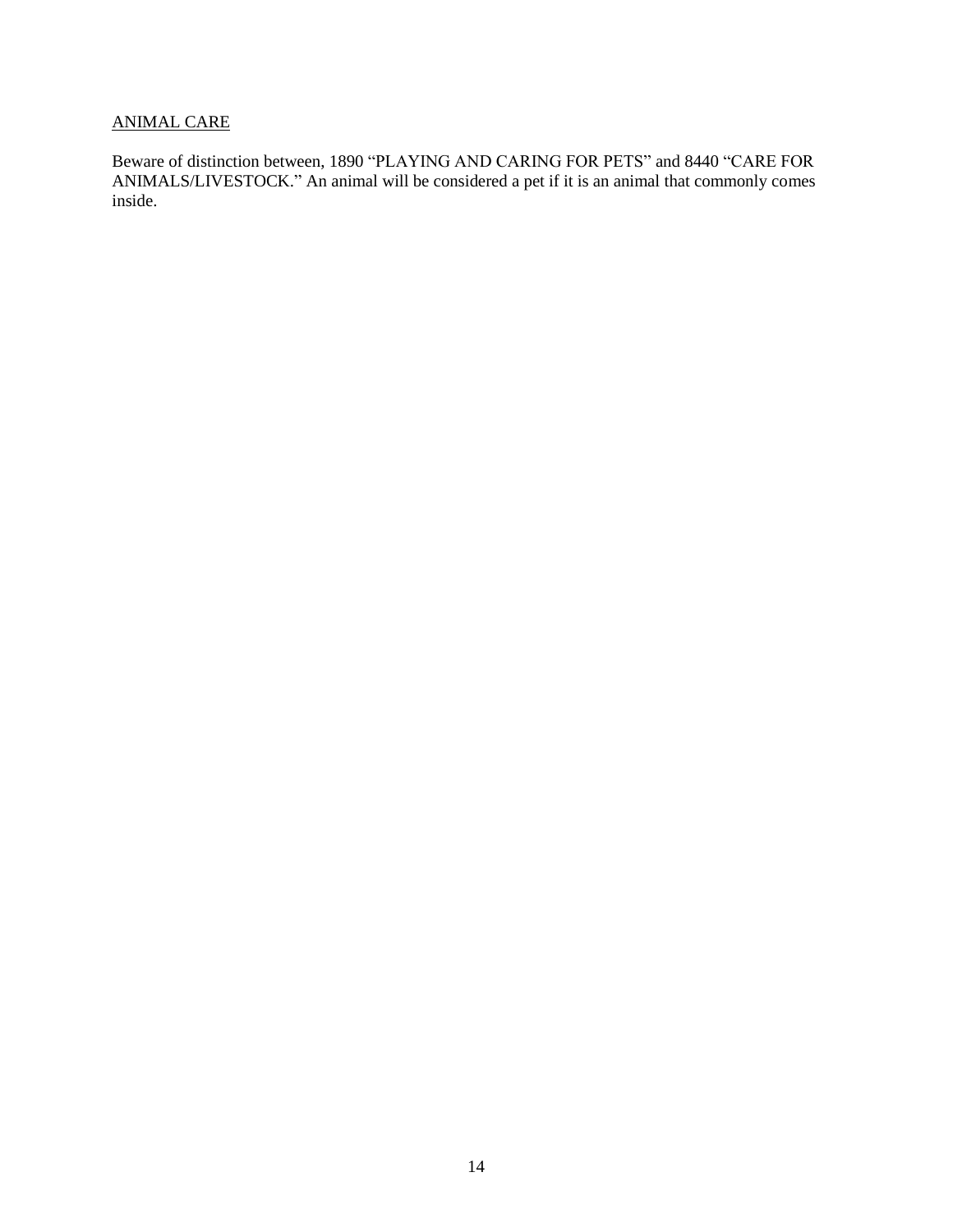## ANIMAL CARE

Beware of distinction between, 1890 “PLAYING AND CARING FOR PETS” and 8440 “CARE FOR ANIMALS/LIVESTOCK.” An animal will be considered a pet if it is an animal that commonly comes inside.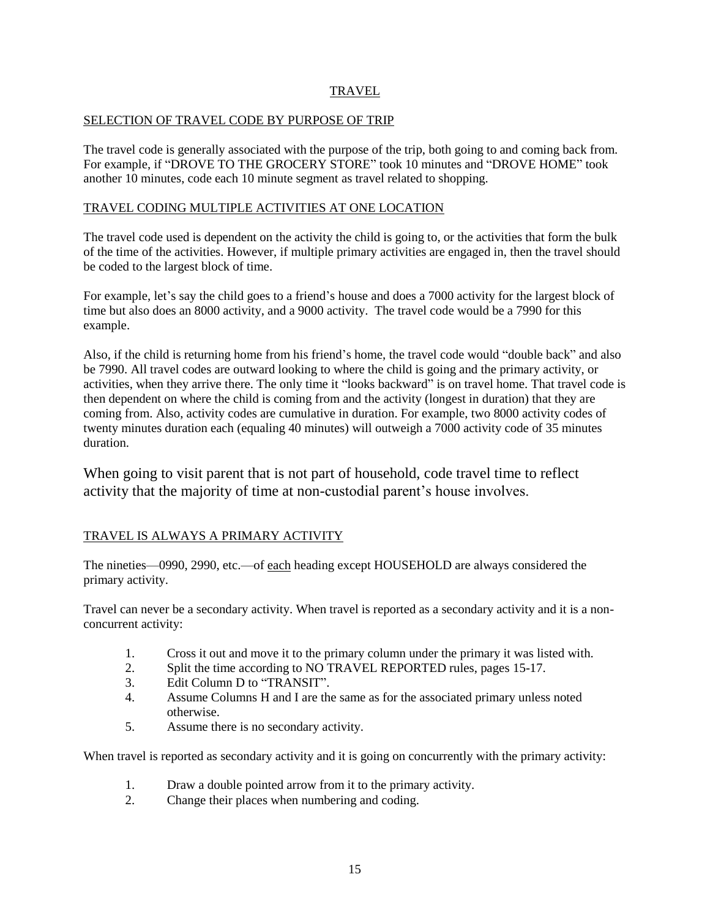# TRAVEL

## SELECTION OF TRAVEL CODE BY PURPOSE OF TRIP

The travel code is generally associated with the purpose of the trip, both going to and coming back from. For example, if "DROVE TO THE GROCERY STORE" took 10 minutes and "DROVE HOME" took another 10 minutes, code each 10 minute segment as travel related to shopping.

## TRAVEL CODING MULTIPLE ACTIVITIES AT ONE LOCATION

The travel code used is dependent on the activity the child is going to, or the activities that form the bulk of the time of the activities. However, if multiple primary activities are engaged in, then the travel should be coded to the largest block of time.

For example, let's say the child goes to a friend's house and does a 7000 activity for the largest block of time but also does an 8000 activity, and a 9000 activity. The travel code would be a 7990 for this example.

Also, if the child is returning home from his friend's home, the travel code would "double back" and also be 7990. All travel codes are outward looking to where the child is going and the primary activity, or activities, when they arrive there. The only time it "looks backward" is on travel home. That travel code is then dependent on where the child is coming from and the activity (longest in duration) that they are coming from. Also, activity codes are cumulative in duration. For example, two 8000 activity codes of twenty minutes duration each (equaling 40 minutes) will outweigh a 7000 activity code of 35 minutes duration.

When going to visit parent that is not part of household, code travel time to reflect activity that the majority of time at non-custodial parent's house involves.

## TRAVEL IS ALWAYS A PRIMARY ACTIVITY

The nineties—0990, 2990, etc.—of each heading except HOUSEHOLD are always considered the primary activity.

Travel can never be a secondary activity. When travel is reported as a secondary activity and it is a non-concurrent activity:

1. Cross it out and move it to the primary column under the primary it was listed with.
2. Split the time according to NO TRAVEL REPORTED rules, pages 15-17.
3. Edit Column D to "TRANSIT".
4. Assume Columns H and I are the same as for the associated primary unless noted otherwise.
5. Assume there is no secondary activity.

When travel is reported as secondary activity and it is going on concurrently with the primary activity:

1. Draw a double pointed arrow from it to the primary activity.
2. Change their places when numbering and coding.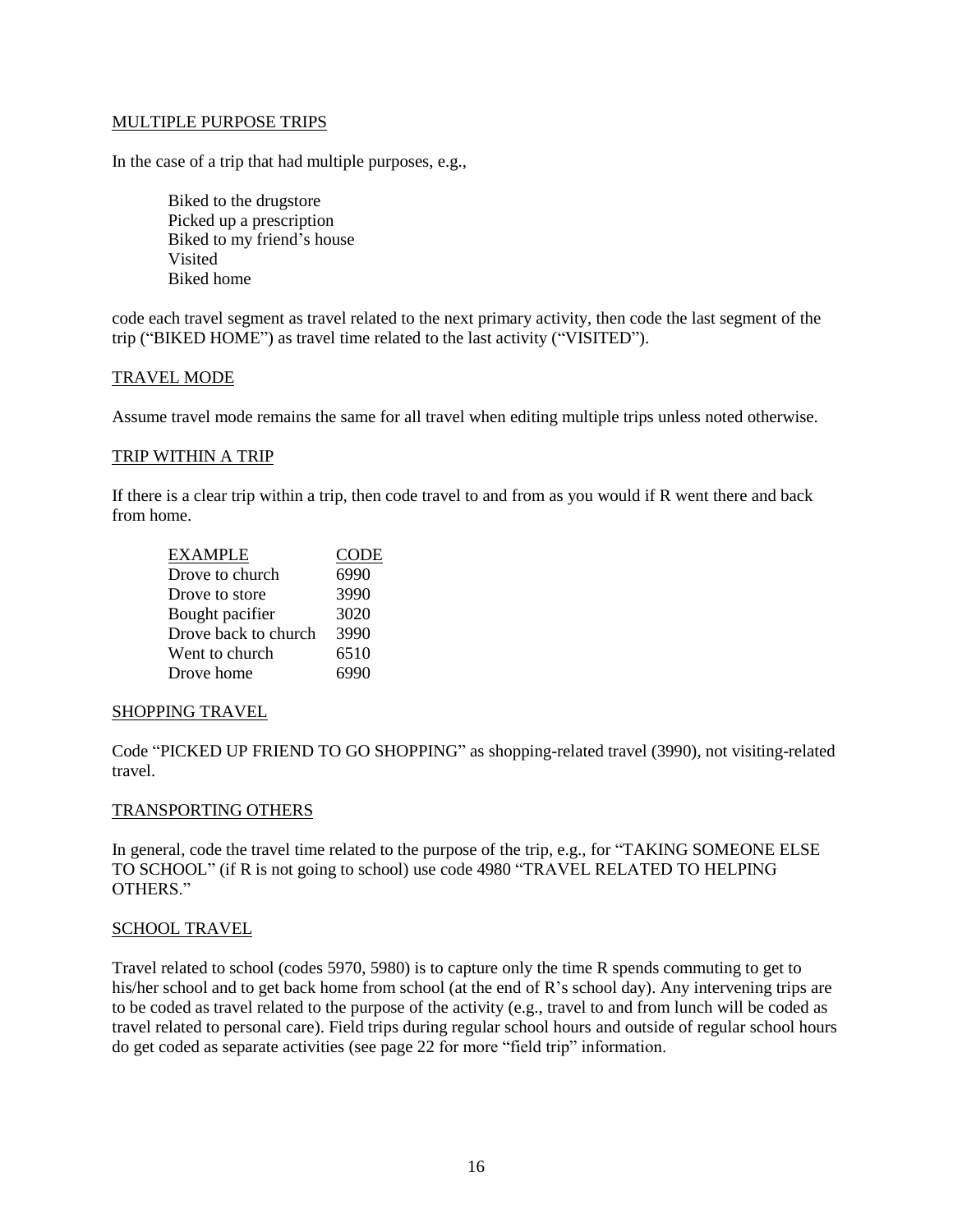## MULTIPLE PURPOSE TRIPS

In the case of a trip that had multiple purposes, e.g.,

> Biked to the drugstore
> Picked up a prescription
> Biked to my friend's house
> Visited
> Biked home

code each travel segment as travel related to the next primary activity, then code the last segment of the trip ("BIKED HOME") as travel time related to the last activity ("VISITED").

## TRAVEL MODE

Assume travel mode remains the same for all travel when editing multiple trips unless noted otherwise.

## TRIP WITHIN A TRIP

If there is a clear trip within a trip, then code travel to and from as you would if R went there and back from home.

| EXAMPLE | CODE |
|---|---|
| Drove to church | 6990 |
| Drove to store | 3990 |
| Bought pacifier | 3020 |
| Drove back to church | 3990 |
| Went to church | 6510 |
| Drove home | 6990 |

## SHOPPING TRAVEL

Code "PICKED UP FRIEND TO GO SHOPPING" as shopping-related travel (3990), not visiting-related travel.

## TRANSPORTING OTHERS

In general, code the travel time related to the purpose of the trip, e.g., for "TAKING SOMEONE ELSE TO SCHOOL" (if R is not going to school) use code 4980 "TRAVEL RELATED TO HELPING OTHERS."

## SCHOOL TRAVEL

Travel related to school (codes 5970, 5980) is to capture only the time R spends commuting to get to his/her school and to get back home from school (at the end of R's school day). Any intervening trips are to be coded as travel related to the purpose of the activity (e.g., travel to and from lunch will be coded as travel related to personal care). Field trips during regular school hours and outside of regular school hours do get coded as separate activities (see page 22 for more "field trip" information.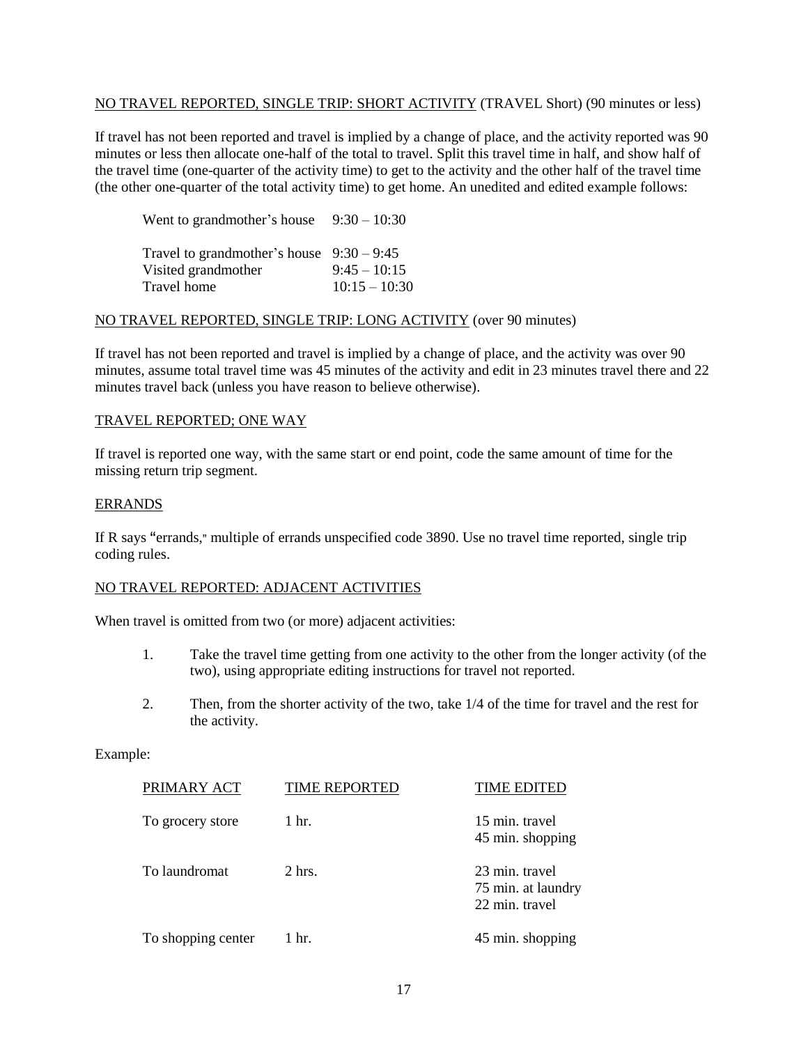<u>NO TRAVEL REPORTED, SINGLE TRIP: SHORT ACTIVITY</u> (TRAVEL Short) (90 minutes or less)

If travel has not been reported and travel is implied by a change of place, and the activity reported was 90 minutes or less then allocate one-half of the total to travel. Split this travel time in half, and show half of the travel time (one-quarter of the activity time) to get to the activity and the other half of the travel time (the other one-quarter of the total activity time) to get home. An unedited and edited example follows:

| | |
|---|---|
| Went to grandmother's house | 9:30 – 10:30 |

| | |
|---|---|
| Travel to grandmother's house | 9:30 – 9:45 |
| Visited grandmother | 9:45 – 10:15 |
| Travel home | 10:15 – 10:30 |

<u>NO TRAVEL REPORTED, SINGLE TRIP: LONG ACTIVITY</u> (over 90 minutes)

If travel has not been reported and travel is implied by a change of place, and the activity was over 90 minutes, assume total travel time was 45 minutes of the activity and edit in 23 minutes travel there and 22 minutes travel back (unless you have reason to believe otherwise).

<u>TRAVEL REPORTED; ONE WAY</u>

If travel is reported one way, with the same start or end point, code the same amount of time for the missing return trip segment.

<u>ERRANDS</u>

If R says "errands," multiple of errands unspecified code 3890. Use no travel time reported, single trip coding rules.

<u>NO TRAVEL REPORTED: ADJACENT ACTIVITIES</u>

When travel is omitted from two (or more) adjacent activities:

1. Take the travel time getting from one activity to the other from the longer activity (of the two), using appropriate editing instructions for travel not reported.

2. Then, from the shorter activity of the two, take 1/4 of the time for travel and the rest for the activity.

Example:

| PRIMARY ACT | TIME REPORTED | TIME EDITED |
|---|---|---|
| To grocery store | 1 hr. | 15 min. travel<br>45 min. shopping |
| To laundromat | 2 hrs. | 23 min. travel<br>75 min. at laundry<br>22 min. travel |
| To shopping center | 1 hr. | 45 min. shopping |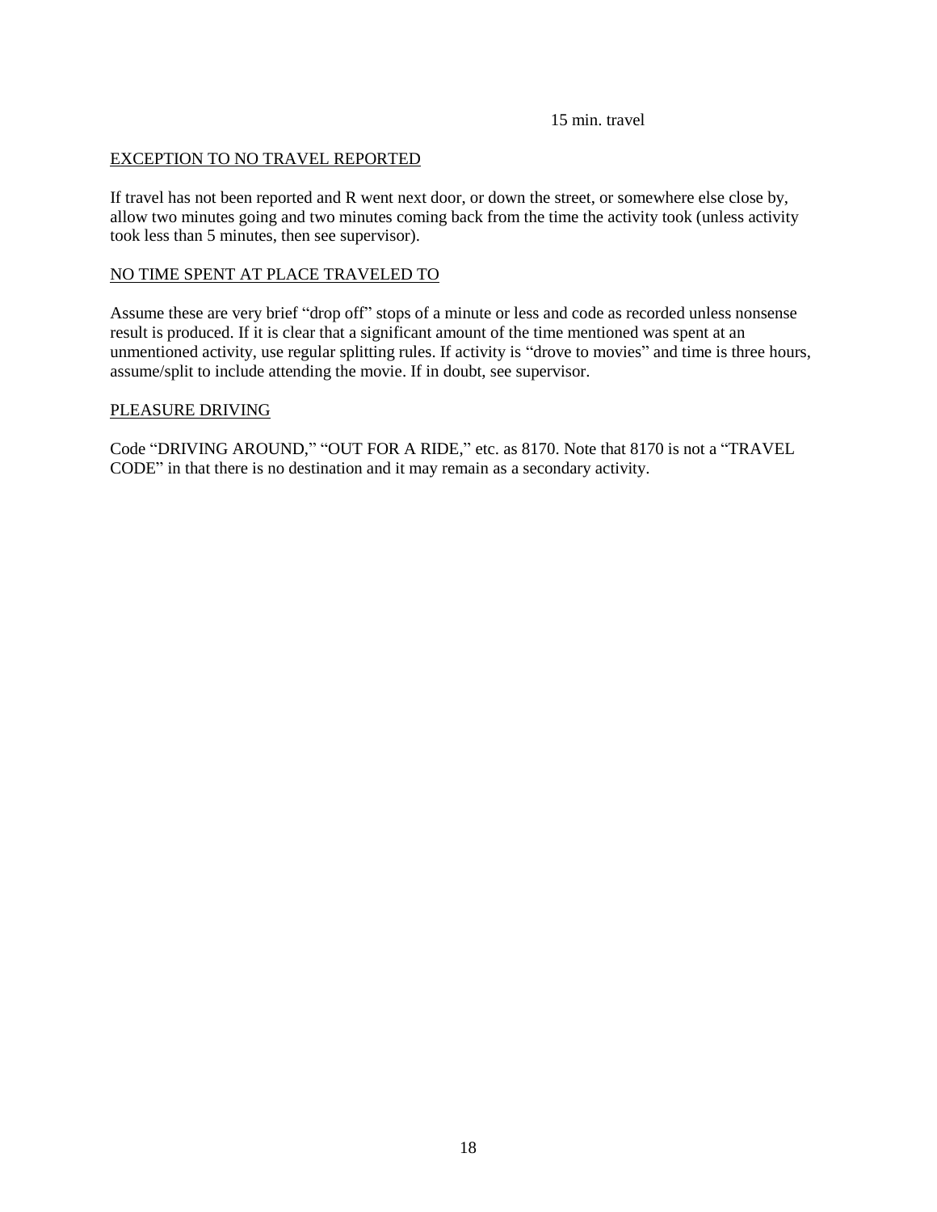15 min. travel

EXCEPTION TO NO TRAVEL REPORTED

If travel has not been reported and R went next door, or down the street, or somewhere else close by, allow two minutes going and two minutes coming back from the time the activity took (unless activity took less than 5 minutes, then see supervisor).

NO TIME SPENT AT PLACE TRAVELED TO

Assume these are very brief "drop off" stops of a minute or less and code as recorded unless nonsense result is produced. If it is clear that a significant amount of the time mentioned was spent at an unmentioned activity, use regular splitting rules. If activity is "drove to movies" and time is three hours, assume/split to include attending the movie. If in doubt, see supervisor.

PLEASURE DRIVING

Code "DRIVING AROUND," "OUT FOR A RIDE," etc. as 8170. Note that 8170 is not a "TRAVEL CODE" in that there is no destination and it may remain as a secondary activity.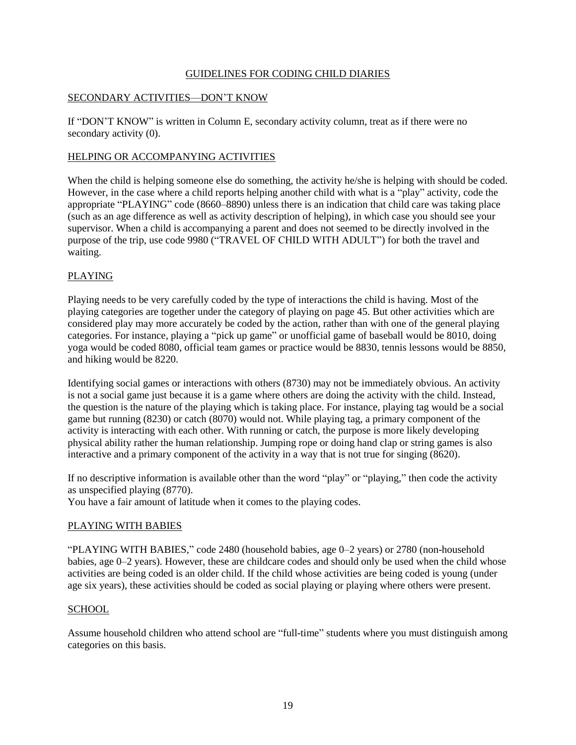# GUIDELINES FOR CODING CHILD DIARIES

## SECONDARY ACTIVITIES—DON'T KNOW

If "DON'T KNOW" is written in Column E, secondary activity column, treat as if there were no secondary activity (0).

## HELPING OR ACCOMPANYING ACTIVITIES

When the child is helping someone else do something, the activity he/she is helping with should be coded. However, in the case where a child reports helping another child with what is a "play" activity, code the appropriate "PLAYING" code (8660–8890) unless there is an indication that child care was taking place (such as an age difference as well as activity description of helping), in which case you should see your supervisor. When a child is accompanying a parent and does not seemed to be directly involved in the purpose of the trip, use code 9980 ("TRAVEL OF CHILD WITH ADULT") for both the travel and waiting.

## PLAYING

Playing needs to be very carefully coded by the type of interactions the child is having. Most of the playing categories are together under the category of playing on page 45. But other activities which are considered play may more accurately be coded by the action, rather than with one of the general playing categories. For instance, playing a "pick up game" or unofficial game of baseball would be 8010, doing yoga would be coded 8080, official team games or practice would be 8830, tennis lessons would be 8850, and hiking would be 8220.

Identifying social games or interactions with others (8730) may not be immediately obvious. An activity is not a social game just because it is a game where others are doing the activity with the child. Instead, the question is the nature of the playing which is taking place. For instance, playing tag would be a social game but running (8230) or catch (8070) would not. While playing tag, a primary component of the activity is interacting with each other. With running or catch, the purpose is more likely developing physical ability rather the human relationship. Jumping rope or doing hand clap or string games is also interactive and a primary component of the activity in a way that is not true for singing (8620).

If no descriptive information is available other than the word "play" or "playing," then code the activity as unspecified playing (8770).

You have a fair amount of latitude when it comes to the playing codes.

## PLAYING WITH BABIES

"PLAYING WITH BABIES," code 2480 (household babies, age 0–2 years) or 2780 (non-household babies, age 0–2 years). However, these are childcare codes and should only be used when the child whose activities are being coded is an older child. If the child whose activities are being coded is young (under age six years), these activities should be coded as social playing or playing where others were present.

## SCHOOL

Assume household children who attend school are "full-time" students where you must distinguish among categories on this basis.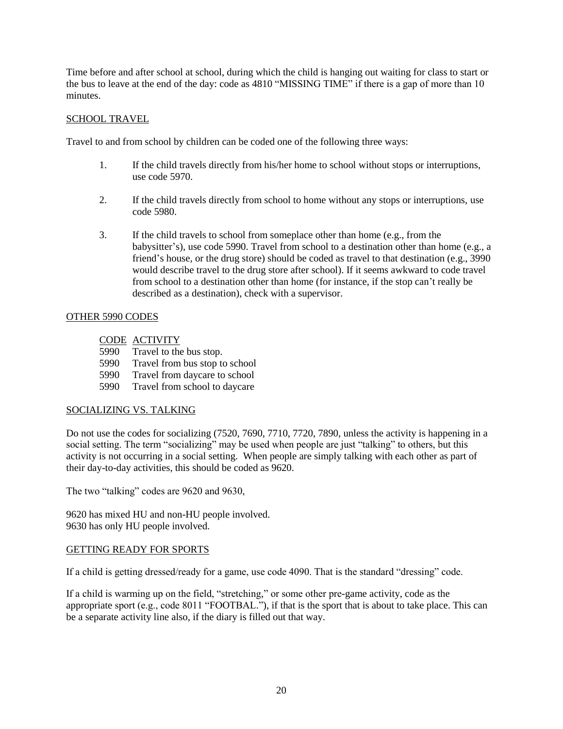Time before and after school at school, during which the child is hanging out waiting for class to start or the bus to leave at the end of the day: code as 4810 "MISSING TIME" if there is a gap of more than 10 minutes.

## SCHOOL TRAVEL

Travel to and from school by children can be coded one of the following three ways:

1. If the child travels directly from his/her home to school without stops or interruptions, use code 5970.

2. If the child travels directly from school to home without any stops or interruptions, use code 5980.

3. If the child travels to school from someplace other than home (e.g., from the babysitter's), use code 5990. Travel from school to a destination other than home (e.g., a friend's house, or the drug store) should be coded as travel to that destination (e.g., 3990 would describe travel to the drug store after school). If it seems awkward to code travel from school to a destination other than home (for instance, if the stop can't really be described as a destination), check with a supervisor.

## OTHER 5990 CODES

| CODE | ACTIVITY |
|---|---|
| 5990 | Travel to the bus stop. |
| 5990 | Travel from bus stop to school |
| 5990 | Travel from daycare to school |
| 5990 | Travel from school to daycare |

## SOCIALIZING VS. TALKING

Do not use the codes for socializing (7520, 7690, 7710, 7720, 7890, unless the activity is happening in a social setting. The term "socializing" may be used when people are just "talking" to others, but this activity is not occurring in a social setting. When people are simply talking with each other as part of their day-to-day activities, this should be coded as 9620.

The two "talking" codes are 9620 and 9630,

9620 has mixed HU and non-HU people involved.
9630 has only HU people involved.

## GETTING READY FOR SPORTS

If a child is getting dressed/ready for a game, use code 4090. That is the standard "dressing" code.

If a child is warming up on the field, "stretching," or some other pre-game activity, code as the appropriate sport (e.g., code 8011 "FOOTBAL."), if that is the sport that is about to take place. This can be a separate activity line also, if the diary is filled out that way.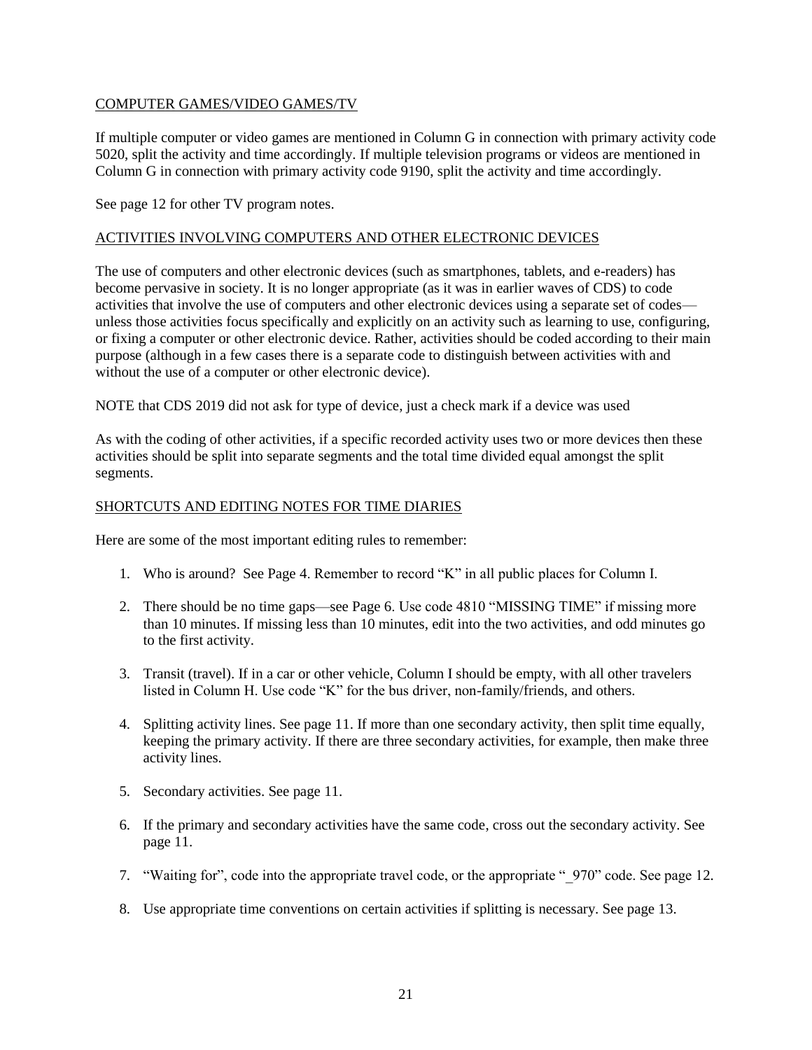## COMPUTER GAMES/VIDEO GAMES/TV

If multiple computer or video games are mentioned in Column G in connection with primary activity code 5020, split the activity and time accordingly. If multiple television programs or videos are mentioned in Column G in connection with primary activity code 9190, split the activity and time accordingly.

See page 12 for other TV program notes.

## ACTIVITIES INVOLVING COMPUTERS AND OTHER ELECTRONIC DEVICES

The use of computers and other electronic devices (such as smartphones, tablets, and e-readers) has become pervasive in society. It is no longer appropriate (as it was in earlier waves of CDS) to code activities that involve the use of computers and other electronic devices using a separate set of codes—unless those activities focus specifically and explicitly on an activity such as learning to use, configuring, or fixing a computer or other electronic device. Rather, activities should be coded according to their main purpose (although in a few cases there is a separate code to distinguish between activities with and without the use of a computer or other electronic device).

NOTE that CDS 2019 did not ask for type of device, just a check mark if a device was used

As with the coding of other activities, if a specific recorded activity uses two or more devices then these activities should be split into separate segments and the total time divided equal amongst the split segments.

## SHORTCUTS AND EDITING NOTES FOR TIME DIARIES

Here are some of the most important editing rules to remember:

1. Who is around? See Page 4. Remember to record "K" in all public places for Column I.
2. There should be no time gaps—see Page 6. Use code 4810 "MISSING TIME" if missing more than 10 minutes. If missing less than 10 minutes, edit into the two activities, and odd minutes go to the first activity.
3. Transit (travel). If in a car or other vehicle, Column I should be empty, with all other travelers listed in Column H. Use code "K" for the bus driver, non-family/friends, and others.
4. Splitting activity lines. See page 11. If more than one secondary activity, then split time equally, keeping the primary activity. If there are three secondary activities, for example, then make three activity lines.
5. Secondary activities. See page 11.
6. If the primary and secondary activities have the same code, cross out the secondary activity. See page 11.
7. "Waiting for", code into the appropriate travel code, or the appropriate "_970" code. See page 12.
8. Use appropriate time conventions on certain activities if splitting is necessary. See page 13.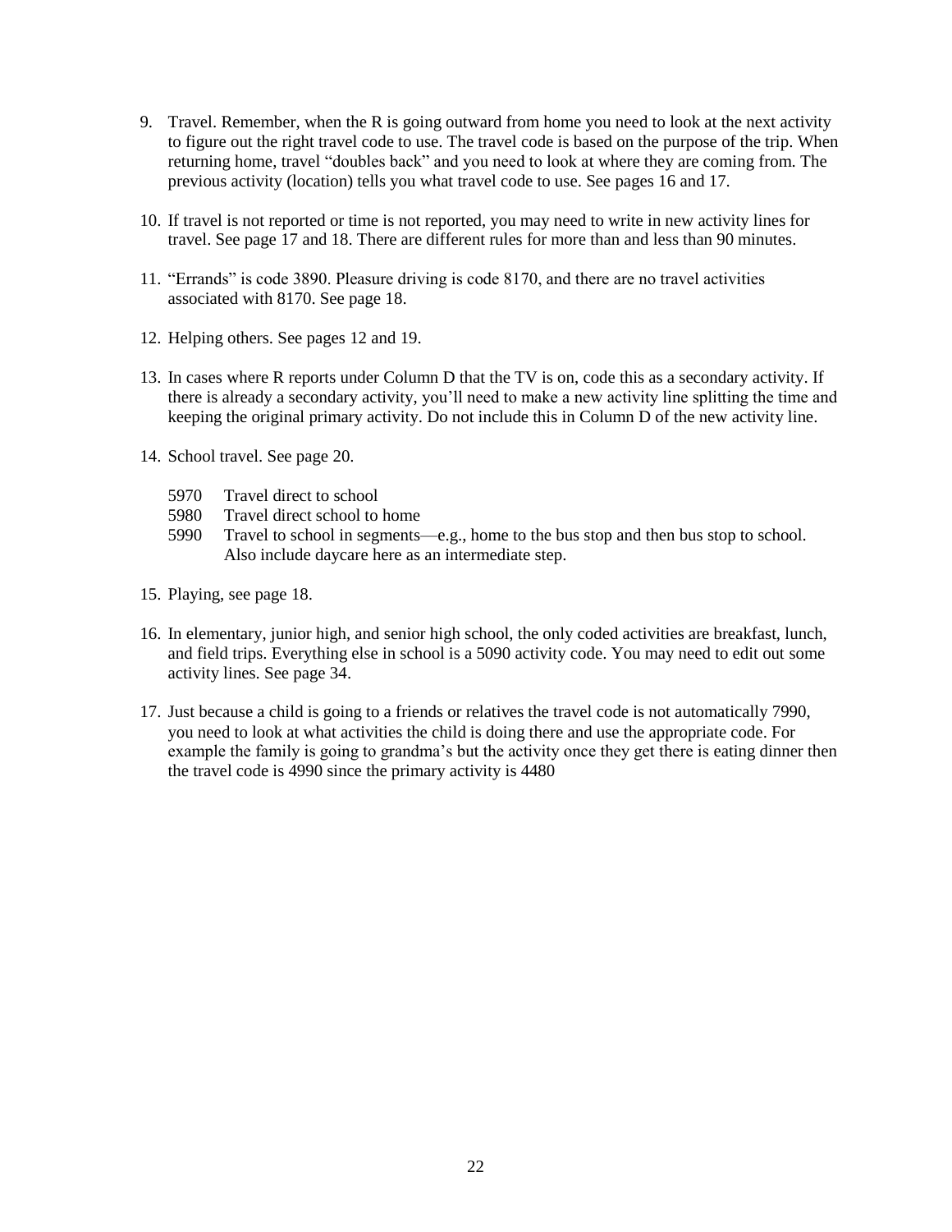9. Travel. Remember, when the R is going outward from home you need to look at the next activity to figure out the right travel code to use. The travel code is based on the purpose of the trip. When returning home, travel "doubles back" and you need to look at where they are coming from. The previous activity (location) tells you what travel code to use. See pages 16 and 17.

10. If travel is not reported or time is not reported, you may need to write in new activity lines for travel. See page 17 and 18. There are different rules for more than and less than 90 minutes.

11. "Errands" is code 3890. Pleasure driving is code 8170, and there are no travel activities associated with 8170. See page 18.

12. Helping others. See pages 12 and 19.

13. In cases where R reports under Column D that the TV is on, code this as a secondary activity. If there is already a secondary activity, you'll need to make a new activity line splitting the time and keeping the original primary activity. Do not include this in Column D of the new activity line.

14. School travel. See page 20.

    5970 Travel direct to school
    5980 Travel direct school to home
    5990 Travel to school in segments—e.g., home to the bus stop and then bus stop to school. Also include daycare here as an intermediate step.

15. Playing, see page 18.

16. In elementary, junior high, and senior high school, the only coded activities are breakfast, lunch, and field trips. Everything else in school is a 5090 activity code. You may need to edit out some activity lines. See page 34.

17. Just because a child is going to a friends or relatives the travel code is not automatically 7990, you need to look at what activities the child is doing there and use the appropriate code. For example the family is going to grandma's but the activity once they get there is eating dinner then the travel code is 4990 since the primary activity is 4480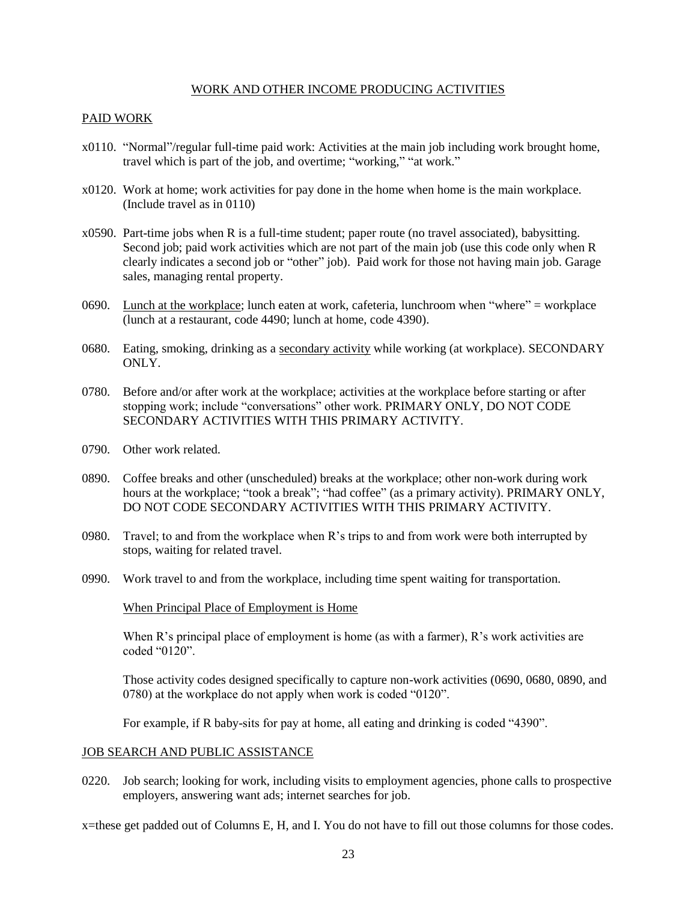## WORK AND OTHER INCOME PRODUCING ACTIVITIES

### PAID WORK

x0110. "Normal"/regular full-time paid work: Activities at the main job including work brought home, travel which is part of the job, and overtime; "working," "at work."

x0120. Work at home; work activities for pay done in the home when home is the main workplace. (Include travel as in 0110)

x0590. Part-time jobs when R is a full-time student; paper route (no travel associated), babysitting. Second job; paid work activities which are not part of the main job (use this code only when R clearly indicates a second job or "other" job). Paid work for those not having main job. Garage sales, managing rental property.

0690. Lunch at the workplace; lunch eaten at work, cafeteria, lunchroom when "where" = workplace (lunch at a restaurant, code 4490; lunch at home, code 4390).

0680. Eating, smoking, drinking as a secondary activity while working (at workplace). SECONDARY ONLY.

0780. Before and/or after work at the workplace; activities at the workplace before starting or after stopping work; include "conversations" other work. PRIMARY ONLY, DO NOT CODE SECONDARY ACTIVITIES WITH THIS PRIMARY ACTIVITY.

0790. Other work related.

0890. Coffee breaks and other (unscheduled) breaks at the workplace; other non-work during work hours at the workplace; "took a break"; "had coffee" (as a primary activity). PRIMARY ONLY, DO NOT CODE SECONDARY ACTIVITIES WITH THIS PRIMARY ACTIVITY.

0980. Travel; to and from the workplace when R's trips to and from work were both interrupted by stops, waiting for related travel.

0990. Work travel to and from the workplace, including time spent waiting for transportation.

When Principal Place of Employment is Home

When R's principal place of employment is home (as with a farmer), R's work activities are coded "0120".

Those activity codes designed specifically to capture non-work activities (0690, 0680, 0890, and 0780) at the workplace do not apply when work is coded "0120".

For example, if R baby-sits for pay at home, all eating and drinking is coded "4390".

### JOB SEARCH AND PUBLIC ASSISTANCE

0220. Job search; looking for work, including visits to employment agencies, phone calls to prospective employers, answering want ads; internet searches for job.

x=these get padded out of Columns E, H, and I. You do not have to fill out those columns for those codes.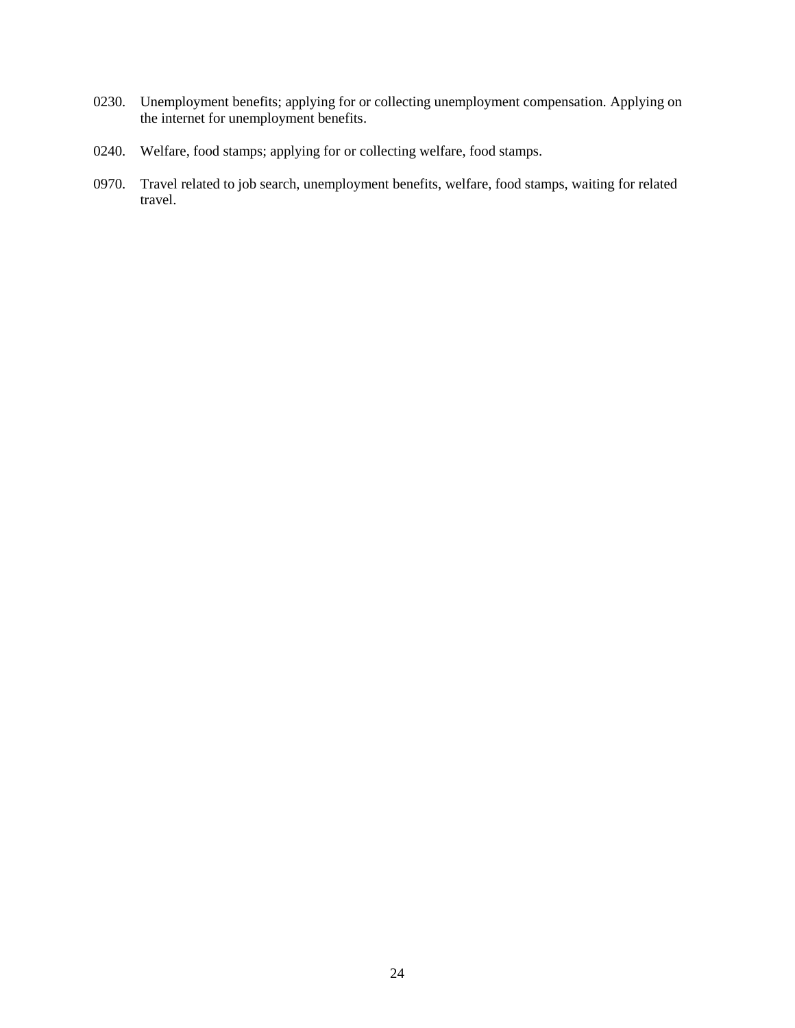0230. Unemployment benefits; applying for or collecting unemployment compensation. Applying on the internet for unemployment benefits.

0240. Welfare, food stamps; applying for or collecting welfare, food stamps.

0970. Travel related to job search, unemployment benefits, welfare, food stamps, waiting for related travel.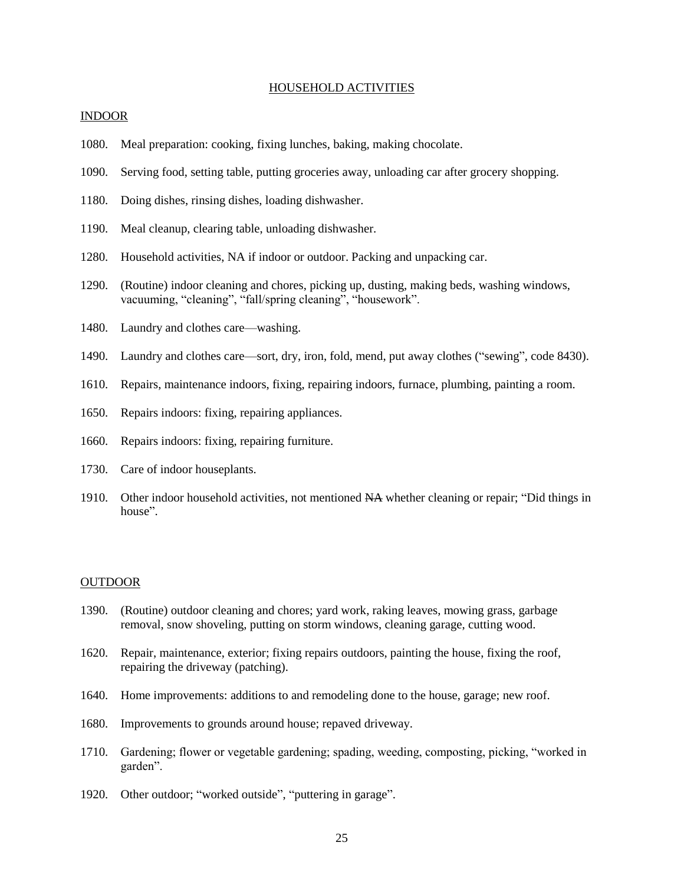## HOUSEHOLD ACTIVITIES

### INDOOR

1080. Meal preparation: cooking, fixing lunches, baking, making chocolate.

1090. Serving food, setting table, putting groceries away, unloading car after grocery shopping.

1180. Doing dishes, rinsing dishes, loading dishwasher.

1190. Meal cleanup, clearing table, unloading dishwasher.

1280. Household activities, NA if indoor or outdoor. Packing and unpacking car.

1290. (Routine) indoor cleaning and chores, picking up, dusting, making beds, washing windows, vacuuming, “cleaning”, “fall/spring cleaning”, “housework”.

1480. Laundry and clothes care—washing.

1490. Laundry and clothes care—sort, dry, iron, fold, mend, put away clothes (“sewing”, code 8430).

1610. Repairs, maintenance indoors, fixing, repairing indoors, furnace, plumbing, painting a room.

1650. Repairs indoors: fixing, repairing appliances.

1660. Repairs indoors: fixing, repairing furniture.

1730. Care of indoor houseplants.

1910. Other indoor household activities, not mentioned ~~NA~~ whether cleaning or repair; “Did things in house”.

### OUTDOOR

1390. (Routine) outdoor cleaning and chores; yard work, raking leaves, mowing grass, garbage removal, snow shoveling, putting on storm windows, cleaning garage, cutting wood.

1620. Repair, maintenance, exterior; fixing repairs outdoors, painting the house, fixing the roof, repairing the driveway (patching).

1640. Home improvements: additions to and remodeling done to the house, garage; new roof.

1680. Improvements to grounds around house; repaved driveway.

1710. Gardening; flower or vegetable gardening; spading, weeding, composting, picking, “worked in garden”.

1920. Other outdoor; “worked outside”, “puttering in garage”.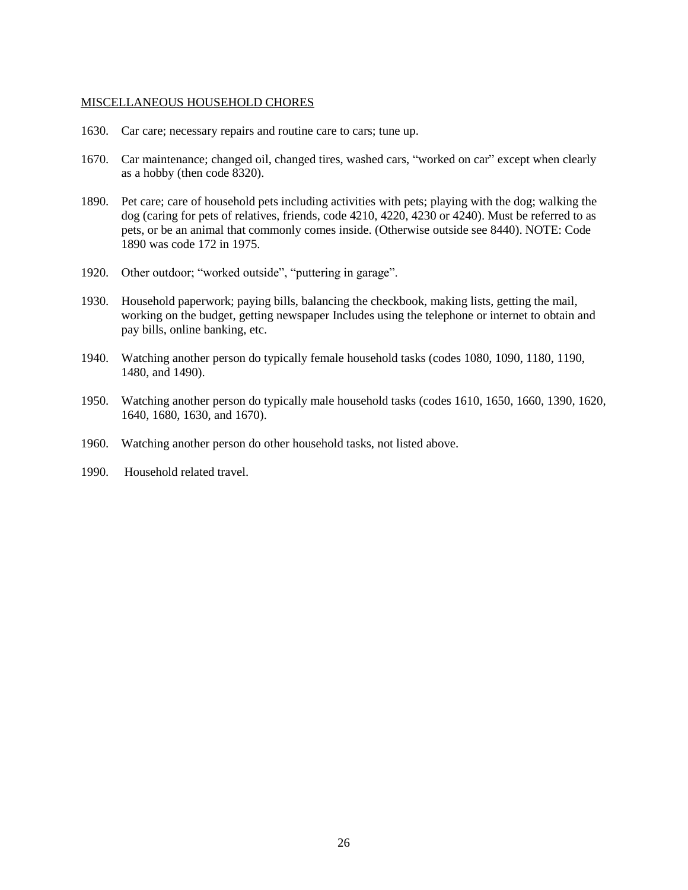MISCELLANEOUS HOUSEHOLD CHORES

1630. Car care; necessary repairs and routine care to cars; tune up.

1670. Car maintenance; changed oil, changed tires, washed cars, "worked on car" except when clearly as a hobby (then code 8320).

1890. Pet care; care of household pets including activities with pets; playing with the dog; walking the dog (caring for pets of relatives, friends, code 4210, 4220, 4230 or 4240). Must be referred to as pets, or be an animal that commonly comes inside. (Otherwise outside see 8440). NOTE: Code 1890 was code 172 in 1975.

1920. Other outdoor; "worked outside", "puttering in garage".

1930. Household paperwork; paying bills, balancing the checkbook, making lists, getting the mail, working on the budget, getting newspaper Includes using the telephone or internet to obtain and pay bills, online banking, etc.

1940. Watching another person do typically female household tasks (codes 1080, 1090, 1180, 1190, 1480, and 1490).

1950. Watching another person do typically male household tasks (codes 1610, 1650, 1660, 1390, 1620, 1640, 1680, 1630, and 1670).

1960. Watching another person do other household tasks, not listed above.

1990. Household related travel.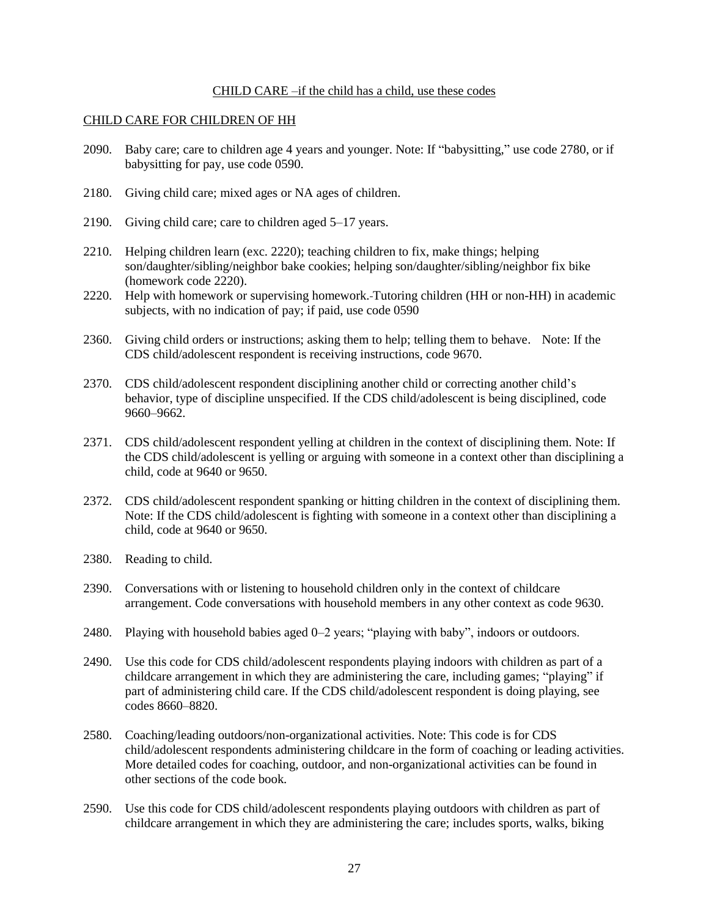CHILD CARE –if the child has a child, use these codes

CHILD CARE FOR CHILDREN OF HH

2090. Baby care; care to children age 4 years and younger. Note: If "babysitting," use code 2780, or if babysitting for pay, use code 0590.

2180. Giving child care; mixed ages or NA ages of children.

2190. Giving child care; care to children aged 5–17 years.

2210. Helping children learn (exc. 2220); teaching children to fix, make things; helping son/daughter/sibling/neighbor bake cookies; helping son/daughter/sibling/neighbor fix bike (homework code 2220).

2220. Help with homework or supervising homework. Tutoring children (HH or non-HH) in academic subjects, with no indication of pay; if paid, use code 0590

2360. Giving child orders or instructions; asking them to help; telling them to behave. Note: If the CDS child/adolescent respondent is receiving instructions, code 9670.

2370. CDS child/adolescent respondent disciplining another child or correcting another child's behavior, type of discipline unspecified. If the CDS child/adolescent is being disciplined, code 9660–9662.

2371. CDS child/adolescent respondent yelling at children in the context of disciplining them. Note: If the CDS child/adolescent is yelling or arguing with someone in a context other than disciplining a child, code at 9640 or 9650.

2372. CDS child/adolescent respondent spanking or hitting children in the context of disciplining them. Note: If the CDS child/adolescent is fighting with someone in a context other than disciplining a child, code at 9640 or 9650.

2380. Reading to child.

2390. Conversations with or listening to household children only in the context of childcare arrangement. Code conversations with household members in any other context as code 9630.

2480. Playing with household babies aged 0–2 years; "playing with baby", indoors or outdoors.

2490. Use this code for CDS child/adolescent respondents playing indoors with children as part of a childcare arrangement in which they are administering the care, including games; "playing" if part of administering child care. If the CDS child/adolescent respondent is doing playing, see codes 8660–8820.

2580. Coaching/leading outdoors/non-organizational activities. Note: This code is for CDS child/adolescent respondents administering childcare in the form of coaching or leading activities. More detailed codes for coaching, outdoor, and non-organizational activities can be found in other sections of the code book.

2590. Use this code for CDS child/adolescent respondents playing outdoors with children as part of childcare arrangement in which they are administering the care; includes sports, walks, biking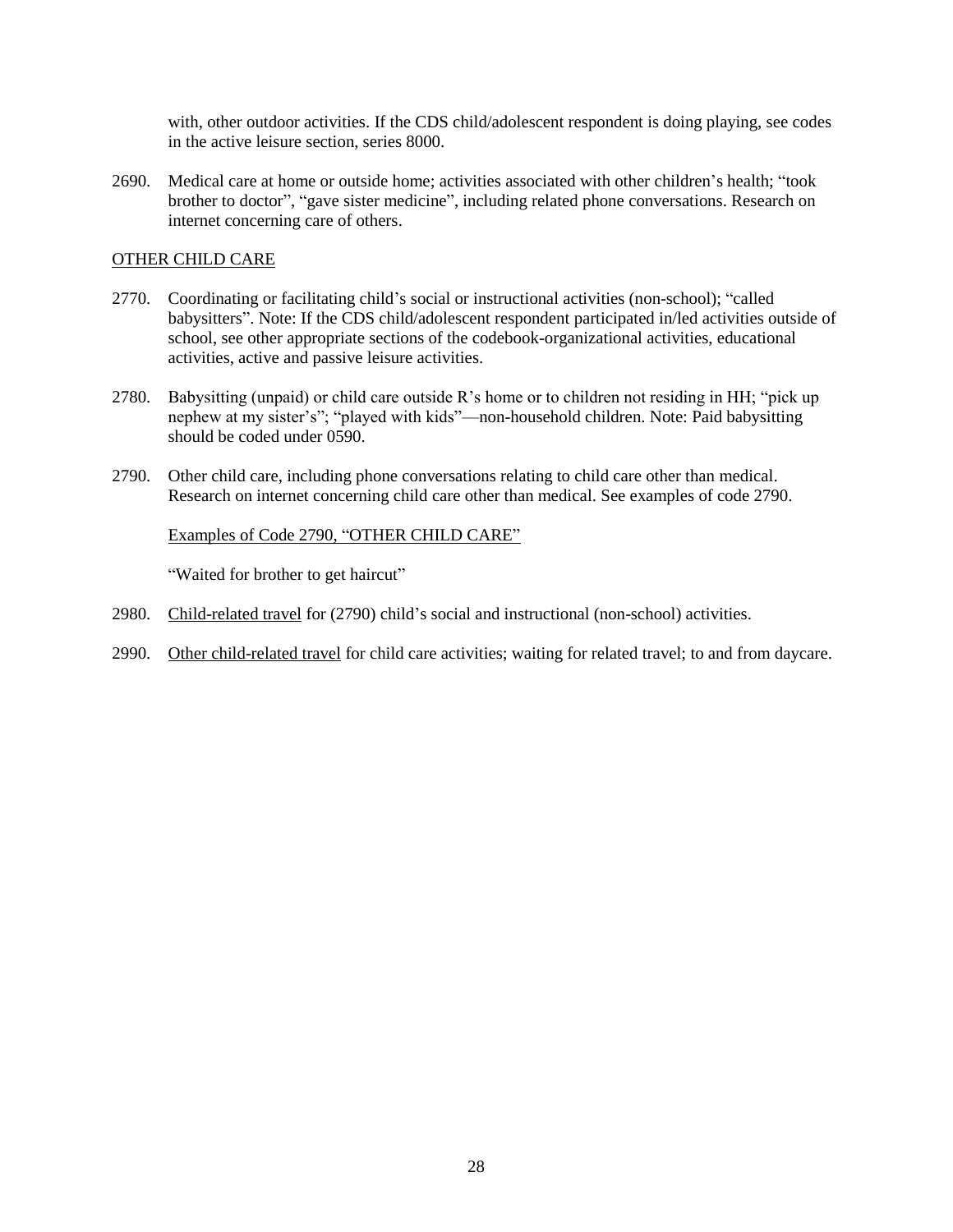with, other outdoor activities. If the CDS child/adolescent respondent is doing playing, see codes in the active leisure section, series 8000.

2690. Medical care at home or outside home; activities associated with other children's health; "took brother to doctor", "gave sister medicine", including related phone conversations. Research on internet concerning care of others.

<u>OTHER CHILD CARE</u>

2770. Coordinating or facilitating child's social or instructional activities (non-school); "called babysitters". Note: If the CDS child/adolescent respondent participated in/led activities outside of school, see other appropriate sections of the codebook-organizational activities, educational activities, active and passive leisure activities.

2780. Babysitting (unpaid) or child care outside R's home or to children not residing in HH; "pick up nephew at my sister's"; "played with kids"—non-household children. Note: Paid babysitting should be coded under 0590.

2790. Other child care, including phone conversations relating to child care other than medical. Research on internet concerning child care other than medical. See examples of code 2790.

<u>Examples of Code 2790, "OTHER CHILD CARE"</u>

"Waited for brother to get haircut"

2980. <u>Child-related travel</u> for (2790) child's social and instructional (non-school) activities.

2990. <u>Other child-related travel</u> for child care activities; waiting for related travel; to and from daycare.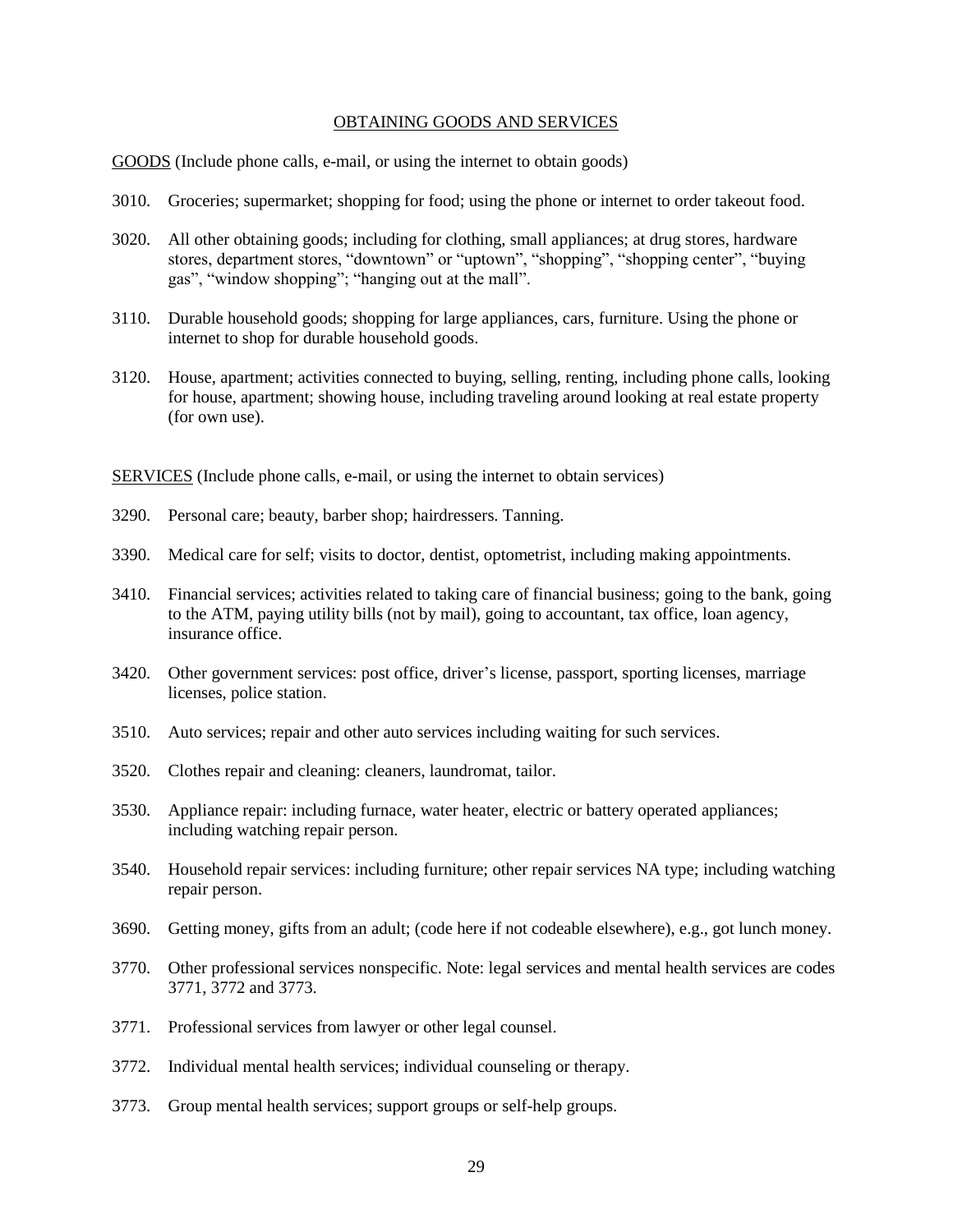## OBTAINING GOODS AND SERVICES

GOODS (Include phone calls, e-mail, or using the internet to obtain goods)

3010. Groceries; supermarket; shopping for food; using the phone or internet to order takeout food.

3020. All other obtaining goods; including for clothing, small appliances; at drug stores, hardware stores, department stores, "downtown" or "uptown", "shopping", "shopping center", "buying gas", "window shopping"; "hanging out at the mall".

3110. Durable household goods; shopping for large appliances, cars, furniture. Using the phone or internet to shop for durable household goods.

3120. House, apartment; activities connected to buying, selling, renting, including phone calls, looking for house, apartment; showing house, including traveling around looking at real estate property (for own use).

SERVICES (Include phone calls, e-mail, or using the internet to obtain services)

3290. Personal care; beauty, barber shop; hairdressers. Tanning.

3390. Medical care for self; visits to doctor, dentist, optometrist, including making appointments.

3410. Financial services; activities related to taking care of financial business; going to the bank, going to the ATM, paying utility bills (not by mail), going to accountant, tax office, loan agency, insurance office.

3420. Other government services: post office, driver's license, passport, sporting licenses, marriage licenses, police station.

3510. Auto services; repair and other auto services including waiting for such services.

3520. Clothes repair and cleaning: cleaners, laundromat, tailor.

3530. Appliance repair: including furnace, water heater, electric or battery operated appliances; including watching repair person.

3540. Household repair services: including furniture; other repair services NA type; including watching repair person.

3690. Getting money, gifts from an adult; (code here if not codeable elsewhere), e.g., got lunch money.

3770. Other professional services nonspecific. Note: legal services and mental health services are codes 3771, 3772 and 3773.

3771. Professional services from lawyer or other legal counsel.

3772. Individual mental health services; individual counseling or therapy.

3773. Group mental health services; support groups or self-help groups.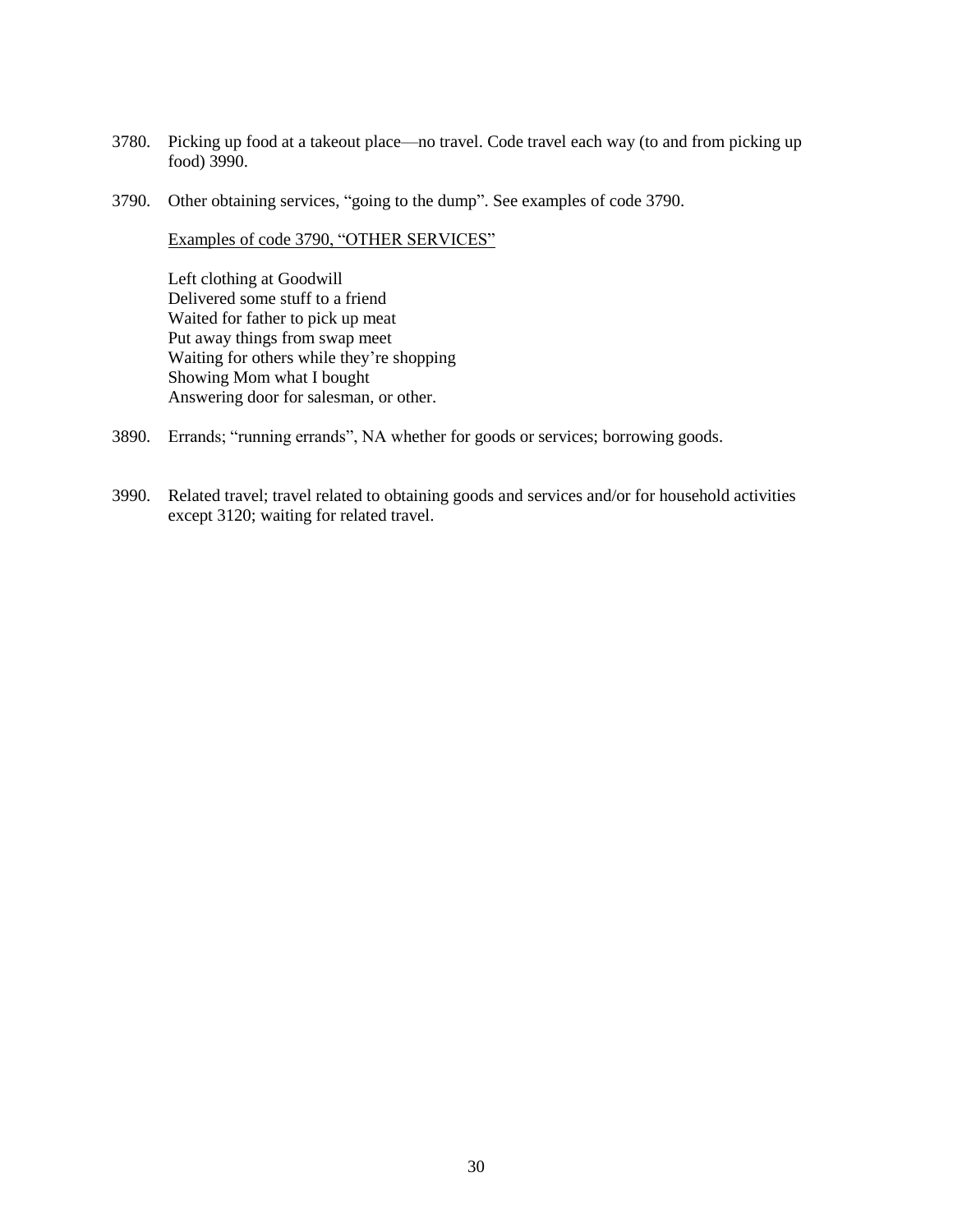3780. Picking up food at a takeout place—no travel. Code travel each way (to and from picking up food) 3990.

3790. Other obtaining services, "going to the dump". See examples of code 3790.

Examples of code 3790, "OTHER SERVICES"

Left clothing at Goodwill
Delivered some stuff to a friend
Waited for father to pick up meat
Put away things from swap meet
Waiting for others while they're shopping
Showing Mom what I bought
Answering door for salesman, or other.

3890. Errands; "running errands", NA whether for goods or services; borrowing goods.

3990. Related travel; travel related to obtaining goods and services and/or for household activities except 3120; waiting for related travel.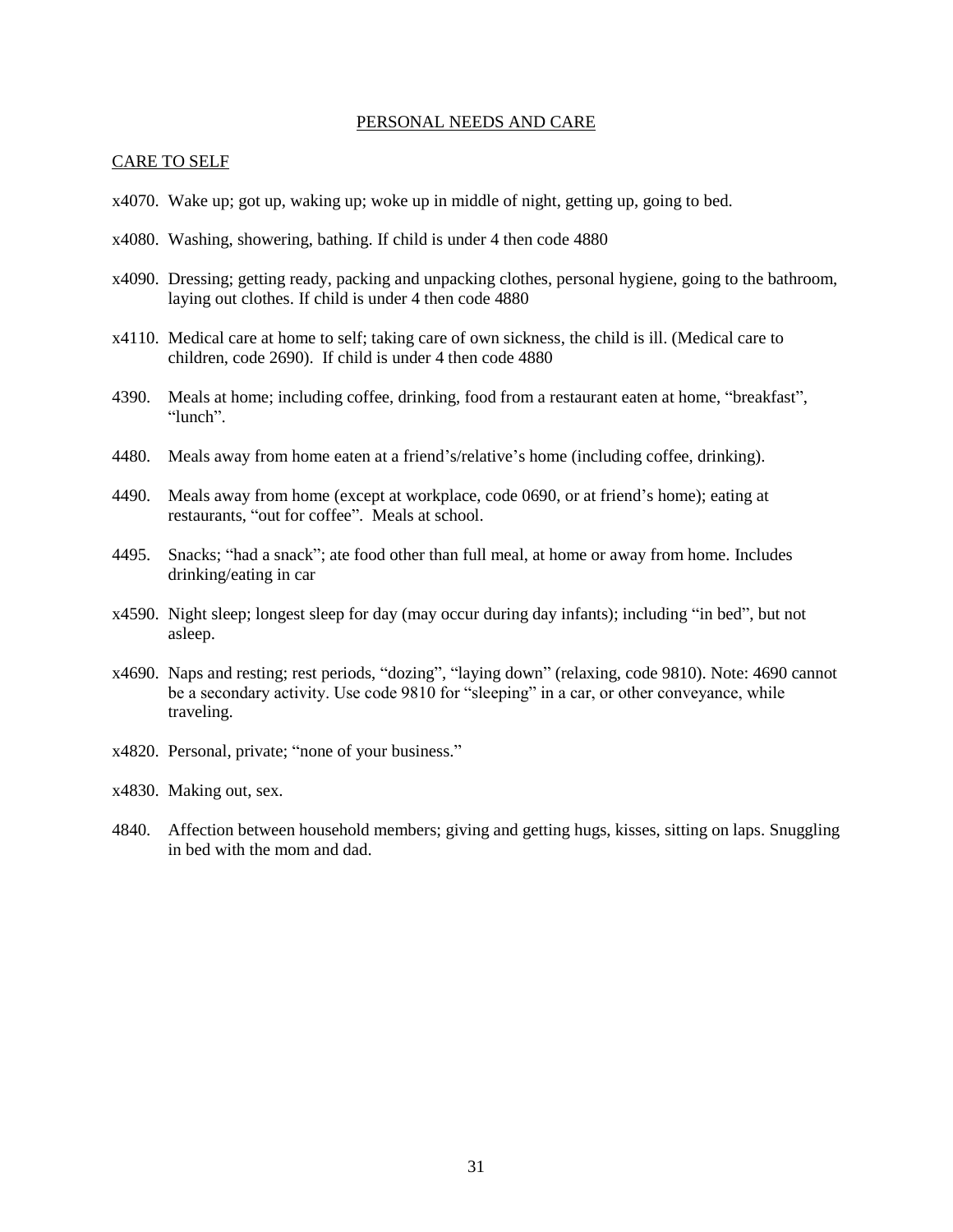## PERSONAL NEEDS AND CARE

### CARE TO SELF

x4070. Wake up; got up, waking up; woke up in middle of night, getting up, going to bed.

x4080. Washing, showering, bathing. If child is under 4 then code 4880

x4090. Dressing; getting ready, packing and unpacking clothes, personal hygiene, going to the bathroom, laying out clothes. If child is under 4 then code 4880

x4110. Medical care at home to self; taking care of own sickness, the child is ill. (Medical care to children, code 2690). If child is under 4 then code 4880

4390. Meals at home; including coffee, drinking, food from a restaurant eaten at home, "breakfast", "lunch".

4480. Meals away from home eaten at a friend's/relative's home (including coffee, drinking).

4490. Meals away from home (except at workplace, code 0690, or at friend's home); eating at restaurants, "out for coffee". Meals at school.

4495. Snacks; "had a snack"; ate food other than full meal, at home or away from home. Includes drinking/eating in car

x4590. Night sleep; longest sleep for day (may occur during day infants); including "in bed", but not asleep.

x4690. Naps and resting; rest periods, "dozing", "laying down" (relaxing, code 9810). Note: 4690 cannot be a secondary activity. Use code 9810 for "sleeping" in a car, or other conveyance, while traveling.

x4820. Personal, private; "none of your business."

x4830. Making out, sex.

4840. Affection between household members; giving and getting hugs, kisses, sitting on laps. Snuggling in bed with the mom and dad.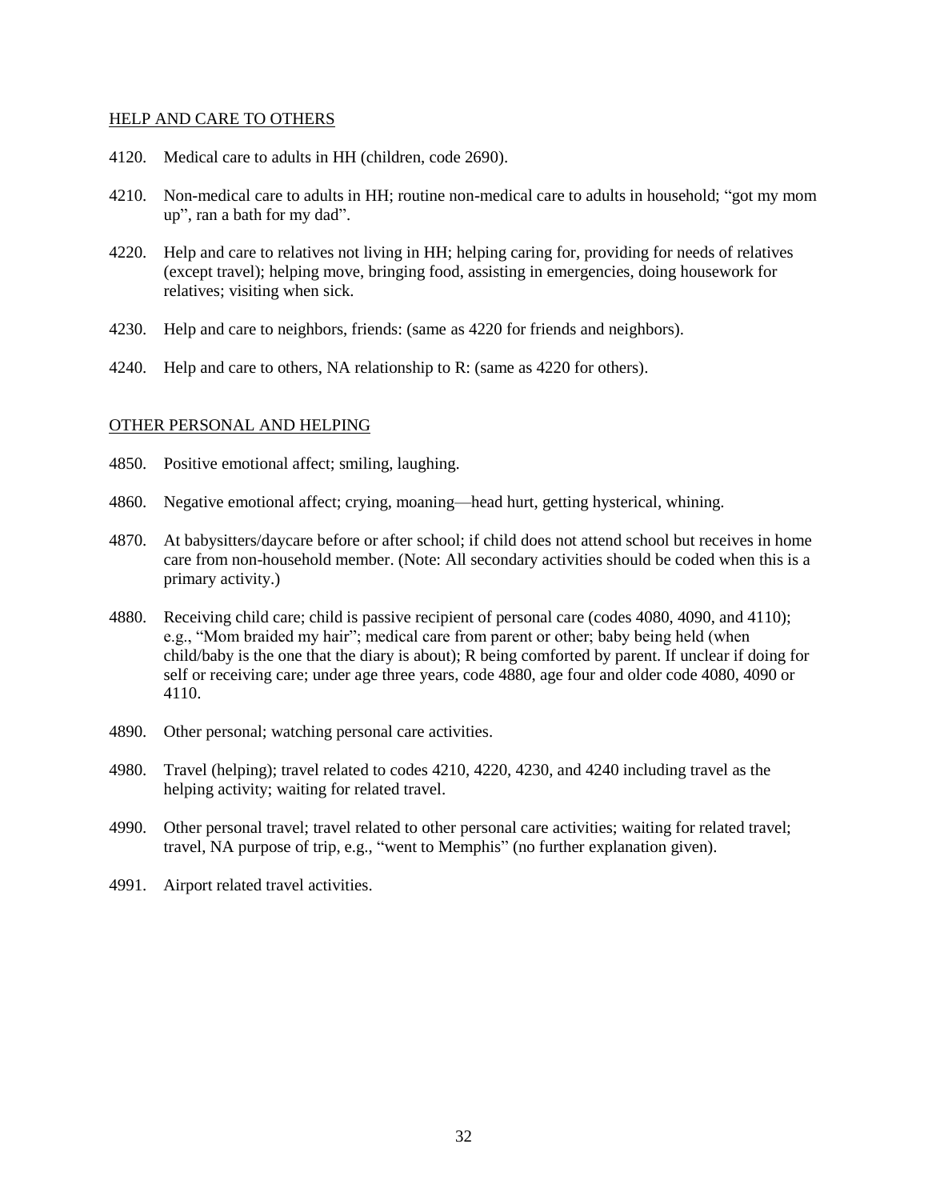## HELP AND CARE TO OTHERS

4120. Medical care to adults in HH (children, code 2690).

4210. Non-medical care to adults in HH; routine non-medical care to adults in household; "got my mom up", ran a bath for my dad".

4220. Help and care to relatives not living in HH; helping caring for, providing for needs of relatives (except travel); helping move, bringing food, assisting in emergencies, doing housework for relatives; visiting when sick.

4230. Help and care to neighbors, friends: (same as 4220 for friends and neighbors).

4240. Help and care to others, NA relationship to R: (same as 4220 for others).

## OTHER PERSONAL AND HELPING

4850. Positive emotional affect; smiling, laughing.

4860. Negative emotional affect; crying, moaning—head hurt, getting hysterical, whining.

4870. At babysitters/daycare before or after school; if child does not attend school but receives in home care from non-household member. (Note: All secondary activities should be coded when this is a primary activity.)

4880. Receiving child care; child is passive recipient of personal care (codes 4080, 4090, and 4110); e.g., "Mom braided my hair"; medical care from parent or other; baby being held (when child/baby is the one that the diary is about); R being comforted by parent. If unclear if doing for self or receiving care; under age three years, code 4880, age four and older code 4080, 4090 or 4110.

4890. Other personal; watching personal care activities.

4980. Travel (helping); travel related to codes 4210, 4220, 4230, and 4240 including travel as the helping activity; waiting for related travel.

4990. Other personal travel; travel related to other personal care activities; waiting for related travel; travel, NA purpose of trip, e.g., "went to Memphis" (no further explanation given).

4991. Airport related travel activities.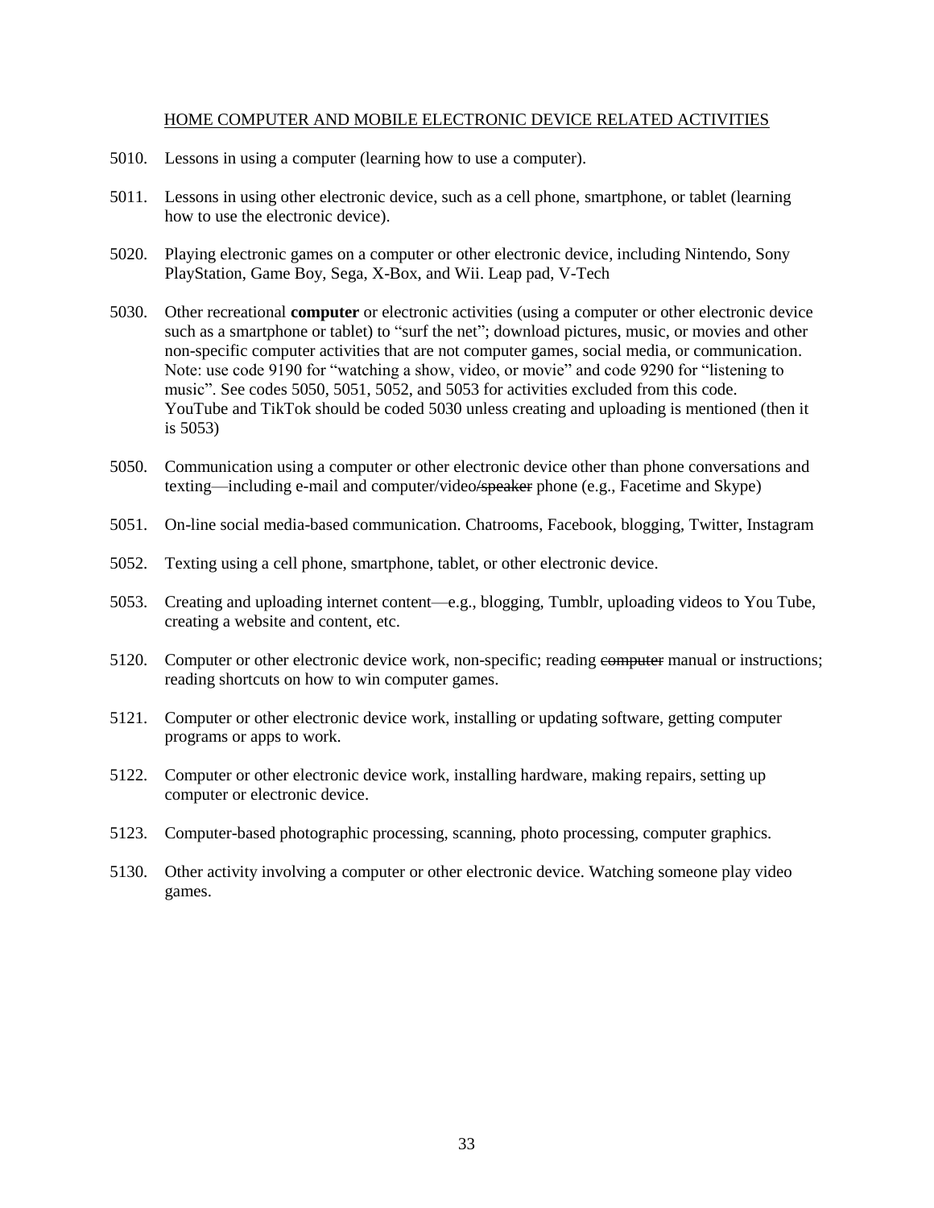<u>HOME COMPUTER AND MOBILE ELECTRONIC DEVICE RELATED ACTIVITIES</u>

5010. Lessons in using a computer (learning how to use a computer).

5011. Lessons in using other electronic device, such as a cell phone, smartphone, or tablet (learning how to use the electronic device).

5020. Playing electronic games on a computer or other electronic device, including Nintendo, Sony PlayStation, Game Boy, Sega, X-Box, and Wii. Leap pad, V-Tech

5030. Other recreational **computer** or electronic activities (using a computer or other electronic device such as a smartphone or tablet) to "surf the net"; download pictures, music, or movies and other non-specific computer activities that are not computer games, social media, or communication. Note: use code 9190 for "watching a show, video, or movie" and code 9290 for "listening to music". See codes 5050, 5051, 5052, and 5053 for activities excluded from this code. YouTube and TikTok should be coded 5030 unless creating and uploading is mentioned (then it is 5053)

5050. Communication using a computer or other electronic device other than phone conversations and texting—including e-mail and computer/video~~/speaker~~ phone (e.g., Facetime and Skype)

5051. On-line social media-based communication. Chatrooms, Facebook, blogging, Twitter, Instagram

5052. Texting using a cell phone, smartphone, tablet, or other electronic device.

5053. Creating and uploading internet content—e.g., blogging, Tumblr, uploading videos to You Tube, creating a website and content, etc.

5120. Computer or other electronic device work, non-specific; reading ~~computer~~ manual or instructions; reading shortcuts on how to win computer games.

5121. Computer or other electronic device work, installing or updating software, getting computer programs or apps to work.

5122. Computer or other electronic device work, installing hardware, making repairs, setting up computer or electronic device.

5123. Computer-based photographic processing, scanning, photo processing, computer graphics.

5130. Other activity involving a computer or other electronic device. Watching someone play video games.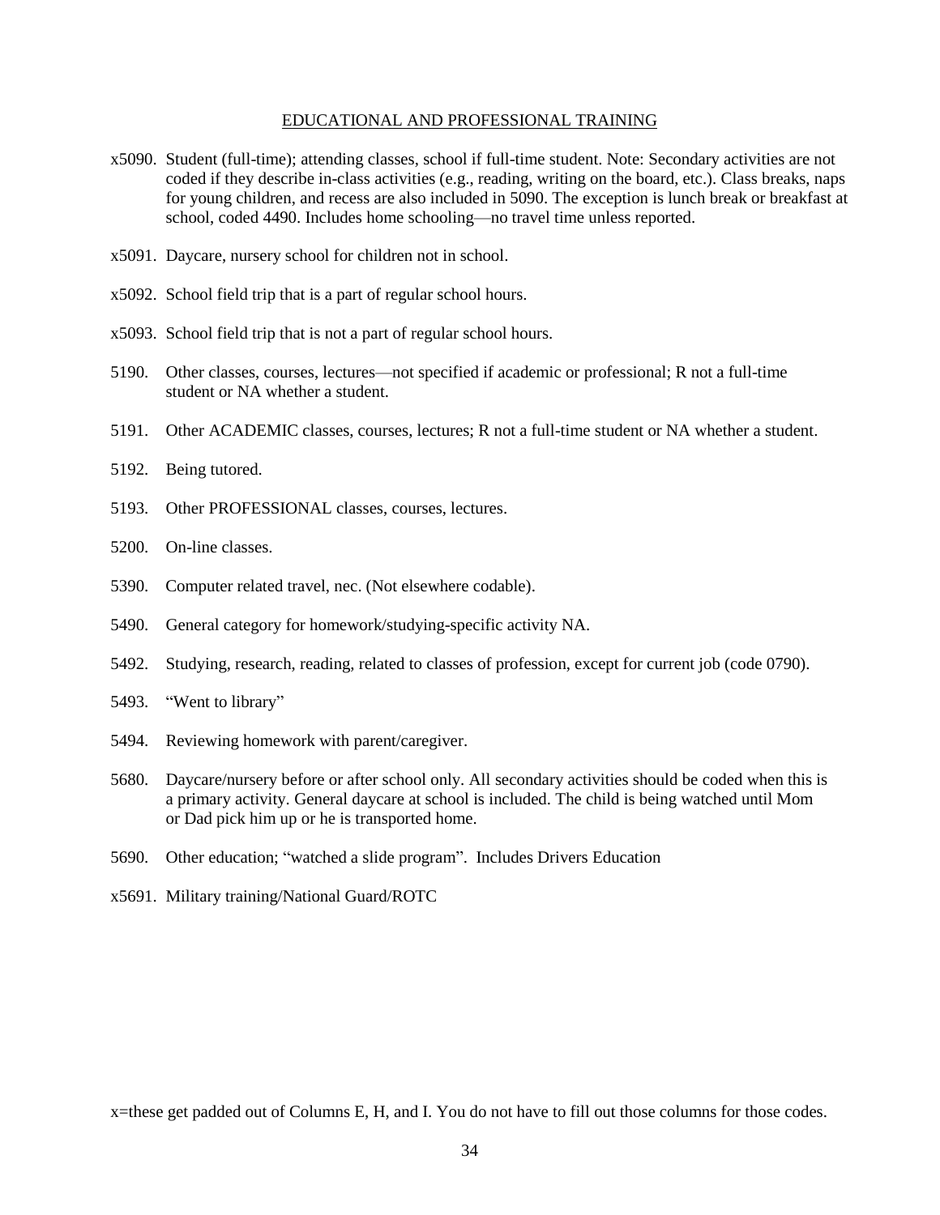## EDUCATIONAL AND PROFESSIONAL TRAINING

x5090. Student (full-time); attending classes, school if full-time student. Note: Secondary activities are not coded if they describe in-class activities (e.g., reading, writing on the board, etc.). Class breaks, naps for young children, and recess are also included in 5090. The exception is lunch break or breakfast at school, coded 4490. Includes home schooling—no travel time unless reported.

x5091. Daycare, nursery school for children not in school.

x5092. School field trip that is a part of regular school hours.

x5093. School field trip that is not a part of regular school hours.

5190. Other classes, courses, lectures—not specified if academic or professional; R not a full-time student or NA whether a student.

5191. Other ACADEMIC classes, courses, lectures; R not a full-time student or NA whether a student.

5192. Being tutored.

5193. Other PROFESSIONAL classes, courses, lectures.

5200. On-line classes.

5390. Computer related travel, nec. (Not elsewhere codable).

5490. General category for homework/studying-specific activity NA.

5492. Studying, research, reading, related to classes of profession, except for current job (code 0790).

5493. "Went to library"

5494. Reviewing homework with parent/caregiver.

5680. Daycare/nursery before or after school only. All secondary activities should be coded when this is a primary activity. General daycare at school is included. The child is being watched until Mom or Dad pick him up or he is transported home.

5690. Other education; "watched a slide program". Includes Drivers Education

x5691. Military training/National Guard/ROTC

x=these get padded out of Columns E, H, and I. You do not have to fill out those columns for those codes.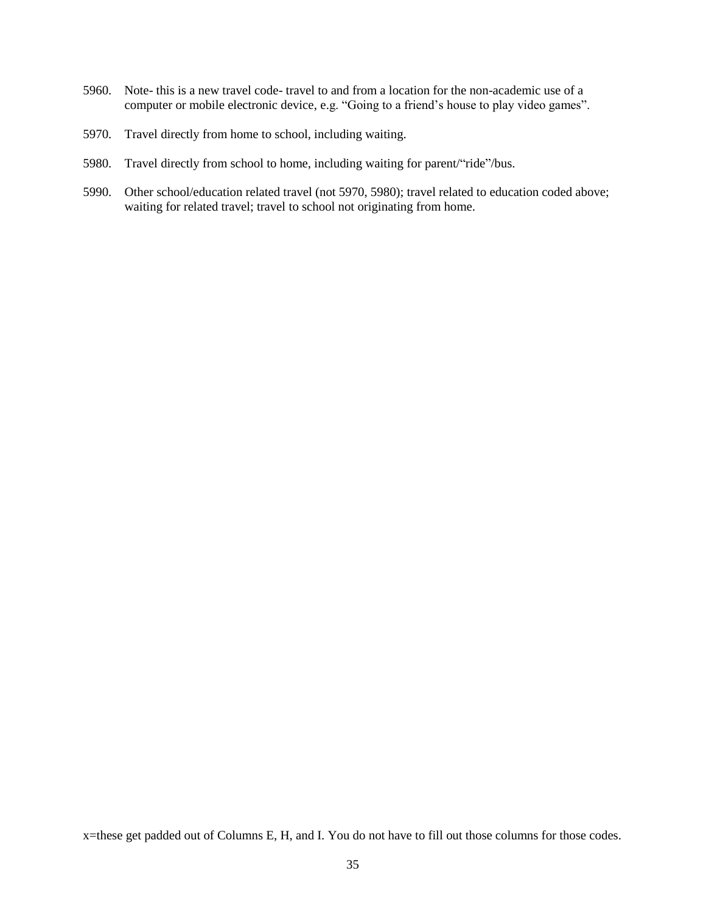5960. Note- this is a new travel code- travel to and from a location for the non-academic use of a computer or mobile electronic device, e.g. “Going to a friend’s house to play video games”.

5970. Travel directly from home to school, including waiting.

5980. Travel directly from school to home, including waiting for parent/“ride”/bus.

5990. Other school/education related travel (not 5970, 5980); travel related to education coded above; waiting for related travel; travel to school not originating from home.

x=these get padded out of Columns E, H, and I. You do not have to fill out those columns for those codes.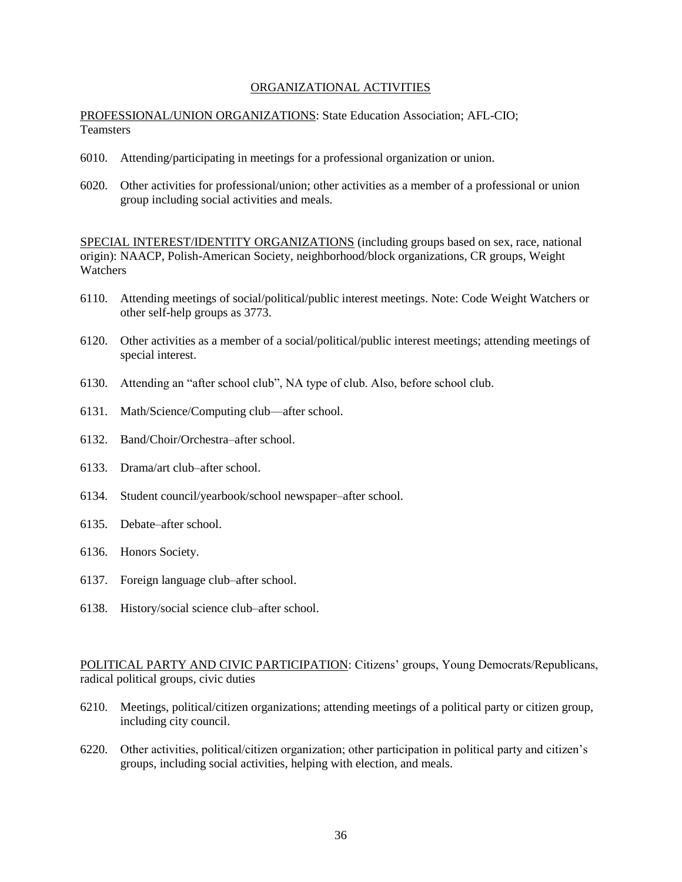## ORGANIZATIONAL ACTIVITIES

PROFESSIONAL/UNION ORGANIZATIONS: State Education Association; AFL-CIO; Teamsters

6010. Attending/participating in meetings for a professional organization or union.

6020. Other activities for professional/union; other activities as a member of a professional or union group including social activities and meals.

SPECIAL INTEREST/IDENTITY ORGANIZATIONS (including groups based on sex, race, national origin): NAACP, Polish-American Society, neighborhood/block organizations, CR groups, Weight Watchers

6110. Attending meetings of social/political/public interest meetings. Note: Code Weight Watchers or other self-help groups as 3773.

6120. Other activities as a member of a social/political/public interest meetings; attending meetings of special interest.

6130. Attending an "after school club", NA type of club. Also, before school club.

6131. Math/Science/Computing club—after school.

6132. Band/Choir/Orchestra–after school.

6133. Drama/art club–after school.

6134. Student council/yearbook/school newspaper–after school.

6135. Debate–after school.

6136. Honors Society.

6137. Foreign language club–after school.

6138. History/social science club–after school.

POLITICAL PARTY AND CIVIC PARTICIPATION: Citizens' groups, Young Democrats/Republicans, radical political groups, civic duties

6210. Meetings, political/citizen organizations; attending meetings of a political party or citizen group, including city council.

6220. Other activities, political/citizen organization; other participation in political party and citizen's groups, including social activities, helping with election, and meals.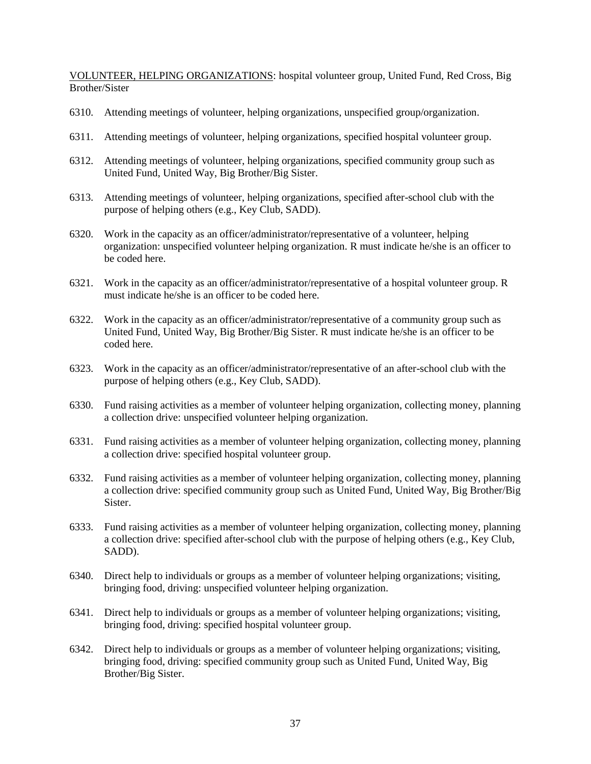<u>VOLUNTEER, HELPING ORGANIZATIONS</u>: hospital volunteer group, United Fund, Red Cross, Big Brother/Sister

6310. Attending meetings of volunteer, helping organizations, unspecified group/organization.

6311. Attending meetings of volunteer, helping organizations, specified hospital volunteer group.

6312. Attending meetings of volunteer, helping organizations, specified community group such as United Fund, United Way, Big Brother/Big Sister.

6313. Attending meetings of volunteer, helping organizations, specified after-school club with the purpose of helping others (e.g., Key Club, SADD).

6320. Work in the capacity as an officer/administrator/representative of a volunteer, helping organization: unspecified volunteer helping organization. R must indicate he/she is an officer to be coded here.

6321. Work in the capacity as an officer/administrator/representative of a hospital volunteer group. R must indicate he/she is an officer to be coded here.

6322. Work in the capacity as an officer/administrator/representative of a community group such as United Fund, United Way, Big Brother/Big Sister. R must indicate he/she is an officer to be coded here.

6323. Work in the capacity as an officer/administrator/representative of an after-school club with the purpose of helping others (e.g., Key Club, SADD).

6330. Fund raising activities as a member of volunteer helping organization, collecting money, planning a collection drive: unspecified volunteer helping organization.

6331. Fund raising activities as a member of volunteer helping organization, collecting money, planning a collection drive: specified hospital volunteer group.

6332. Fund raising activities as a member of volunteer helping organization, collecting money, planning a collection drive: specified community group such as United Fund, United Way, Big Brother/Big Sister.

6333. Fund raising activities as a member of volunteer helping organization, collecting money, planning a collection drive: specified after-school club with the purpose of helping others (e.g., Key Club, SADD).

6340. Direct help to individuals or groups as a member of volunteer helping organizations; visiting, bringing food, driving: unspecified volunteer helping organization.

6341. Direct help to individuals or groups as a member of volunteer helping organizations; visiting, bringing food, driving: specified hospital volunteer group.

6342. Direct help to individuals or groups as a member of volunteer helping organizations; visiting, bringing food, driving: specified community group such as United Fund, United Way, Big Brother/Big Sister.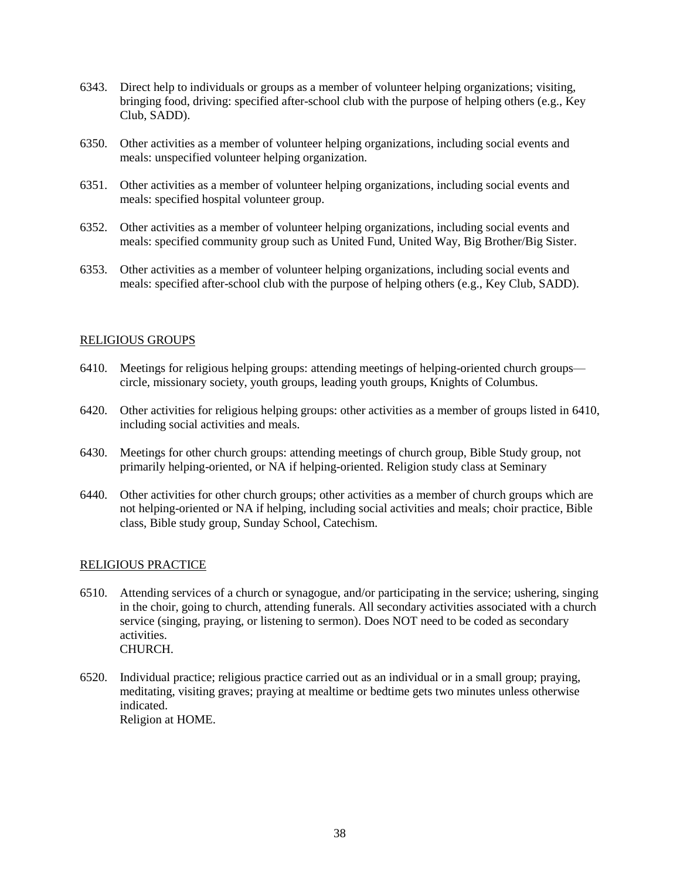6343. Direct help to individuals or groups as a member of volunteer helping organizations; visiting, bringing food, driving: specified after-school club with the purpose of helping others (e.g., Key Club, SADD).

6350. Other activities as a member of volunteer helping organizations, including social events and meals: unspecified volunteer helping organization.

6351. Other activities as a member of volunteer helping organizations, including social events and meals: specified hospital volunteer group.

6352. Other activities as a member of volunteer helping organizations, including social events and meals: specified community group such as United Fund, United Way, Big Brother/Big Sister.

6353. Other activities as a member of volunteer helping organizations, including social events and meals: specified after-school club with the purpose of helping others (e.g., Key Club, SADD).

<u>RELIGIOUS GROUPS</u>

6410. Meetings for religious helping groups: attending meetings of helping-oriented church groups—circle, missionary society, youth groups, leading youth groups, Knights of Columbus.

6420. Other activities for religious helping groups: other activities as a member of groups listed in 6410, including social activities and meals.

6430. Meetings for other church groups: attending meetings of church group, Bible Study group, not primarily helping-oriented, or NA if helping-oriented. Religion study class at Seminary

6440. Other activities for other church groups; other activities as a member of church groups which are not helping-oriented or NA if helping, including social activities and meals; choir practice, Bible class, Bible study group, Sunday School, Catechism.

<u>RELIGIOUS PRACTICE</u>

6510. Attending services of a church or synagogue, and/or participating in the service; ushering, singing in the choir, going to church, attending funerals. All secondary activities associated with a church service (singing, praying, or listening to sermon). Does NOT need to be coded as secondary activities.
CHURCH.

6520. Individual practice; religious practice carried out as an individual or in a small group; praying, meditating, visiting graves; praying at mealtime or bedtime gets two minutes unless otherwise indicated.
Religion at HOME.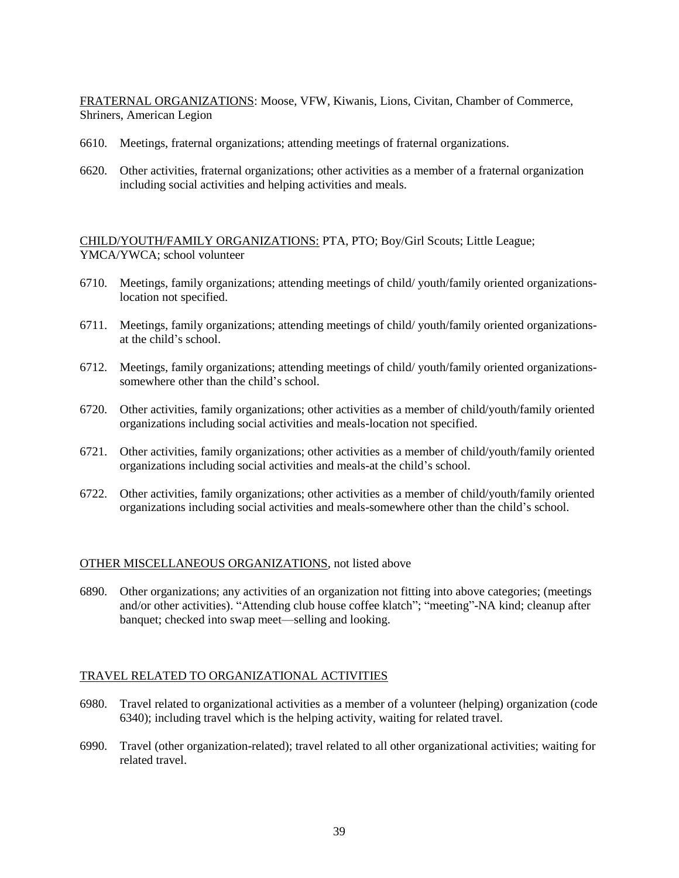<u>FRATERNAL ORGANIZATIONS</u>: Moose, VFW, Kiwanis, Lions, Civitan, Chamber of Commerce, Shriners, American Legion

6610. Meetings, fraternal organizations; attending meetings of fraternal organizations.

6620. Other activities, fraternal organizations; other activities as a member of a fraternal organization including social activities and helping activities and meals.

<u>CHILD/YOUTH/FAMILY ORGANIZATIONS:</u> PTA, PTO; Boy/Girl Scouts; Little League; YMCA/YWCA; school volunteer

6710. Meetings, family organizations; attending meetings of child/ youth/family oriented organizations-location not specified.

6711. Meetings, family organizations; attending meetings of child/ youth/family oriented organizations-at the child's school.

6712. Meetings, family organizations; attending meetings of child/ youth/family oriented organizations-somewhere other than the child's school.

6720. Other activities, family organizations; other activities as a member of child/youth/family oriented organizations including social activities and meals-location not specified.

6721. Other activities, family organizations; other activities as a member of child/youth/family oriented organizations including social activities and meals-at the child's school.

6722. Other activities, family organizations; other activities as a member of child/youth/family oriented organizations including social activities and meals-somewhere other than the child's school.

<u>OTHER MISCELLANEOUS ORGANIZATIONS</u>, not listed above

6890. Other organizations; any activities of an organization not fitting into above categories; (meetings and/or other activities). "Attending club house coffee klatch"; "meeting"-NA kind; cleanup after banquet; checked into swap meet—selling and looking.

<u>TRAVEL RELATED TO ORGANIZATIONAL ACTIVITIES</u>

6980. Travel related to organizational activities as a member of a volunteer (helping) organization (code 6340); including travel which is the helping activity, waiting for related travel.

6990. Travel (other organization-related); travel related to all other organizational activities; waiting for related travel.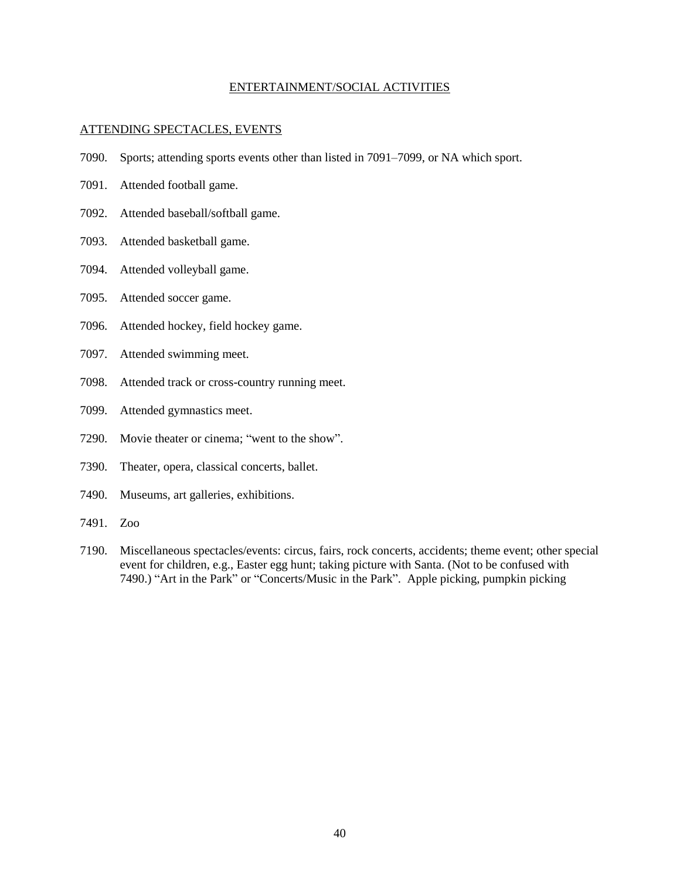## ENTERTAINMENT/SOCIAL ACTIVITIES

### ATTENDING SPECTACLES, EVENTS

7090. Sports; attending sports events other than listed in 7091–7099, or NA which sport.

7091. Attended football game.

7092. Attended baseball/softball game.

7093. Attended basketball game.

7094. Attended volleyball game.

7095. Attended soccer game.

7096. Attended hockey, field hockey game.

7097. Attended swimming meet.

7098. Attended track or cross-country running meet.

7099. Attended gymnastics meet.

7290. Movie theater or cinema; “went to the show”.

7390. Theater, opera, classical concerts, ballet.

7490. Museums, art galleries, exhibitions.

7491. Zoo

7190. Miscellaneous spectacles/events: circus, fairs, rock concerts, accidents; theme event; other special event for children, e.g., Easter egg hunt; taking picture with Santa. (Not to be confused with 7490.) “Art in the Park” or “Concerts/Music in the Park”. Apple picking, pumpkin picking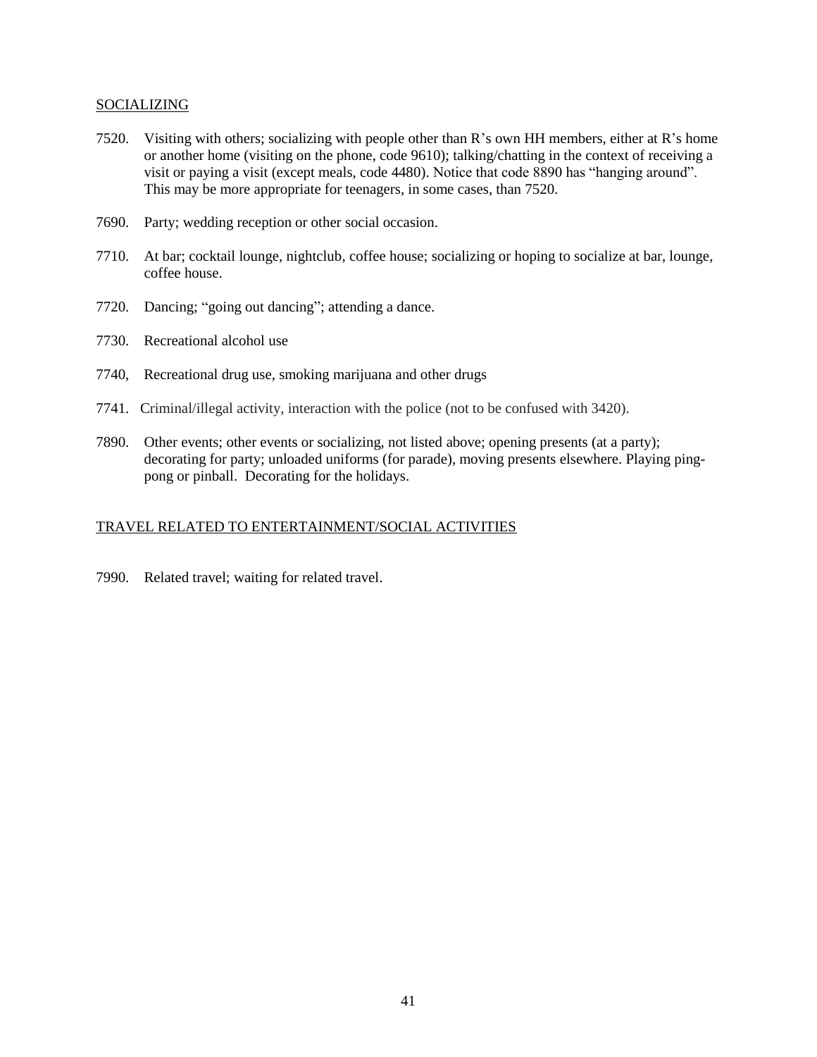SOCIALIZING

7520. Visiting with others; socializing with people other than R's own HH members, either at R's home or another home (visiting on the phone, code 9610); talking/chatting in the context of receiving a visit or paying a visit (except meals, code 4480). Notice that code 8890 has "hanging around". This may be more appropriate for teenagers, in some cases, than 7520.

7690. Party; wedding reception or other social occasion.

7710. At bar; cocktail lounge, nightclub, coffee house; socializing or hoping to socialize at bar, lounge, coffee house.

7720. Dancing; "going out dancing"; attending a dance.

7730. Recreational alcohol use

7740, Recreational drug use, smoking marijuana and other drugs

7741. Criminal/illegal activity, interaction with the police (not to be confused with 3420).

7890. Other events; other events or socializing, not listed above; opening presents (at a party); decorating for party; unloaded uniforms (for parade), moving presents elsewhere. Playing ping-pong or pinball. Decorating for the holidays.

TRAVEL RELATED TO ENTERTAINMENT/SOCIAL ACTIVITIES

7990. Related travel; waiting for related travel.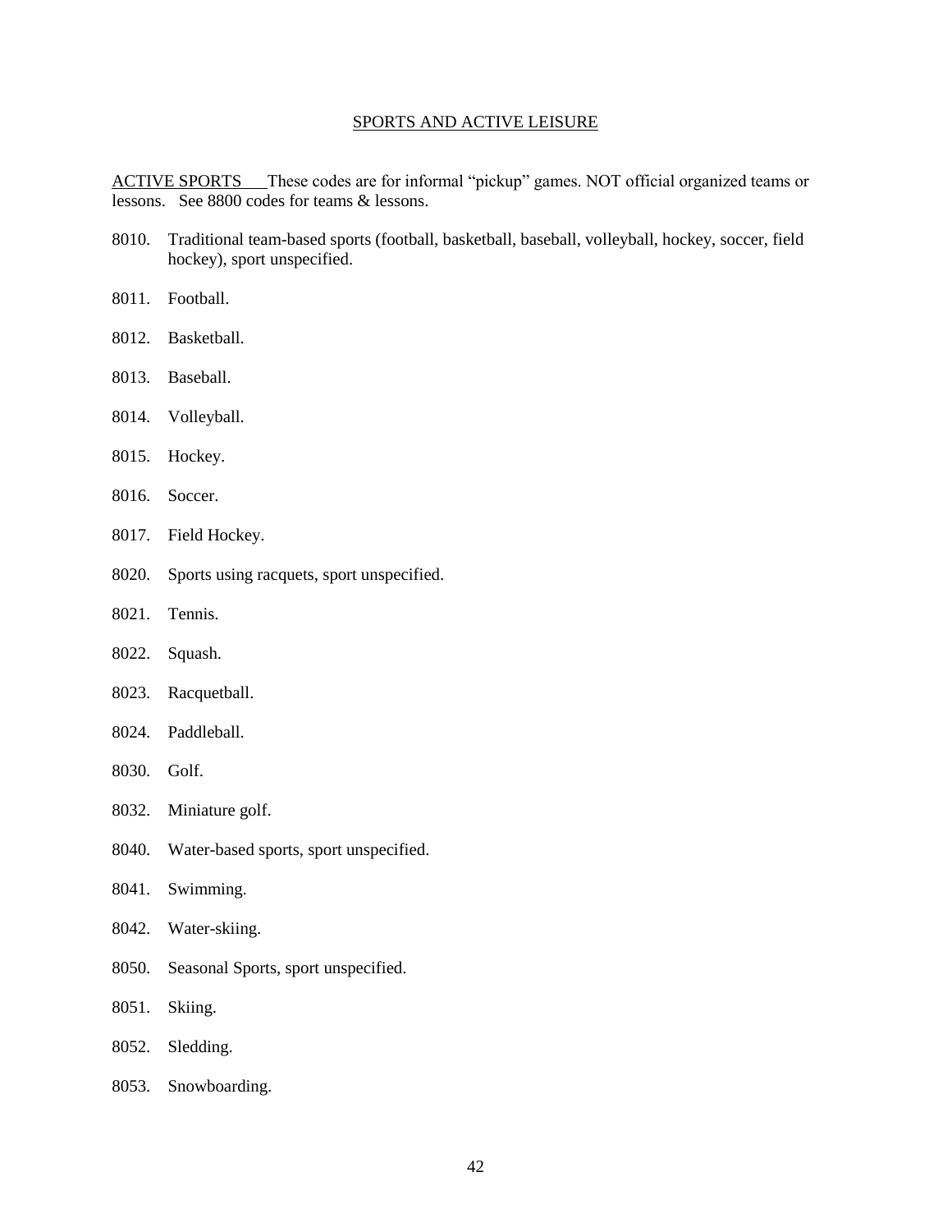## SPORTS AND ACTIVE LEISURE

ACTIVE SPORTS These codes are for informal "pickup" games. NOT official organized teams or lessons. See 8800 codes for teams & lessons.

8010. Traditional team-based sports (football, basketball, baseball, volleyball, hockey, soccer, field hockey), sport unspecified.

8011. Football.

8012. Basketball.

8013. Baseball.

8014. Volleyball.

8015. Hockey.

8016. Soccer.

8017. Field Hockey.

8020. Sports using racquets, sport unspecified.

8021. Tennis.

8022. Squash.

8023. Racquetball.

8024. Paddleball.

8030. Golf.

8032. Miniature golf.

8040. Water-based sports, sport unspecified.

8041. Swimming.

8042. Water-skiing.

8050. Seasonal Sports, sport unspecified.

8051. Skiing.

8052. Sledding.

8053. Snowboarding.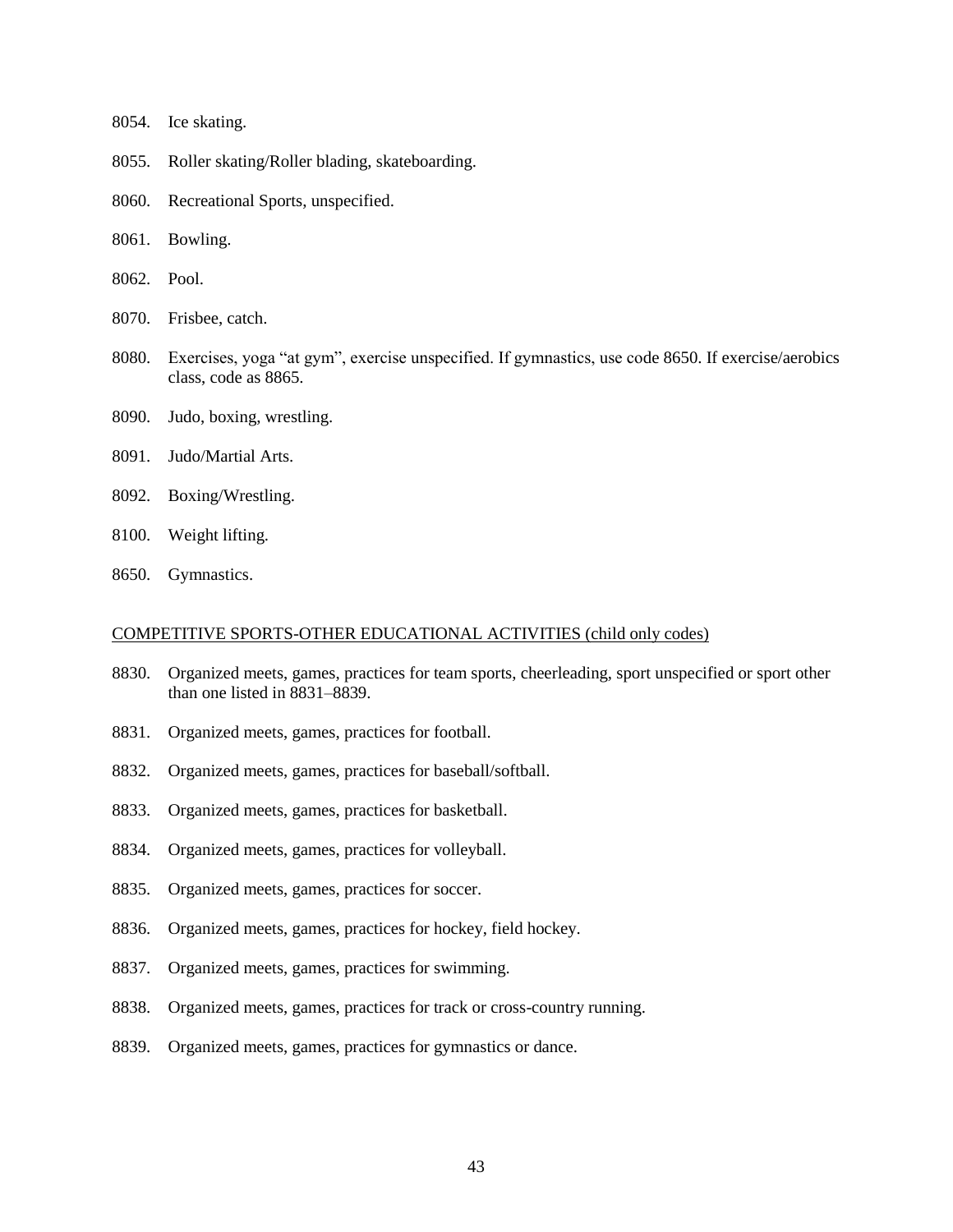8054. Ice skating.

8055. Roller skating/Roller blading, skateboarding.

8060. Recreational Sports, unspecified.

8061. Bowling.

8062. Pool.

8070. Frisbee, catch.

8080. Exercises, yoga "at gym", exercise unspecified. If gymnastics, use code 8650. If exercise/aerobics class, code as 8865.

8090. Judo, boxing, wrestling.

8091. Judo/Martial Arts.

8092. Boxing/Wrestling.

8100. Weight lifting.

8650. Gymnastics.

<u>COMPETITIVE SPORTS-OTHER EDUCATIONAL ACTIVITIES (child only codes)</u>

8830. Organized meets, games, practices for team sports, cheerleading, sport unspecified or sport other than one listed in 8831–8839.

8831. Organized meets, games, practices for football.

8832. Organized meets, games, practices for baseball/softball.

8833. Organized meets, games, practices for basketball.

8834. Organized meets, games, practices for volleyball.

8835. Organized meets, games, practices for soccer.

8836. Organized meets, games, practices for hockey, field hockey.

8837. Organized meets, games, practices for swimming.

8838. Organized meets, games, practices for track or cross-country running.

8839. Organized meets, games, practices for gymnastics or dance.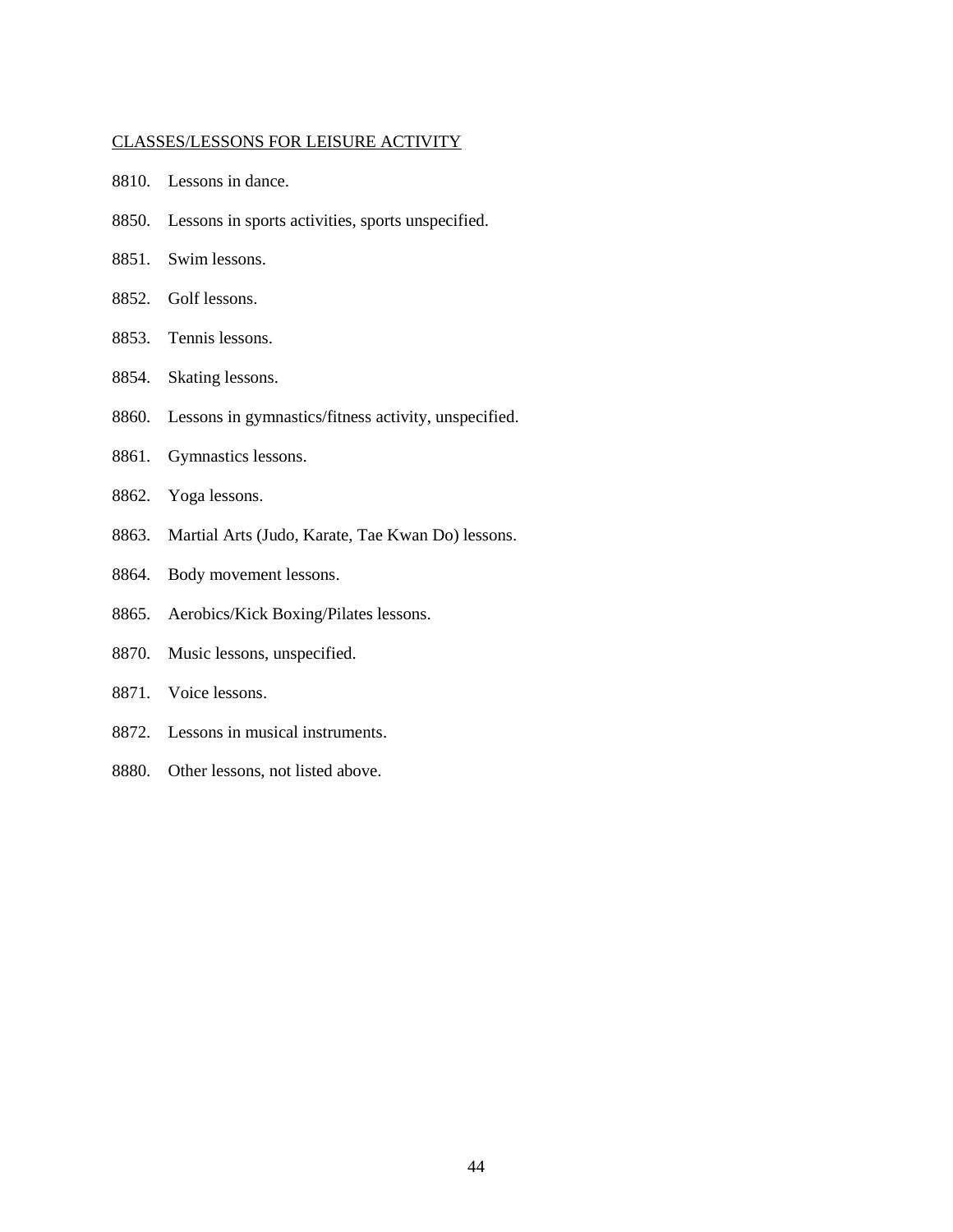CLASSES/LESSONS FOR LEISURE ACTIVITY

8810. Lessons in dance.

8850. Lessons in sports activities, sports unspecified.

8851. Swim lessons.

8852. Golf lessons.

8853. Tennis lessons.

8854. Skating lessons.

8860. Lessons in gymnastics/fitness activity, unspecified.

8861. Gymnastics lessons.

8862. Yoga lessons.

8863. Martial Arts (Judo, Karate, Tae Kwan Do) lessons.

8864. Body movement lessons.

8865. Aerobics/Kick Boxing/Pilates lessons.

8870. Music lessons, unspecified.

8871. Voice lessons.

8872. Lessons in musical instruments.

8880. Other lessons, not listed above.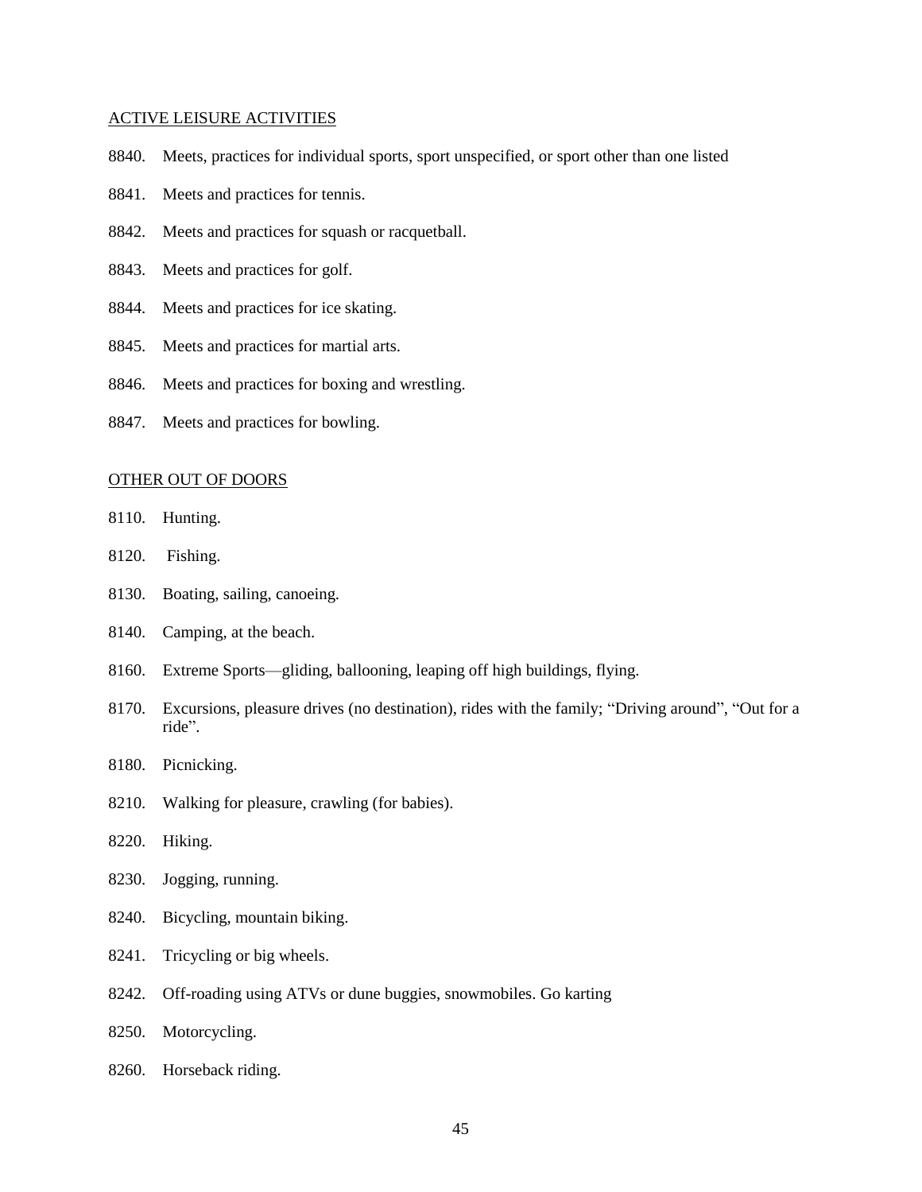ACTIVE LEISURE ACTIVITIES

8840. Meets, practices for individual sports, sport unspecified, or sport other than one listed

8841. Meets and practices for tennis.

8842. Meets and practices for squash or racquetball.

8843. Meets and practices for golf.

8844. Meets and practices for ice skating.

8845. Meets and practices for martial arts.

8846. Meets and practices for boxing and wrestling.

8847. Meets and practices for bowling.

OTHER OUT OF DOORS

8110. Hunting.

8120. Fishing.

8130. Boating, sailing, canoeing.

8140. Camping, at the beach.

8160. Extreme Sports—gliding, ballooning, leaping off high buildings, flying.

8170. Excursions, pleasure drives (no destination), rides with the family; "Driving around", "Out for a ride".

8180. Picnicking.

8210. Walking for pleasure, crawling (for babies).

8220. Hiking.

8230. Jogging, running.

8240. Bicycling, mountain biking.

8241. Tricycling or big wheels.

8242. Off-roading using ATVs or dune buggies, snowmobiles. Go karting

8250. Motorcycling.

8260. Horseback riding.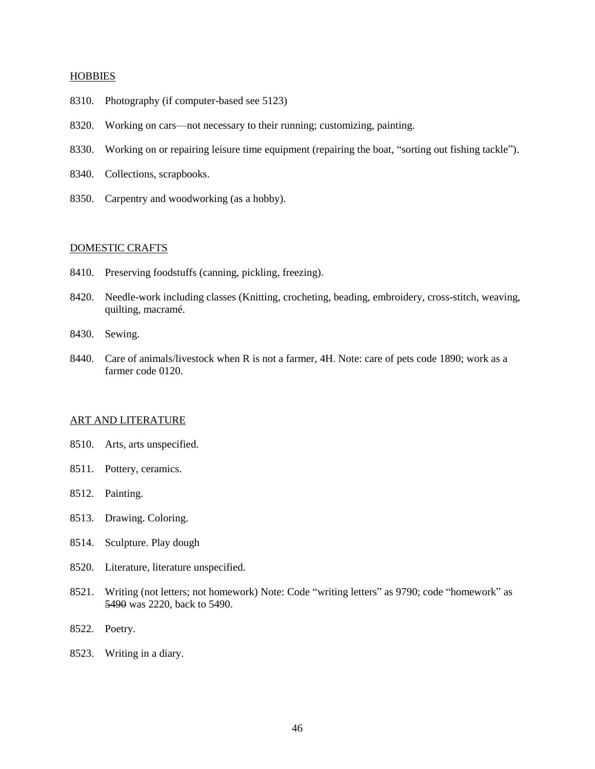## HOBBIES

8310. Photography (if computer-based see 5123)

8320. Working on cars—not necessary to their running; customizing, painting.

8330. Working on or repairing leisure time equipment (repairing the boat, "sorting out fishing tackle").

8340. Collections, scrapbooks.

8350. Carpentry and woodworking (as a hobby).

## DOMESTIC CRAFTS

8410. Preserving foodstuffs (canning, pickling, freezing).

8420. Needle-work including classes (Knitting, crocheting, beading, embroidery, cross-stitch, weaving, quilting, macramé.

8430. Sewing.

8440. Care of animals/livestock when R is not a farmer, 4H. Note: care of pets code 1890; work as a farmer code 0120.

## ART AND LITERATURE

8510. Arts, arts unspecified.

8511. Pottery, ceramics.

8512. Painting.

8513. Drawing. Coloring.

8514. Sculpture. Play dough

8520. Literature, literature unspecified.

8521. Writing (not letters; not homework) Note: Code "writing letters" as 9790; code "homework" as ~~5490~~ was 2220, back to 5490.

8522. Poetry.

8523. Writing in a diary.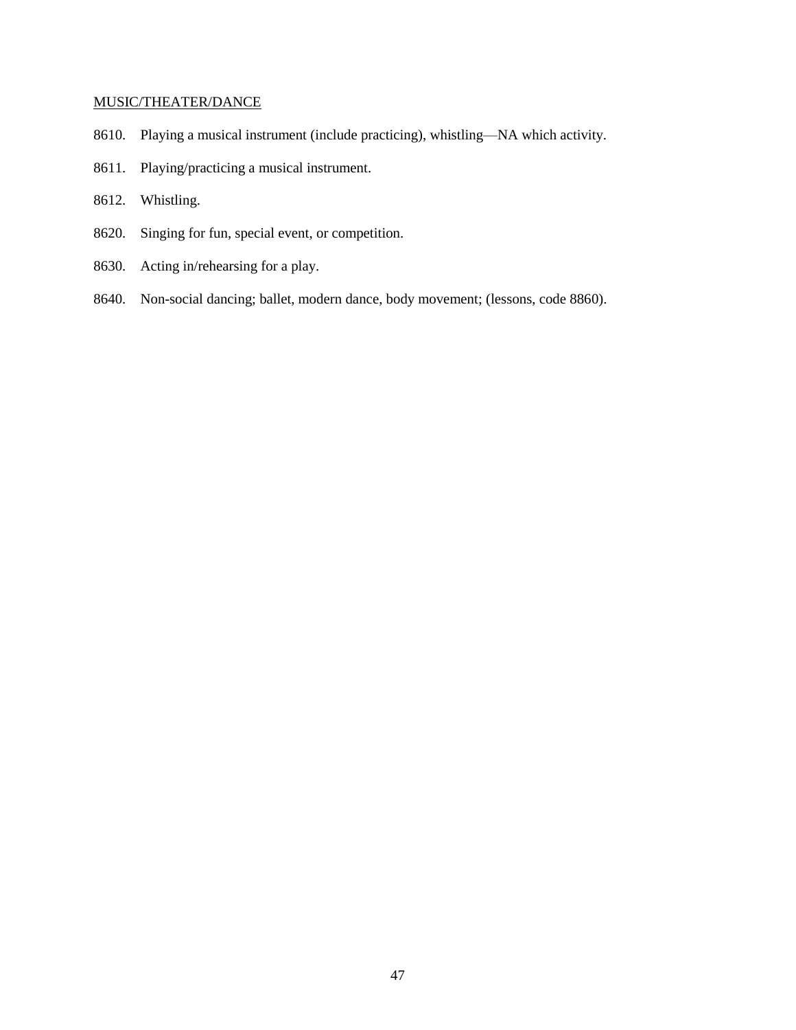MUSIC/THEATER/DANCE

8610. Playing a musical instrument (include practicing), whistling—NA which activity.

8611. Playing/practicing a musical instrument.

8612. Whistling.

8620. Singing for fun, special event, or competition.

8630. Acting in/rehearsing for a play.

8640. Non-social dancing; ballet, modern dance, body movement; (lessons, code 8860).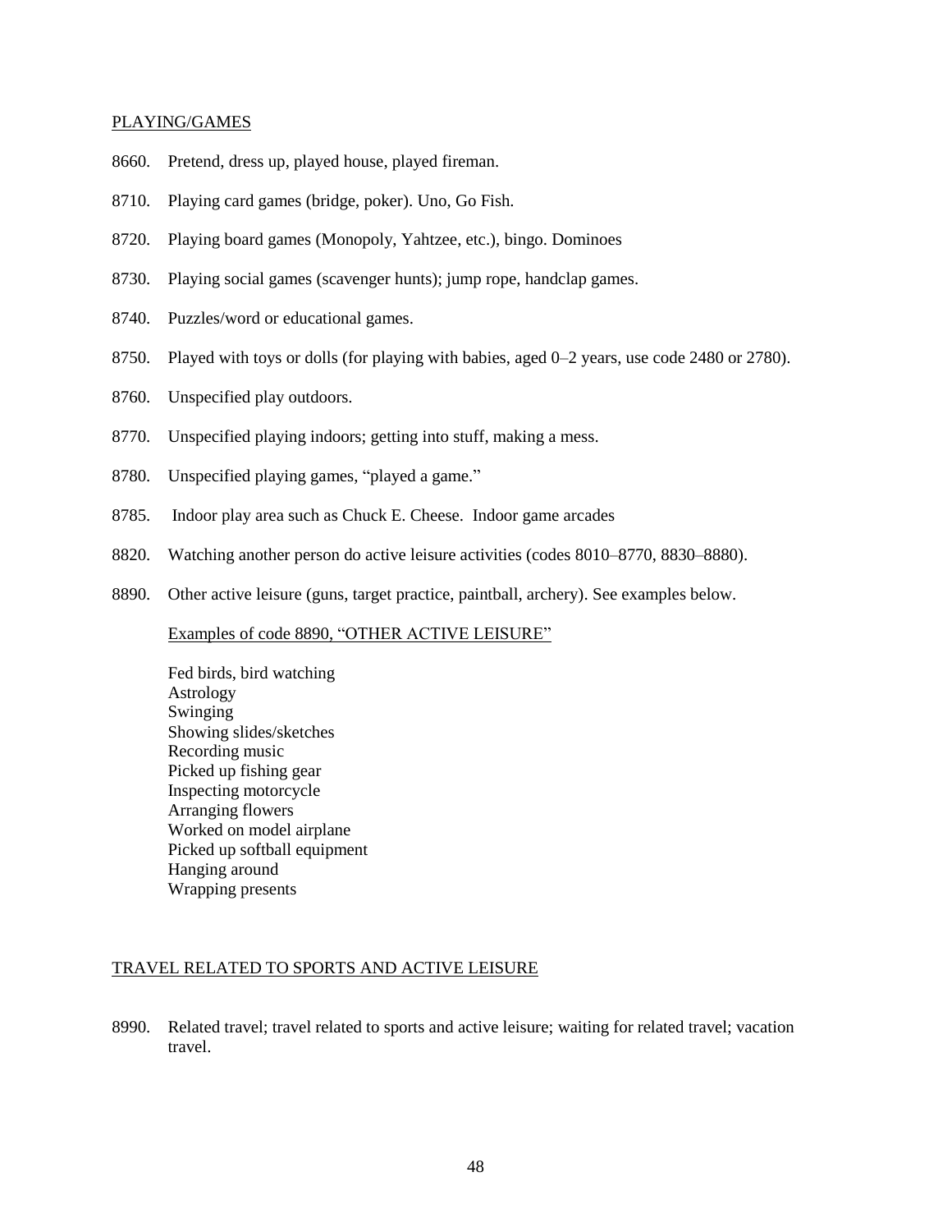PLAYING/GAMES

8660. Pretend, dress up, played house, played fireman.

8710. Playing card games (bridge, poker). Uno, Go Fish.

8720. Playing board games (Monopoly, Yahtzee, etc.), bingo. Dominoes

8730. Playing social games (scavenger hunts); jump rope, handclap games.

8740. Puzzles/word or educational games.

8750. Played with toys or dolls (for playing with babies, aged 0–2 years, use code 2480 or 2780).

8760. Unspecified play outdoors.

8770. Unspecified playing indoors; getting into stuff, making a mess.

8780. Unspecified playing games, "played a game."

8785. Indoor play area such as Chuck E. Cheese. Indoor game arcades

8820. Watching another person do active leisure activities (codes 8010–8770, 8830–8880).

8890. Other active leisure (guns, target practice, paintball, archery). See examples below.

Examples of code 8890, "OTHER ACTIVE LEISURE"

Fed birds, bird watching
Astrology
Swinging
Showing slides/sketches
Recording music
Picked up fishing gear
Inspecting motorcycle
Arranging flowers
Worked on model airplane
Picked up softball equipment
Hanging around
Wrapping presents

TRAVEL RELATED TO SPORTS AND ACTIVE LEISURE

8990. Related travel; travel related to sports and active leisure; waiting for related travel; vacation travel.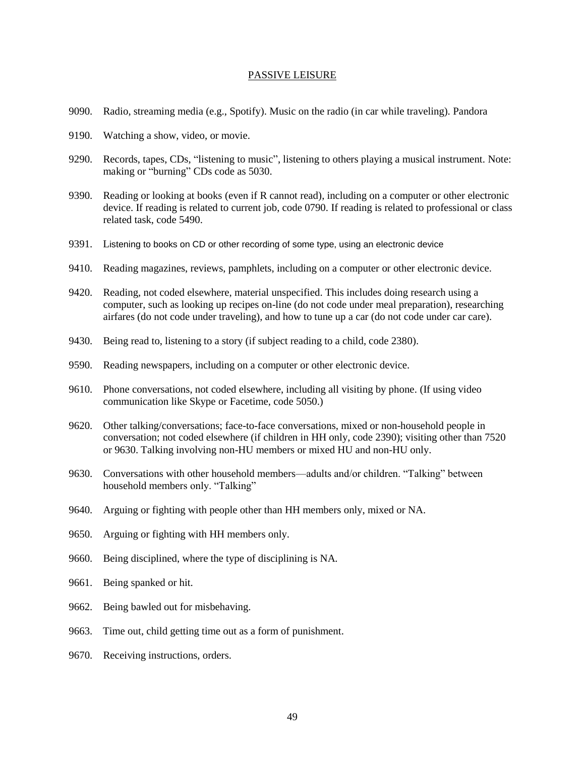## PASSIVE LEISURE

9090. Radio, streaming media (e.g., Spotify). Music on the radio (in car while traveling). Pandora

9190. Watching a show, video, or movie.

9290. Records, tapes, CDs, "listening to music", listening to others playing a musical instrument. Note: making or "burning" CDs code as 5030.

9390. Reading or looking at books (even if R cannot read), including on a computer or other electronic device. If reading is related to current job, code 0790. If reading is related to professional or class related task, code 5490.

9391. Listening to books on CD or other recording of some type, using an electronic device

9410. Reading magazines, reviews, pamphlets, including on a computer or other electronic device.

9420. Reading, not coded elsewhere, material unspecified. This includes doing research using a computer, such as looking up recipes on-line (do not code under meal preparation), researching airfares (do not code under traveling), and how to tune up a car (do not code under car care).

9430. Being read to, listening to a story (if subject reading to a child, code 2380).

9590. Reading newspapers, including on a computer or other electronic device.

9610. Phone conversations, not coded elsewhere, including all visiting by phone. (If using video communication like Skype or Facetime, code 5050.)

9620. Other talking/conversations; face-to-face conversations, mixed or non-household people in conversation; not coded elsewhere (if children in HH only, code 2390); visiting other than 7520 or 9630. Talking involving non-HU members or mixed HU and non-HU only.

9630. Conversations with other household members—adults and/or children. "Talking" between household members only. "Talking"

9640. Arguing or fighting with people other than HH members only, mixed or NA.

9650. Arguing or fighting with HH members only.

9660. Being disciplined, where the type of disciplining is NA.

9661. Being spanked or hit.

9662. Being bawled out for misbehaving.

9663. Time out, child getting time out as a form of punishment.

9670. Receiving instructions, orders.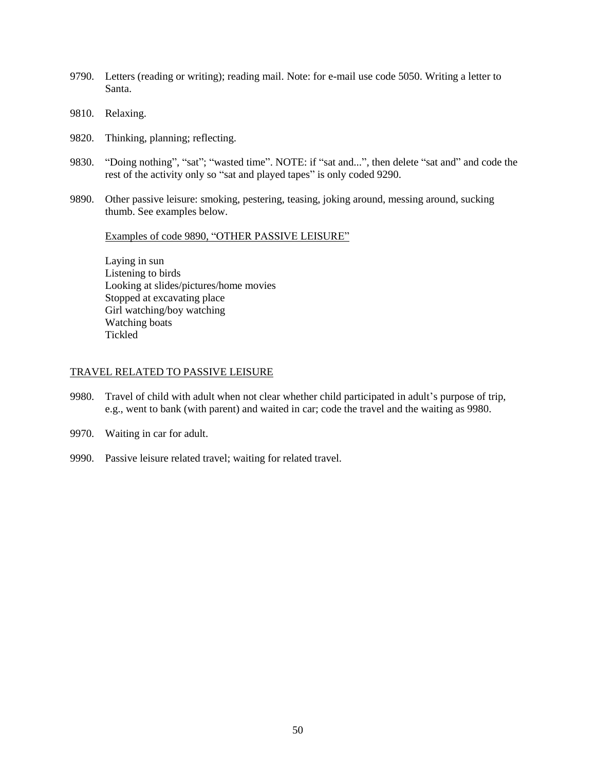9790. Letters (reading or writing); reading mail. Note: for e-mail use code 5050. Writing a letter to Santa.

9810. Relaxing.

9820. Thinking, planning; reflecting.

9830. “Doing nothing”, “sat”; “wasted time”. NOTE: if “sat and...”, then delete “sat and” and code the rest of the activity only so “sat and played tapes” is only coded 9290.

9890. Other passive leisure: smoking, pestering, teasing, joking around, messing around, sucking thumb. See examples below.

Examples of code 9890, “OTHER PASSIVE LEISURE”

Laying in sun
Listening to birds
Looking at slides/pictures/home movies
Stopped at excavating place
Girl watching/boy watching
Watching boats
Tickled

TRAVEL RELATED TO PASSIVE LEISURE

9980. Travel of child with adult when not clear whether child participated in adult’s purpose of trip, e.g., went to bank (with parent) and waited in car; code the travel and the waiting as 9980.

9970. Waiting in car for adult.

9990. Passive leisure related travel; waiting for related travel.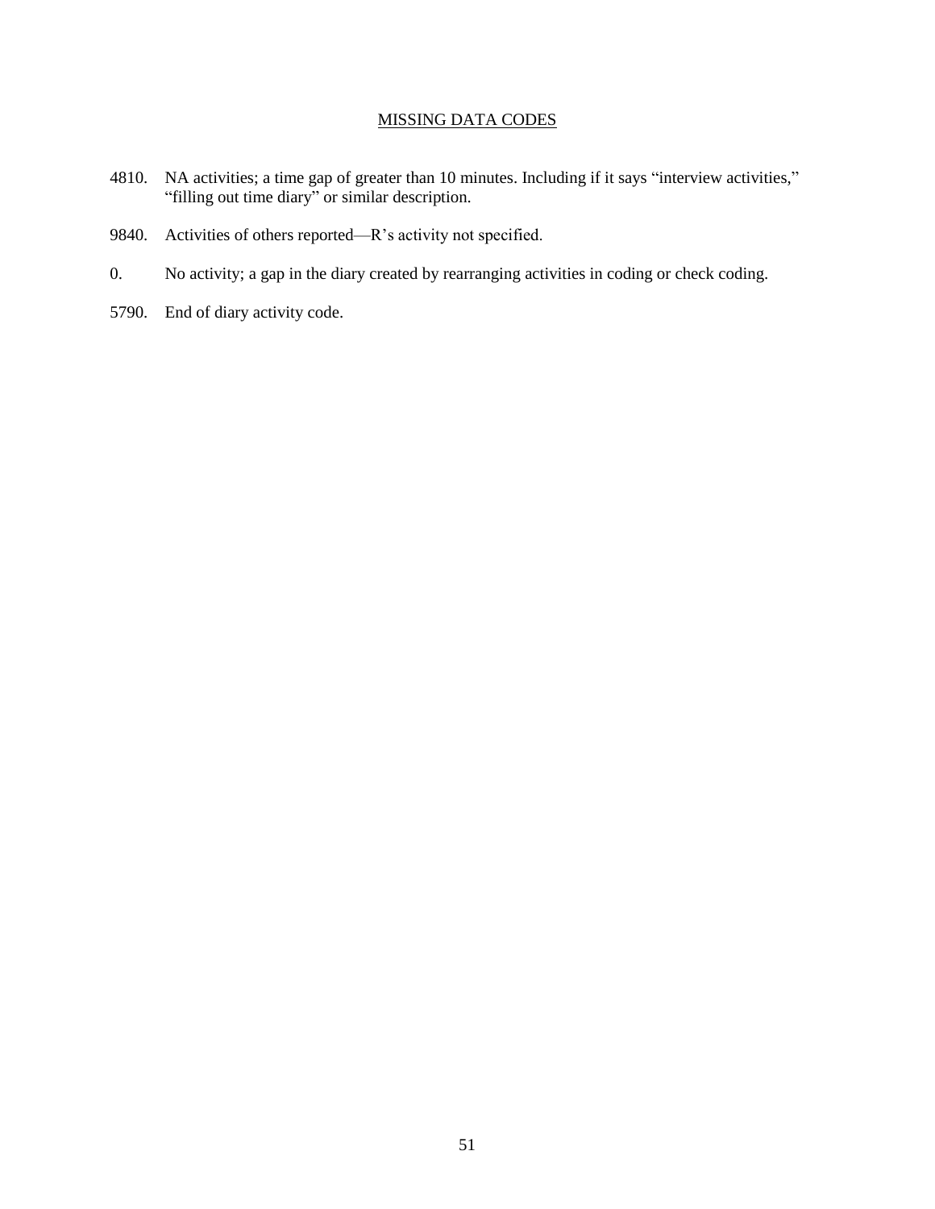## MISSING DATA CODES

4810. NA activities; a time gap of greater than 10 minutes. Including if it says "interview activities," "filling out time diary" or similar description.

9840. Activities of others reported—R's activity not specified.

0. No activity; a gap in the diary created by rearranging activities in coding or check coding.

5790. End of diary activity code.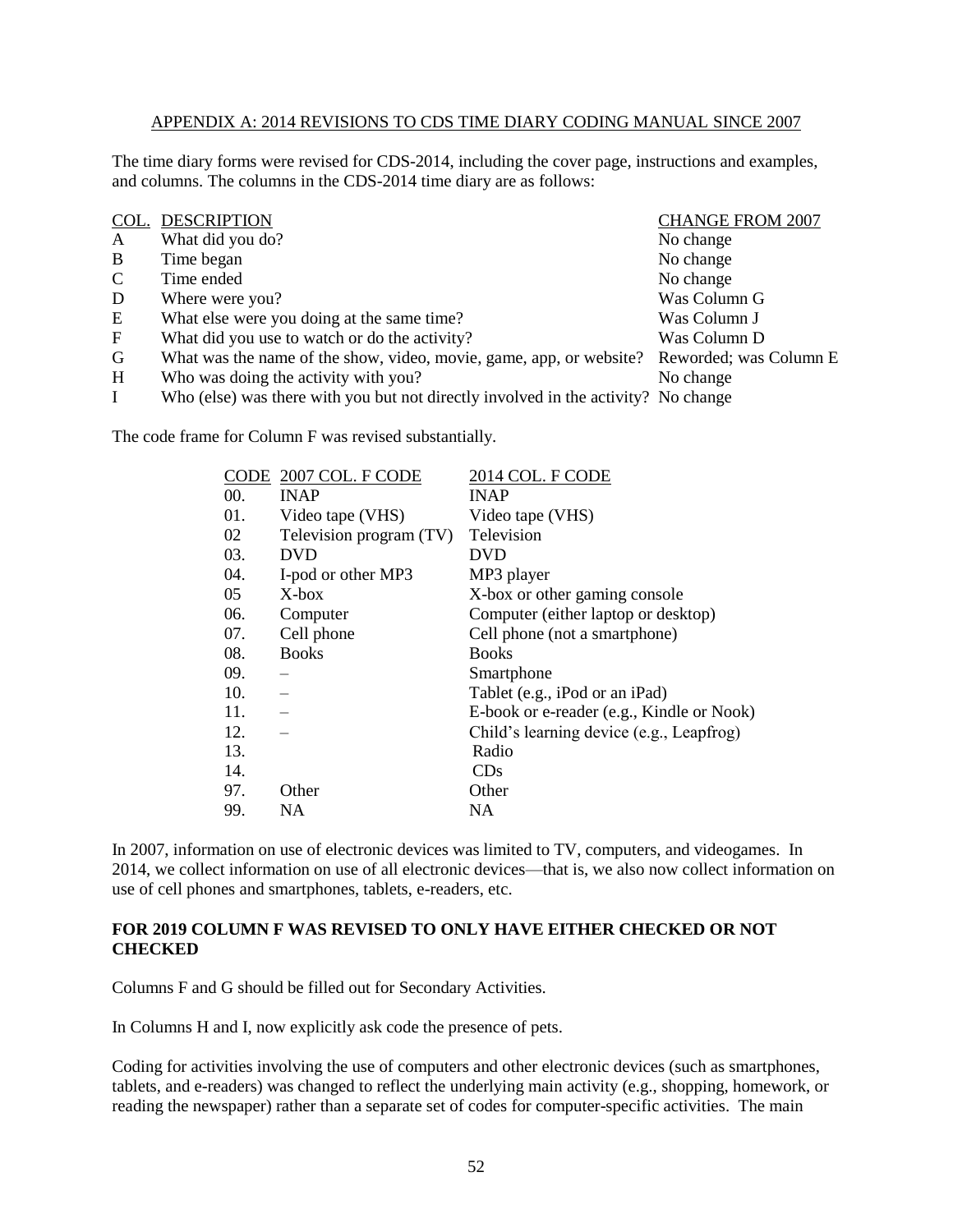APPENDIX A: 2014 REVISIONS TO CDS TIME DIARY CODING MANUAL SINCE 2007

The time diary forms were revised for CDS-2014, including the cover page, instructions and examples, and columns. The columns in the CDS-2014 time diary are as follows:

| COL. | DESCRIPTION | CHANGE FROM 2007 |
|---|---|---|
| A | What did you do? | No change |
| B | Time began | No change |
| C | Time ended | No change |
| D | Where were you? | Was Column G |
| E | What else were you doing at the same time? | Was Column J |
| F | What did you use to watch or do the activity? | Was Column D |
| G | What was the name of the show, video, movie, game, app, or website? | Reworded; was Column E |
| H | Who was doing the activity with you? | No change |
| I | Who (else) was there with you but not directly involved in the activity? | No change |

The code frame for Column F was revised substantially.

| CODE | 2007 COL. F CODE | 2014 COL. F CODE |
|---|---|---|
| 00. | INAP | INAP |
| 01. | Video tape (VHS) | Video tape (VHS) |
| 02 | Television program (TV) | Television |
| 03. | DVD | DVD |
| 04. | I-pod or other MP3 | MP3 player |
| 05 | X-box | X-box or other gaming console |
| 06. | Computer | Computer (either laptop or desktop) |
| 07. | Cell phone | Cell phone (not a smartphone) |
| 08. | Books | Books |
| 09. | – | Smartphone |
| 10. | – | Tablet (e.g., iPod or an iPad) |
| 11. | – | E-book or e-reader (e.g., Kindle or Nook) |
| 12. | – | Child's learning device (e.g., Leapfrog) |
| 13. | | Radio |
| 14. | | CDs |
| 97. | Other | Other |
| 99. | NA | NA |

In 2007, information on use of electronic devices was limited to TV, computers, and videogames. In 2014, we collect information on use of all electronic devices—that is, we also now collect information on use of cell phones and smartphones, tablets, e-readers, etc.

**FOR 2019 COLUMN F WAS REVISED TO ONLY HAVE EITHER CHECKED OR NOT CHECKED**

Columns F and G should be filled out for Secondary Activities.

In Columns H and I, now explicitly ask code the presence of pets.

Coding for activities involving the use of computers and other electronic devices (such as smartphones, tablets, and e-readers) was changed to reflect the underlying main activity (e.g., shopping, homework, or reading the newspaper) rather than a separate set of codes for computer-specific activities. The main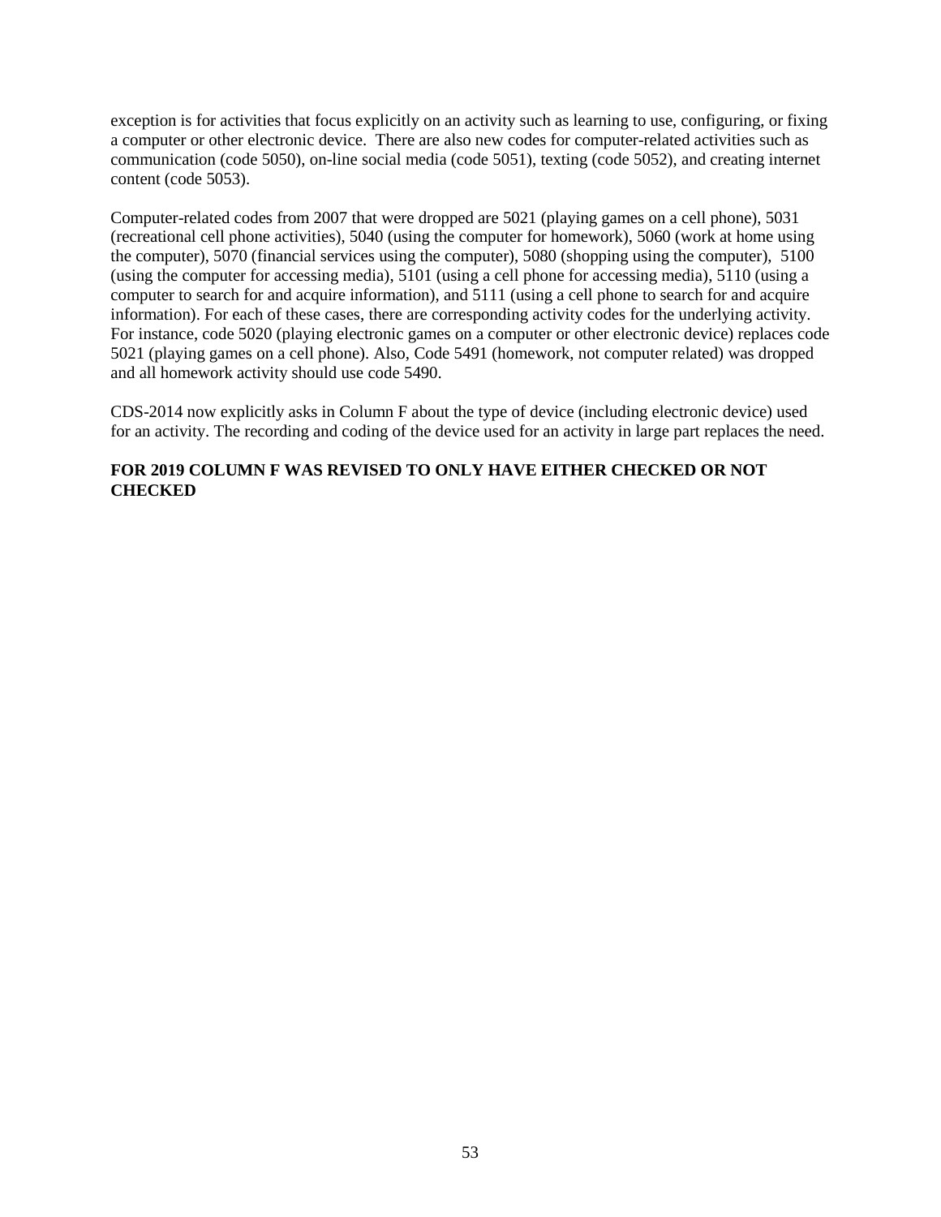exception is for activities that focus explicitly on an activity such as learning to use, configuring, or fixing a computer or other electronic device. There are also new codes for computer-related activities such as communication (code 5050), on-line social media (code 5051), texting (code 5052), and creating internet content (code 5053).

Computer-related codes from 2007 that were dropped are 5021 (playing games on a cell phone), 5031 (recreational cell phone activities), 5040 (using the computer for homework), 5060 (work at home using the computer), 5070 (financial services using the computer), 5080 (shopping using the computer), 5100 (using the computer for accessing media), 5101 (using a cell phone for accessing media), 5110 (using a computer to search for and acquire information), and 5111 (using a cell phone to search for and acquire information). For each of these cases, there are corresponding activity codes for the underlying activity. For instance, code 5020 (playing electronic games on a computer or other electronic device) replaces code 5021 (playing games on a cell phone). Also, Code 5491 (homework, not computer related) was dropped and all homework activity should use code 5490.

CDS-2014 now explicitly asks in Column F about the type of device (including electronic device) used for an activity. The recording and coding of the device used for an activity in large part replaces the need.

**FOR 2019 COLUMN F WAS REVISED TO ONLY HAVE EITHER CHECKED OR NOT CHECKED**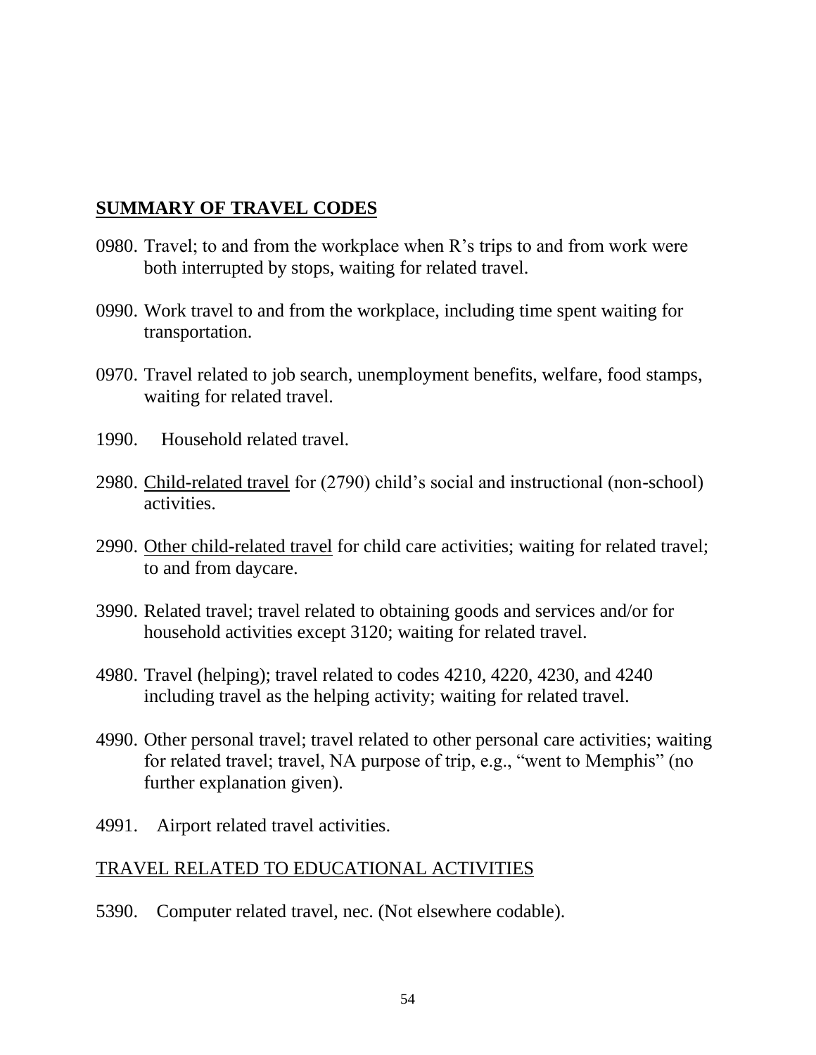## SUMMARY OF TRAVEL CODES

0980. Travel; to and from the workplace when R's trips to and from work were both interrupted by stops, waiting for related travel.

0990. Work travel to and from the workplace, including time spent waiting for transportation.

0970. Travel related to job search, unemployment benefits, welfare, food stamps, waiting for related travel.

1990. Household related travel.

2980. Child-related travel for (2790) child's social and instructional (non-school) activities.

2990. Other child-related travel for child care activities; waiting for related travel; to and from daycare.

3990. Related travel; travel related to obtaining goods and services and/or for household activities except 3120; waiting for related travel.

4980. Travel (helping); travel related to codes 4210, 4220, 4230, and 4240 including travel as the helping activity; waiting for related travel.

4990. Other personal travel; travel related to other personal care activities; waiting for related travel; travel, NA purpose of trip, e.g., "went to Memphis" (no further explanation given).

4991. Airport related travel activities.

TRAVEL RELATED TO EDUCATIONAL ACTIVITIES

5390. Computer related travel, nec. (Not elsewhere codable).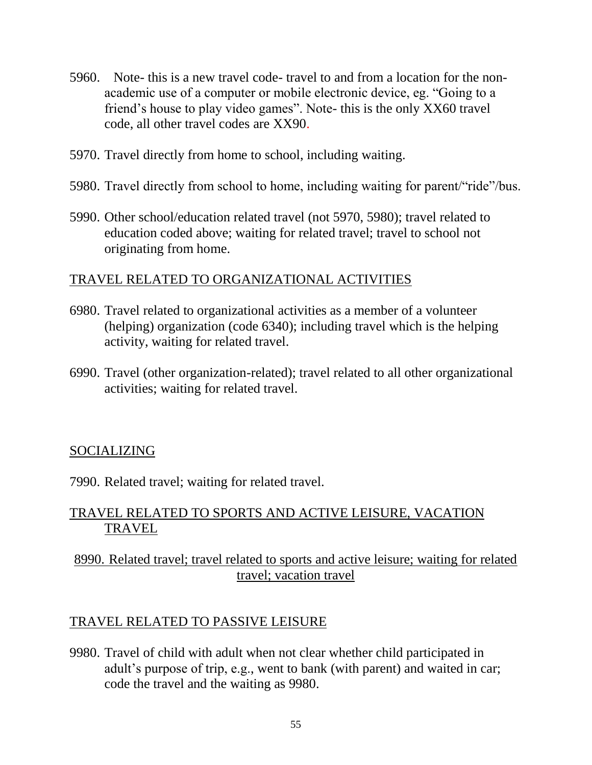5960. Note- this is a new travel code- travel to and from a location for the non-academic use of a computer or mobile electronic device, eg. "Going to a friend's house to play video games". Note- this is the only XX60 travel code, all other travel codes are XX90.

5970. Travel directly from home to school, including waiting.

5980. Travel directly from school to home, including waiting for parent/"ride"/bus.

5990. Other school/education related travel (not 5970, 5980); travel related to education coded above; waiting for related travel; travel to school not originating from home.

## TRAVEL RELATED TO ORGANIZATIONAL ACTIVITIES

6980. Travel related to organizational activities as a member of a volunteer (helping) organization (code 6340); including travel which is the helping activity, waiting for related travel.

6990. Travel (other organization-related); travel related to all other organizational activities; waiting for related travel.

## SOCIALIZING

7990. Related travel; waiting for related travel.

## TRAVEL RELATED TO SPORTS AND ACTIVE LEISURE, VACATION TRAVEL

8990. Related travel; travel related to sports and active leisure; waiting for related travel; vacation travel

## TRAVEL RELATED TO PASSIVE LEISURE

9980. Travel of child with adult when not clear whether child participated in adult's purpose of trip, e.g., went to bank (with parent) and waited in car; code the travel and the waiting as 9980.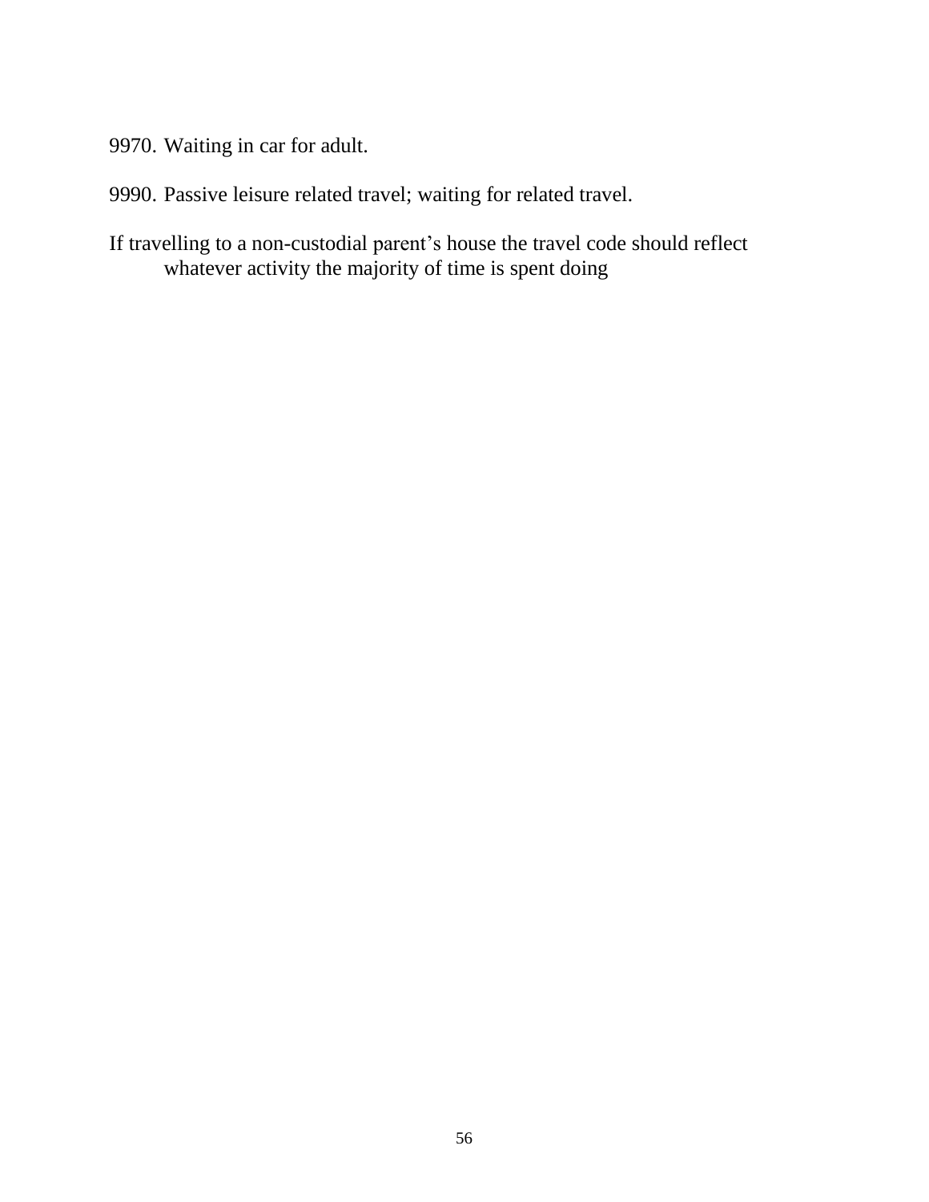9970. Waiting in car for adult.

9990. Passive leisure related travel; waiting for related travel.

If travelling to a non-custodial parent's house the travel code should reflect whatever activity the majority of time is spent doing